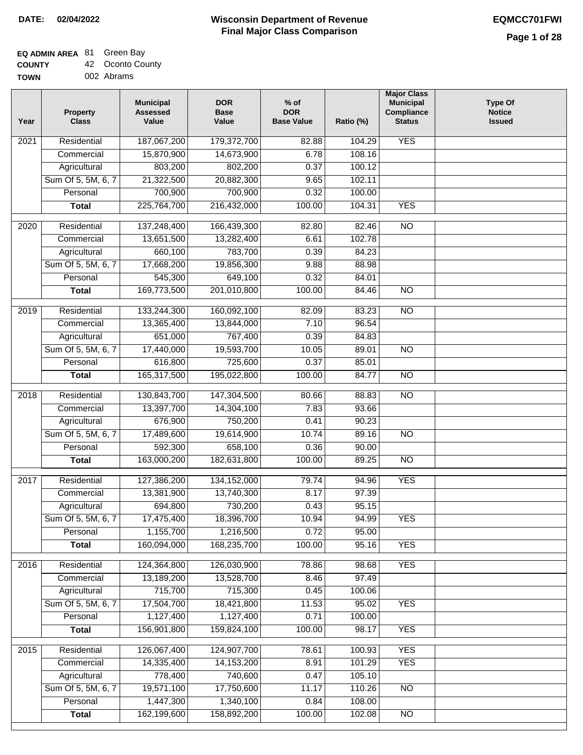**DATE: 02/04/2022**

# Wisconsin Department of Revenue
## Final Major Class Comparison

**EQMCC701FWI**

**EQ ADMIN AREA** 81 Green Bay
**COUNTY** 42 Oconto County
**TOWN** 002 Abrams

| Year | Property Class | Municipal Assessed Value | DOR Base Value | % of DOR Base Value | Ratio (%) | Major Class Municipal Compliance Status | Type Of Notice Issued |
|---|---|---|---|---|---|---|---|
| 2021 | Residential | 187,067,200 | 179,372,700 | 82.88 | 104.29 | YES | |
| | Commercial | 15,870,900 | 14,673,900 | 6.78 | 108.16 | | |
| | Agricultural | 803,200 | 802,200 | 0.37 | 100.12 | | |
| | Sum Of 5, 5M, 6, 7 | 21,322,500 | 20,882,300 | 9.65 | 102.11 | | |
| | Personal | 700,900 | 700,900 | 0.32 | 100.00 | | |
| | **Total** | 225,764,700 | 216,432,000 | 100.00 | 104.31 | YES | |
| 2020 | Residential | 137,248,400 | 166,439,300 | 82.80 | 82.46 | NO | |
| | Commercial | 13,651,500 | 13,282,400 | 6.61 | 102.78 | | |
| | Agricultural | 660,100 | 783,700 | 0.39 | 84.23 | | |
| | Sum Of 5, 5M, 6, 7 | 17,668,200 | 19,856,300 | 9.88 | 88.98 | | |
| | Personal | 545,300 | 649,100 | 0.32 | 84.01 | | |
| | **Total** | 169,773,500 | 201,010,800 | 100.00 | 84.46 | NO | |
| 2019 | Residential | 133,244,300 | 160,092,100 | 82.09 | 83.23 | NO | |
| | Commercial | 13,365,400 | 13,844,000 | 7.10 | 96.54 | | |
| | Agricultural | 651,000 | 767,400 | 0.39 | 84.83 | | |
| | Sum Of 5, 5M, 6, 7 | 17,440,000 | 19,593,700 | 10.05 | 89.01 | NO | |
| | Personal | 616,800 | 725,600 | 0.37 | 85.01 | | |
| | **Total** | 165,317,500 | 195,022,800 | 100.00 | 84.77 | NO | |
| 2018 | Residential | 130,843,700 | 147,304,500 | 80.66 | 88.83 | NO | |
| | Commercial | 13,397,700 | 14,304,100 | 7.83 | 93.66 | | |
| | Agricultural | 676,900 | 750,200 | 0.41 | 90.23 | | |
| | Sum Of 5, 5M, 6, 7 | 17,489,600 | 19,614,900 | 10.74 | 89.16 | NO | |
| | Personal | 592,300 | 658,100 | 0.36 | 90.00 | | |
| | **Total** | 163,000,200 | 182,631,800 | 100.00 | 89.25 | NO | |
| 2017 | Residential | 127,386,200 | 134,152,000 | 79.74 | 94.96 | YES | |
| | Commercial | 13,381,900 | 13,740,300 | 8.17 | 97.39 | | |
| | Agricultural | 694,800 | 730,200 | 0.43 | 95.15 | | |
| | Sum Of 5, 5M, 6, 7 | 17,475,400 | 18,396,700 | 10.94 | 94.99 | YES | |
| | Personal | 1,155,700 | 1,216,500 | 0.72 | 95.00 | | |
| | **Total** | 160,094,000 | 168,235,700 | 100.00 | 95.16 | YES | |
| 2016 | Residential | 124,364,800 | 126,030,900 | 78.86 | 98.68 | YES | |
| | Commercial | 13,189,200 | 13,528,700 | 8.46 | 97.49 | | |
| | Agricultural | 715,700 | 715,300 | 0.45 | 100.06 | | |
| | Sum Of 5, 5M, 6, 7 | 17,504,700 | 18,421,800 | 11.53 | 95.02 | YES | |
| | Personal | 1,127,400 | 1,127,400 | 0.71 | 100.00 | | |
| | **Total** | 156,901,800 | 159,824,100 | 100.00 | 98.17 | YES | |
| 2015 | Residential | 126,067,400 | 124,907,700 | 78.61 | 100.93 | YES | |
| | Commercial | 14,335,400 | 14,153,200 | 8.91 | 101.29 | YES | |
| | Agricultural | 778,400 | 740,600 | 0.47 | 105.10 | | |
| | Sum Of 5, 5M, 6, 7 | 19,571,100 | 17,750,600 | 11.17 | 110.26 | NO | |
| | Personal | 1,447,300 | 1,340,100 | 0.84 | 108.00 | | |
| | **Total** | 162,199,600 | 158,892,200 | 100.00 | 102.08 | NO | |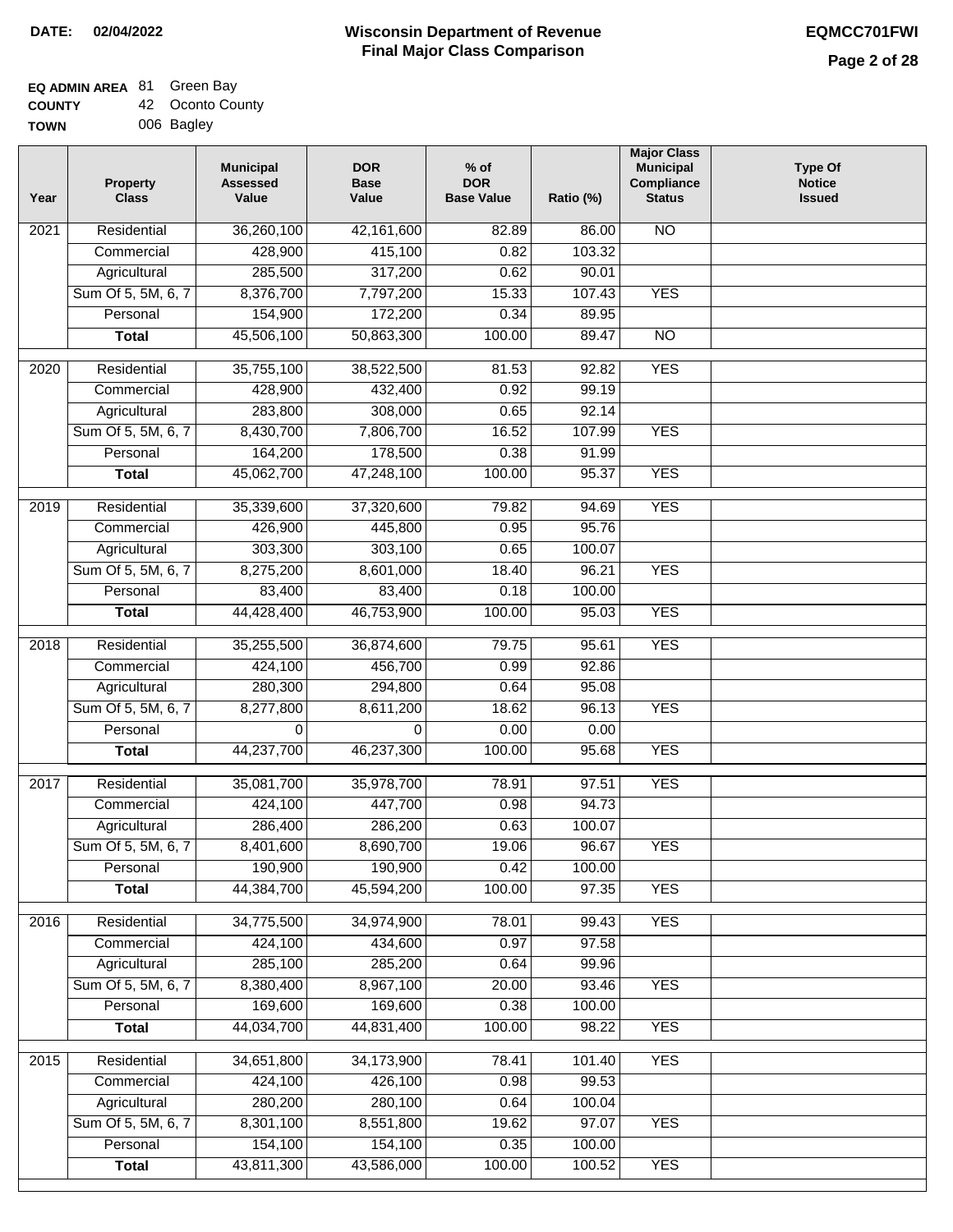**DATE: 02/04/2022**

# Wisconsin Department of Revenue
## Final Major Class Comparison

**EQMCC701FWI**

**EQ ADMIN AREA** 81 Green Bay
**COUNTY** 42 Oconto County
**TOWN** 006 Bagley

| Year | Property Class | Municipal Assessed Value | DOR Base Value | % of DOR Base Value | Ratio (%) | Major Class Municipal Compliance Status | Type Of Notice Issued |
|---|---|---|---|---|---|---|---|
| 2021 | Residential | 36,260,100 | 42,161,600 | 82.89 | 86.00 | NO | |
| | Commercial | 428,900 | 415,100 | 0.82 | 103.32 | | |
| | Agricultural | 285,500 | 317,200 | 0.62 | 90.01 | | |
| | Sum Of 5, 5M, 6, 7 | 8,376,700 | 7,797,200 | 15.33 | 107.43 | YES | |
| | Personal | 154,900 | 172,200 | 0.34 | 89.95 | | |
| | **Total** | 45,506,100 | 50,863,300 | 100.00 | 89.47 | NO | |
| 2020 | Residential | 35,755,100 | 38,522,500 | 81.53 | 92.82 | YES | |
| | Commercial | 428,900 | 432,400 | 0.92 | 99.19 | | |
| | Agricultural | 283,800 | 308,000 | 0.65 | 92.14 | | |
| | Sum Of 5, 5M, 6, 7 | 8,430,700 | 7,806,700 | 16.52 | 107.99 | YES | |
| | Personal | 164,200 | 178,500 | 0.38 | 91.99 | | |
| | **Total** | 45,062,700 | 47,248,100 | 100.00 | 95.37 | YES | |
| 2019 | Residential | 35,339,600 | 37,320,600 | 79.82 | 94.69 | YES | |
| | Commercial | 426,900 | 445,800 | 0.95 | 95.76 | | |
| | Agricultural | 303,300 | 303,100 | 0.65 | 100.07 | | |
| | Sum Of 5, 5M, 6, 7 | 8,275,200 | 8,601,000 | 18.40 | 96.21 | YES | |
| | Personal | 83,400 | 83,400 | 0.18 | 100.00 | | |
| | **Total** | 44,428,400 | 46,753,900 | 100.00 | 95.03 | YES | |
| 2018 | Residential | 35,255,500 | 36,874,600 | 79.75 | 95.61 | YES | |
| | Commercial | 424,100 | 456,700 | 0.99 | 92.86 | | |
| | Agricultural | 280,300 | 294,800 | 0.64 | 95.08 | | |
| | Sum Of 5, 5M, 6, 7 | 8,277,800 | 8,611,200 | 18.62 | 96.13 | YES | |
| | Personal | 0 | 0 | 0.00 | 0.00 | | |
| | **Total** | 44,237,700 | 46,237,300 | 100.00 | 95.68 | YES | |
| 2017 | Residential | 35,081,700 | 35,978,700 | 78.91 | 97.51 | YES | |
| | Commercial | 424,100 | 447,700 | 0.98 | 94.73 | | |
| | Agricultural | 286,400 | 286,200 | 0.63 | 100.07 | | |
| | Sum Of 5, 5M, 6, 7 | 8,401,600 | 8,690,700 | 19.06 | 96.67 | YES | |
| | Personal | 190,900 | 190,900 | 0.42 | 100.00 | | |
| | **Total** | 44,384,700 | 45,594,200 | 100.00 | 97.35 | YES | |
| 2016 | Residential | 34,775,500 | 34,974,900 | 78.01 | 99.43 | YES | |
| | Commercial | 424,100 | 434,600 | 0.97 | 97.58 | | |
| | Agricultural | 285,100 | 285,200 | 0.64 | 99.96 | | |
| | Sum Of 5, 5M, 6, 7 | 8,380,400 | 8,967,100 | 20.00 | 93.46 | YES | |
| | Personal | 169,600 | 169,600 | 0.38 | 100.00 | | |
| | **Total** | 44,034,700 | 44,831,400 | 100.00 | 98.22 | YES | |
| 2015 | Residential | 34,651,800 | 34,173,900 | 78.41 | 101.40 | YES | |
| | Commercial | 424,100 | 426,100 | 0.98 | 99.53 | | |
| | Agricultural | 280,200 | 280,100 | 0.64 | 100.04 | | |
| | Sum Of 5, 5M, 6, 7 | 8,301,100 | 8,551,800 | 19.62 | 97.07 | YES | |
| | Personal | 154,100 | 154,100 | 0.35 | 100.00 | | |
| | **Total** | 43,811,300 | 43,586,000 | 100.00 | 100.52 | YES | |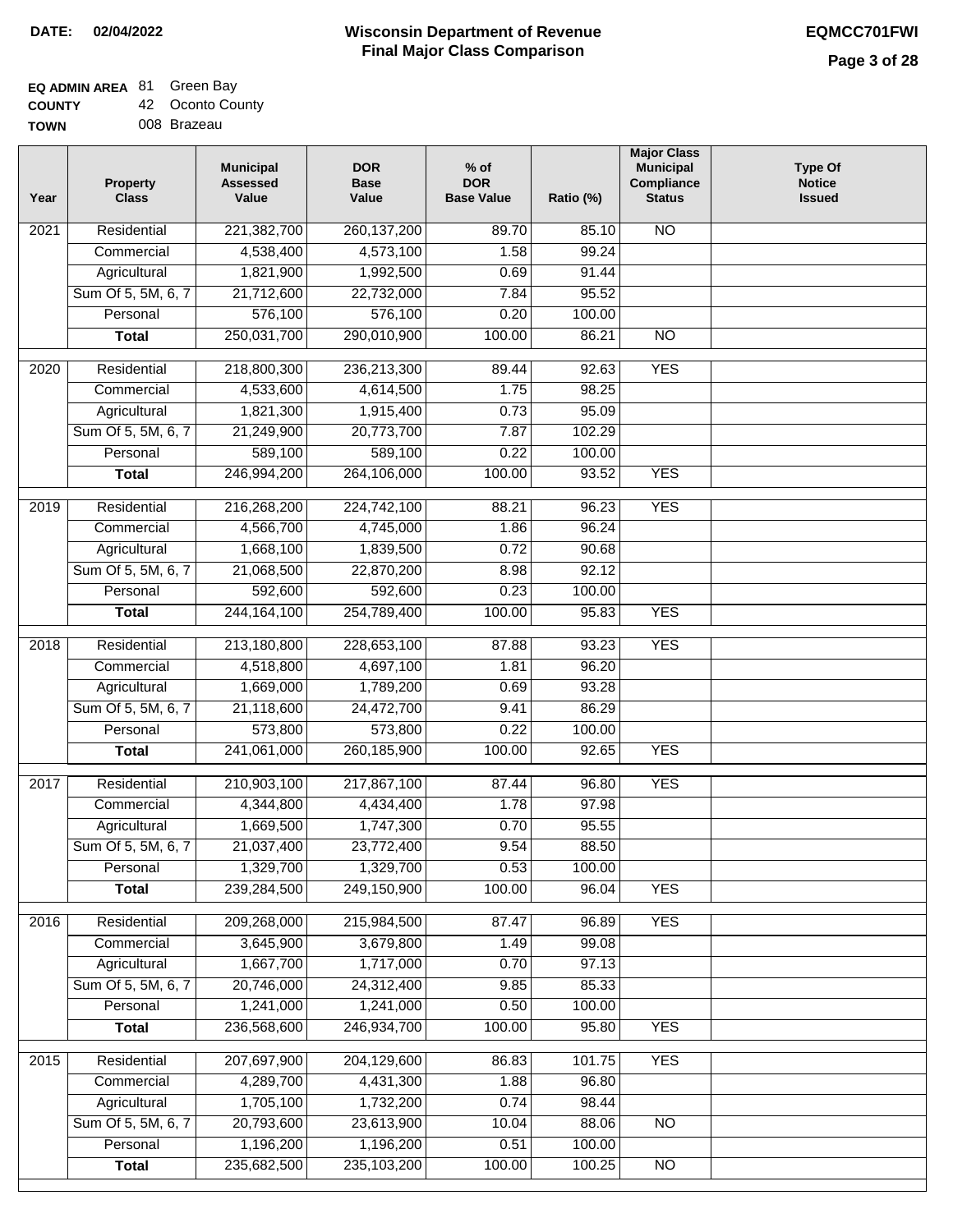**DATE: 02/04/2022**

# Wisconsin Department of Revenue
## Final Major Class Comparison

**EQMCC701FWI**

**EQ ADMIN AREA** 81 Green Bay
**COUNTY** 42 Oconto County
**TOWN** 008 Brazeau

| Year | Property Class | Municipal Assessed Value | DOR Base Value | % of DOR Base Value | Ratio (%) | Major Class Municipal Compliance Status | Type Of Notice Issued |
|---|---|---|---|---|---|---|---|
| 2021 | Residential | 221,382,700 | 260,137,200 | 89.70 | 85.10 | NO | |
| | Commercial | 4,538,400 | 4,573,100 | 1.58 | 99.24 | | |
| | Agricultural | 1,821,900 | 1,992,500 | 0.69 | 91.44 | | |
| | Sum Of 5, 5M, 6, 7 | 21,712,600 | 22,732,000 | 7.84 | 95.52 | | |
| | Personal | 576,100 | 576,100 | 0.20 | 100.00 | | |
| | **Total** | 250,031,700 | 290,010,900 | 100.00 | 86.21 | NO | |
| 2020 | Residential | 218,800,300 | 236,213,300 | 89.44 | 92.63 | YES | |
| | Commercial | 4,533,600 | 4,614,500 | 1.75 | 98.25 | | |
| | Agricultural | 1,821,300 | 1,915,400 | 0.73 | 95.09 | | |
| | Sum Of 5, 5M, 6, 7 | 21,249,900 | 20,773,700 | 7.87 | 102.29 | | |
| | Personal | 589,100 | 589,100 | 0.22 | 100.00 | | |
| | **Total** | 246,994,200 | 264,106,000 | 100.00 | 93.52 | YES | |
| 2019 | Residential | 216,268,200 | 224,742,100 | 88.21 | 96.23 | YES | |
| | Commercial | 4,566,700 | 4,745,000 | 1.86 | 96.24 | | |
| | Agricultural | 1,668,100 | 1,839,500 | 0.72 | 90.68 | | |
| | Sum Of 5, 5M, 6, 7 | 21,068,500 | 22,870,200 | 8.98 | 92.12 | | |
| | Personal | 592,600 | 592,600 | 0.23 | 100.00 | | |
| | **Total** | 244,164,100 | 254,789,400 | 100.00 | 95.83 | YES | |
| 2018 | Residential | 213,180,800 | 228,653,100 | 87.88 | 93.23 | YES | |
| | Commercial | 4,518,800 | 4,697,100 | 1.81 | 96.20 | | |
| | Agricultural | 1,669,000 | 1,789,200 | 0.69 | 93.28 | | |
| | Sum Of 5, 5M, 6, 7 | 21,118,600 | 24,472,700 | 9.41 | 86.29 | | |
| | Personal | 573,800 | 573,800 | 0.22 | 100.00 | | |
| | **Total** | 241,061,000 | 260,185,900 | 100.00 | 92.65 | YES | |
| 2017 | Residential | 210,903,100 | 217,867,100 | 87.44 | 96.80 | YES | |
| | Commercial | 4,344,800 | 4,434,400 | 1.78 | 97.98 | | |
| | Agricultural | 1,669,500 | 1,747,300 | 0.70 | 95.55 | | |
| | Sum Of 5, 5M, 6, 7 | 21,037,400 | 23,772,400 | 9.54 | 88.50 | | |
| | Personal | 1,329,700 | 1,329,700 | 0.53 | 100.00 | | |
| | **Total** | 239,284,500 | 249,150,900 | 100.00 | 96.04 | YES | |
| 2016 | Residential | 209,268,000 | 215,984,500 | 87.47 | 96.89 | YES | |
| | Commercial | 3,645,900 | 3,679,800 | 1.49 | 99.08 | | |
| | Agricultural | 1,667,700 | 1,717,000 | 0.70 | 97.13 | | |
| | Sum Of 5, 5M, 6, 7 | 20,746,000 | 24,312,400 | 9.85 | 85.33 | | |
| | Personal | 1,241,000 | 1,241,000 | 0.50 | 100.00 | | |
| | **Total** | 236,568,600 | 246,934,700 | 100.00 | 95.80 | YES | |
| 2015 | Residential | 207,697,900 | 204,129,600 | 86.83 | 101.75 | YES | |
| | Commercial | 4,289,700 | 4,431,300 | 1.88 | 96.80 | | |
| | Agricultural | 1,705,100 | 1,732,200 | 0.74 | 98.44 | | |
| | Sum Of 5, 5M, 6, 7 | 20,793,600 | 23,613,900 | 10.04 | 88.06 | NO | |
| | Personal | 1,196,200 | 1,196,200 | 0.51 | 100.00 | | |
| | **Total** | 235,682,500 | 235,103,200 | 100.00 | 100.25 | NO | |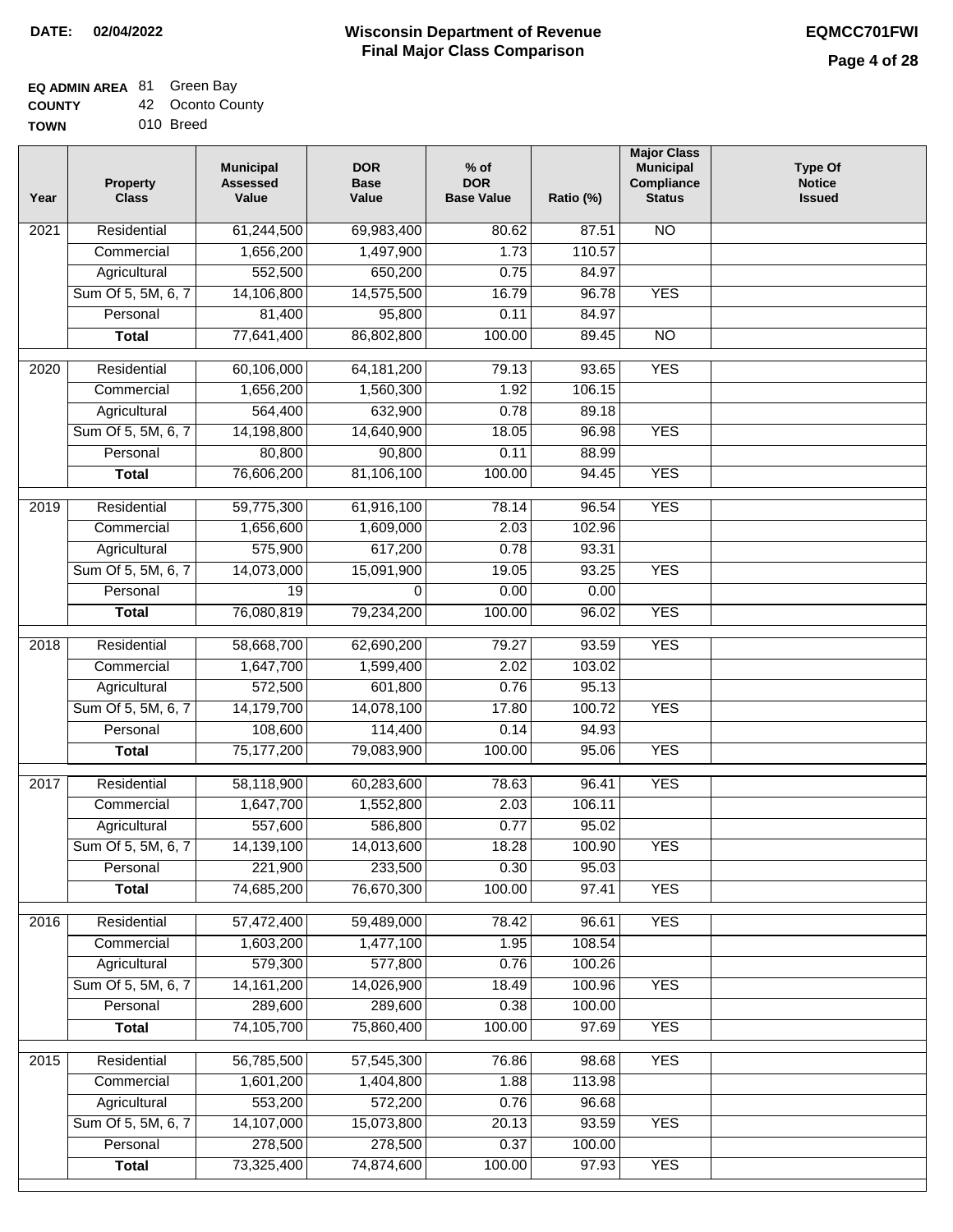**DATE: 02/04/2022**

# Wisconsin Department of Revenue
## Final Major Class Comparison

**EQMCC701FWI**

**EQ ADMIN AREA** 81 Green Bay
**COUNTY** 42 Oconto County
**TOWN** 010 Breed

| Year | Property Class | Municipal Assessed Value | DOR Base Value | % of DOR Base Value | Ratio (%) | Major Class Municipal Compliance Status | Type Of Notice Issued |
|---|---|---|---|---|---|---|---|
| 2021 | Residential | 61,244,500 | 69,983,400 | 80.62 | 87.51 | NO | |
| | Commercial | 1,656,200 | 1,497,900 | 1.73 | 110.57 | | |
| | Agricultural | 552,500 | 650,200 | 0.75 | 84.97 | | |
| | Sum Of 5, 5M, 6, 7 | 14,106,800 | 14,575,500 | 16.79 | 96.78 | YES | |
| | Personal | 81,400 | 95,800 | 0.11 | 84.97 | | |
| | **Total** | 77,641,400 | 86,802,800 | 100.00 | 89.45 | NO | |
| 2020 | Residential | 60,106,000 | 64,181,200 | 79.13 | 93.65 | YES | |
| | Commercial | 1,656,200 | 1,560,300 | 1.92 | 106.15 | | |
| | Agricultural | 564,400 | 632,900 | 0.78 | 89.18 | | |
| | Sum Of 5, 5M, 6, 7 | 14,198,800 | 14,640,900 | 18.05 | 96.98 | YES | |
| | Personal | 80,800 | 90,800 | 0.11 | 88.99 | | |
| | **Total** | 76,606,200 | 81,106,100 | 100.00 | 94.45 | YES | |
| 2019 | Residential | 59,775,300 | 61,916,100 | 78.14 | 96.54 | YES | |
| | Commercial | 1,656,600 | 1,609,000 | 2.03 | 102.96 | | |
| | Agricultural | 575,900 | 617,200 | 0.78 | 93.31 | | |
| | Sum Of 5, 5M, 6, 7 | 14,073,000 | 15,091,900 | 19.05 | 93.25 | YES | |
| | Personal | 19 | 0 | 0.00 | 0.00 | | |
| | **Total** | 76,080,819 | 79,234,200 | 100.00 | 96.02 | YES | |
| 2018 | Residential | 58,668,700 | 62,690,200 | 79.27 | 93.59 | YES | |
| | Commercial | 1,647,700 | 1,599,400 | 2.02 | 103.02 | | |
| | Agricultural | 572,500 | 601,800 | 0.76 | 95.13 | | |
| | Sum Of 5, 5M, 6, 7 | 14,179,700 | 14,078,100 | 17.80 | 100.72 | YES | |
| | Personal | 108,600 | 114,400 | 0.14 | 94.93 | | |
| | **Total** | 75,177,200 | 79,083,900 | 100.00 | 95.06 | YES | |
| 2017 | Residential | 58,118,900 | 60,283,600 | 78.63 | 96.41 | YES | |
| | Commercial | 1,647,700 | 1,552,800 | 2.03 | 106.11 | | |
| | Agricultural | 557,600 | 586,800 | 0.77 | 95.02 | | |
| | Sum Of 5, 5M, 6, 7 | 14,139,100 | 14,013,600 | 18.28 | 100.90 | YES | |
| | Personal | 221,900 | 233,500 | 0.30 | 95.03 | | |
| | **Total** | 74,685,200 | 76,670,300 | 100.00 | 97.41 | YES | |
| 2016 | Residential | 57,472,400 | 59,489,000 | 78.42 | 96.61 | YES | |
| | Commercial | 1,603,200 | 1,477,100 | 1.95 | 108.54 | | |
| | Agricultural | 579,300 | 577,800 | 0.76 | 100.26 | | |
| | Sum Of 5, 5M, 6, 7 | 14,161,200 | 14,026,900 | 18.49 | 100.96 | YES | |
| | Personal | 289,600 | 289,600 | 0.38 | 100.00 | | |
| | **Total** | 74,105,700 | 75,860,400 | 100.00 | 97.69 | YES | |
| 2015 | Residential | 56,785,500 | 57,545,300 | 76.86 | 98.68 | YES | |
| | Commercial | 1,601,200 | 1,404,800 | 1.88 | 113.98 | | |
| | Agricultural | 553,200 | 572,200 | 0.76 | 96.68 | | |
| | Sum Of 5, 5M, 6, 7 | 14,107,000 | 15,073,800 | 20.13 | 93.59 | YES | |
| | Personal | 278,500 | 278,500 | 0.37 | 100.00 | | |
| | **Total** | 73,325,400 | 74,874,600 | 100.00 | 97.93 | YES | |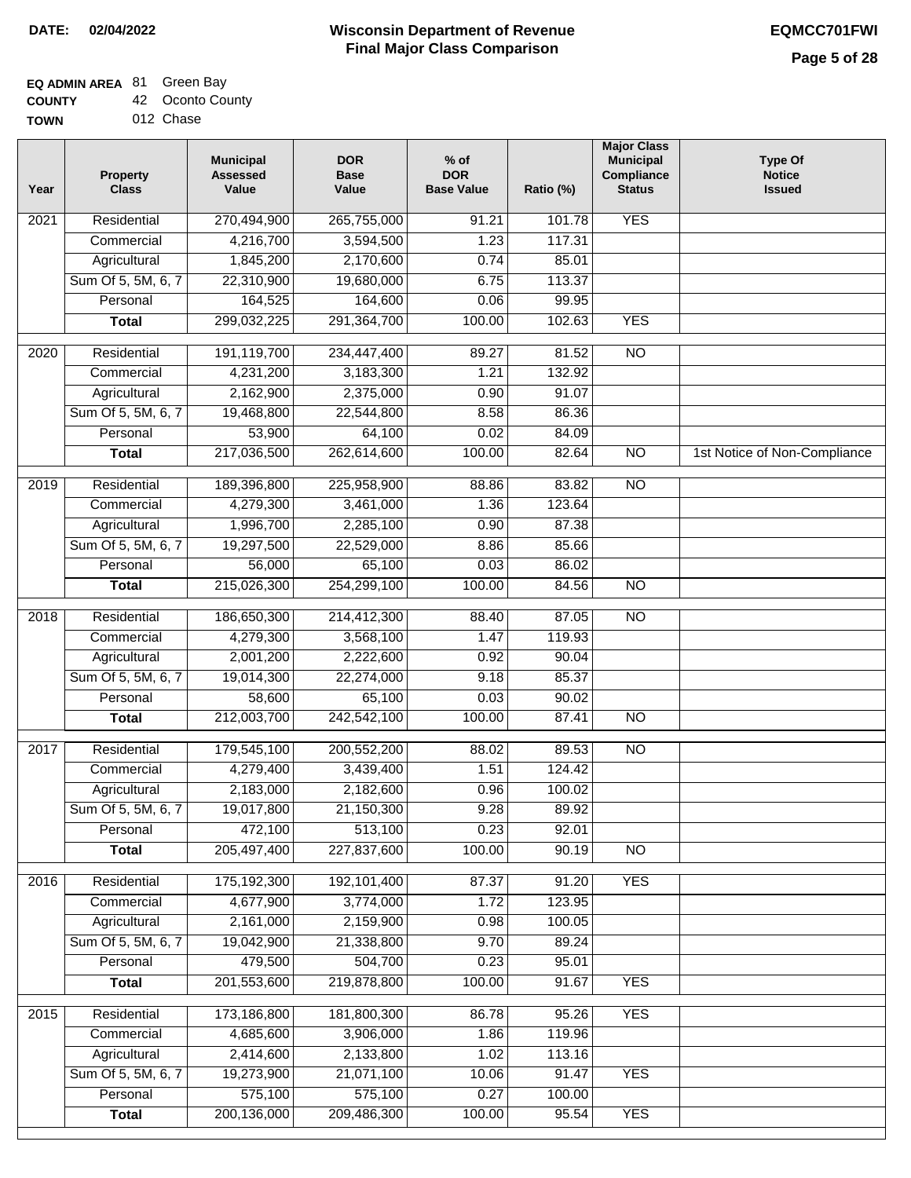**DATE:** 02/04/2022

# Wisconsin Department of Revenue
## Final Major Class Comparison

**EQMCC701FWI**

**EQ ADMIN AREA** 81 Green Bay
**COUNTY** 42 Oconto County
**TOWN** 012 Chase

| Year | Property Class | Municipal Assessed Value | DOR Base Value | % of DOR Base Value | Ratio (%) | Major Class Municipal Compliance Status | Type Of Notice Issued |
|---|---|---|---|---|---|---|---|
| 2021 | Residential | 270,494,900 | 265,755,000 | 91.21 | 101.78 | YES | |
| | Commercial | 4,216,700 | 3,594,500 | 1.23 | 117.31 | | |
| | Agricultural | 1,845,200 | 2,170,600 | 0.74 | 85.01 | | |
| | Sum Of 5, 5M, 6, 7 | 22,310,900 | 19,680,000 | 6.75 | 113.37 | | |
| | Personal | 164,525 | 164,600 | 0.06 | 99.95 | | |
| | **Total** | 299,032,225 | 291,364,700 | 100.00 | 102.63 | YES | |
| 2020 | Residential | 191,119,700 | 234,447,400 | 89.27 | 81.52 | NO | |
| | Commercial | 4,231,200 | 3,183,300 | 1.21 | 132.92 | | |
| | Agricultural | 2,162,900 | 2,375,000 | 0.90 | 91.07 | | |
| | Sum Of 5, 5M, 6, 7 | 19,468,800 | 22,544,800 | 8.58 | 86.36 | | |
| | Personal | 53,900 | 64,100 | 0.02 | 84.09 | | |
| | **Total** | 217,036,500 | 262,614,600 | 100.00 | 82.64 | NO | 1st Notice of Non-Compliance |
| 2019 | Residential | 189,396,800 | 225,958,900 | 88.86 | 83.82 | NO | |
| | Commercial | 4,279,300 | 3,461,000 | 1.36 | 123.64 | | |
| | Agricultural | 1,996,700 | 2,285,100 | 0.90 | 87.38 | | |
| | Sum Of 5, 5M, 6, 7 | 19,297,500 | 22,529,000 | 8.86 | 85.66 | | |
| | Personal | 56,000 | 65,100 | 0.03 | 86.02 | | |
| | **Total** | 215,026,300 | 254,299,100 | 100.00 | 84.56 | NO | |
| 2018 | Residential | 186,650,300 | 214,412,300 | 88.40 | 87.05 | NO | |
| | Commercial | 4,279,300 | 3,568,100 | 1.47 | 119.93 | | |
| | Agricultural | 2,001,200 | 2,222,600 | 0.92 | 90.04 | | |
| | Sum Of 5, 5M, 6, 7 | 19,014,300 | 22,274,000 | 9.18 | 85.37 | | |
| | Personal | 58,600 | 65,100 | 0.03 | 90.02 | | |
| | **Total** | 212,003,700 | 242,542,100 | 100.00 | 87.41 | NO | |
| 2017 | Residential | 179,545,100 | 200,552,200 | 88.02 | 89.53 | NO | |
| | Commercial | 4,279,400 | 3,439,400 | 1.51 | 124.42 | | |
| | Agricultural | 2,183,000 | 2,182,600 | 0.96 | 100.02 | | |
| | Sum Of 5, 5M, 6, 7 | 19,017,800 | 21,150,300 | 9.28 | 89.92 | | |
| | Personal | 472,100 | 513,100 | 0.23 | 92.01 | | |
| | **Total** | 205,497,400 | 227,837,600 | 100.00 | 90.19 | NO | |
| 2016 | Residential | 175,192,300 | 192,101,400 | 87.37 | 91.20 | YES | |
| | Commercial | 4,677,900 | 3,774,000 | 1.72 | 123.95 | | |
| | Agricultural | 2,161,000 | 2,159,900 | 0.98 | 100.05 | | |
| | Sum Of 5, 5M, 6, 7 | 19,042,900 | 21,338,800 | 9.70 | 89.24 | | |
| | Personal | 479,500 | 504,700 | 0.23 | 95.01 | | |
| | **Total** | 201,553,600 | 219,878,800 | 100.00 | 91.67 | YES | |
| 2015 | Residential | 173,186,800 | 181,800,300 | 86.78 | 95.26 | YES | |
| | Commercial | 4,685,600 | 3,906,000 | 1.86 | 119.96 | | |
| | Agricultural | 2,414,600 | 2,133,800 | 1.02 | 113.16 | | |
| | Sum Of 5, 5M, 6, 7 | 19,273,900 | 21,071,100 | 10.06 | 91.47 | YES | |
| | Personal | 575,100 | 575,100 | 0.27 | 100.00 | | |
| | **Total** | 200,136,000 | 209,486,300 | 100.00 | 95.54 | YES | |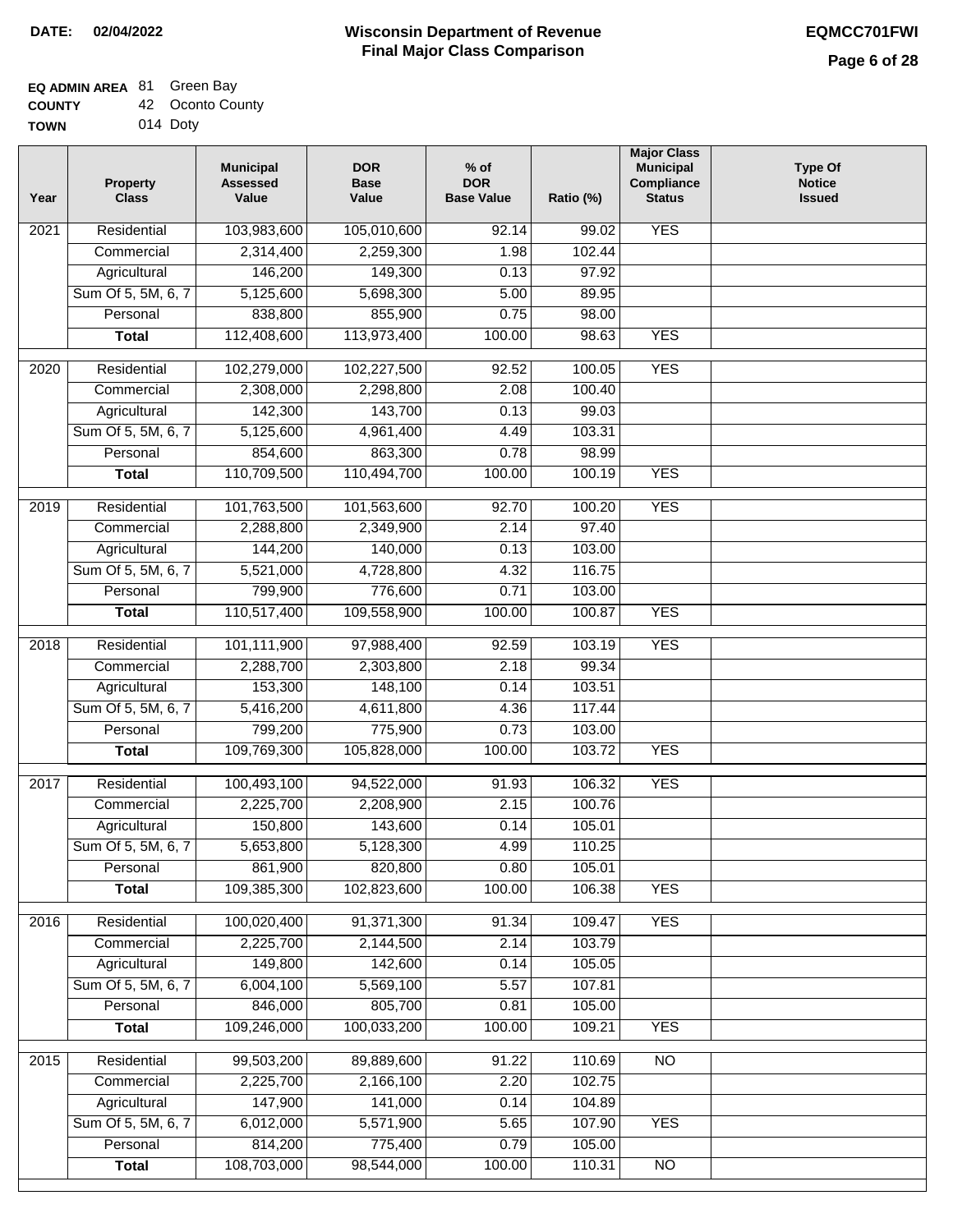**DATE:** 02/04/2022

# Wisconsin Department of Revenue
## Final Major Class Comparison

**EQMCC701FWI**

**EQ ADMIN AREA** 81 Green Bay
**COUNTY** 42 Oconto County
**TOWN** 014 Doty

| Year | Property Class | Municipal Assessed Value | DOR Base Value | % of DOR Base Value | Ratio (%) | Major Class Municipal Compliance Status | Type Of Notice Issued |
|---|---|---|---|---|---|---|---|
| 2021 | Residential | 103,983,600 | 105,010,600 | 92.14 | 99.02 | YES | |
| | Commercial | 2,314,400 | 2,259,300 | 1.98 | 102.44 | | |
| | Agricultural | 146,200 | 149,300 | 0.13 | 97.92 | | |
| | Sum Of 5, 5M, 6, 7 | 5,125,600 | 5,698,300 | 5.00 | 89.95 | | |
| | Personal | 838,800 | 855,900 | 0.75 | 98.00 | | |
| | **Total** | 112,408,600 | 113,973,400 | 100.00 | 98.63 | YES | |
| 2020 | Residential | 102,279,000 | 102,227,500 | 92.52 | 100.05 | YES | |
| | Commercial | 2,308,000 | 2,298,800 | 2.08 | 100.40 | | |
| | Agricultural | 142,300 | 143,700 | 0.13 | 99.03 | | |
| | Sum Of 5, 5M, 6, 7 | 5,125,600 | 4,961,400 | 4.49 | 103.31 | | |
| | Personal | 854,600 | 863,300 | 0.78 | 98.99 | | |
| | **Total** | 110,709,500 | 110,494,700 | 100.00 | 100.19 | YES | |
| 2019 | Residential | 101,763,500 | 101,563,600 | 92.70 | 100.20 | YES | |
| | Commercial | 2,288,800 | 2,349,900 | 2.14 | 97.40 | | |
| | Agricultural | 144,200 | 140,000 | 0.13 | 103.00 | | |
| | Sum Of 5, 5M, 6, 7 | 5,521,000 | 4,728,800 | 4.32 | 116.75 | | |
| | Personal | 799,900 | 776,600 | 0.71 | 103.00 | | |
| | **Total** | 110,517,400 | 109,558,900 | 100.00 | 100.87 | YES | |
| 2018 | Residential | 101,111,900 | 97,988,400 | 92.59 | 103.19 | YES | |
| | Commercial | 2,288,700 | 2,303,800 | 2.18 | 99.34 | | |
| | Agricultural | 153,300 | 148,100 | 0.14 | 103.51 | | |
| | Sum Of 5, 5M, 6, 7 | 5,416,200 | 4,611,800 | 4.36 | 117.44 | | |
| | Personal | 799,200 | 775,900 | 0.73 | 103.00 | | |
| | **Total** | 109,769,300 | 105,828,000 | 100.00 | 103.72 | YES | |
| 2017 | Residential | 100,493,100 | 94,522,000 | 91.93 | 106.32 | YES | |
| | Commercial | 2,225,700 | 2,208,900 | 2.15 | 100.76 | | |
| | Agricultural | 150,800 | 143,600 | 0.14 | 105.01 | | |
| | Sum Of 5, 5M, 6, 7 | 5,653,800 | 5,128,300 | 4.99 | 110.25 | | |
| | Personal | 861,900 | 820,800 | 0.80 | 105.01 | | |
| | **Total** | 109,385,300 | 102,823,600 | 100.00 | 106.38 | YES | |
| 2016 | Residential | 100,020,400 | 91,371,300 | 91.34 | 109.47 | YES | |
| | Commercial | 2,225,700 | 2,144,500 | 2.14 | 103.79 | | |
| | Agricultural | 149,800 | 142,600 | 0.14 | 105.05 | | |
| | Sum Of 5, 5M, 6, 7 | 6,004,100 | 5,569,100 | 5.57 | 107.81 | | |
| | Personal | 846,000 | 805,700 | 0.81 | 105.00 | | |
| | **Total** | 109,246,000 | 100,033,200 | 100.00 | 109.21 | YES | |
| 2015 | Residential | 99,503,200 | 89,889,600 | 91.22 | 110.69 | NO | |
| | Commercial | 2,225,700 | 2,166,100 | 2.20 | 102.75 | | |
| | Agricultural | 147,900 | 141,000 | 0.14 | 104.89 | | |
| | Sum Of 5, 5M, 6, 7 | 6,012,000 | 5,571,900 | 5.65 | 107.90 | YES | |
| | Personal | 814,200 | 775,400 | 0.79 | 105.00 | | |
| | **Total** | 108,703,000 | 98,544,000 | 100.00 | 110.31 | NO | |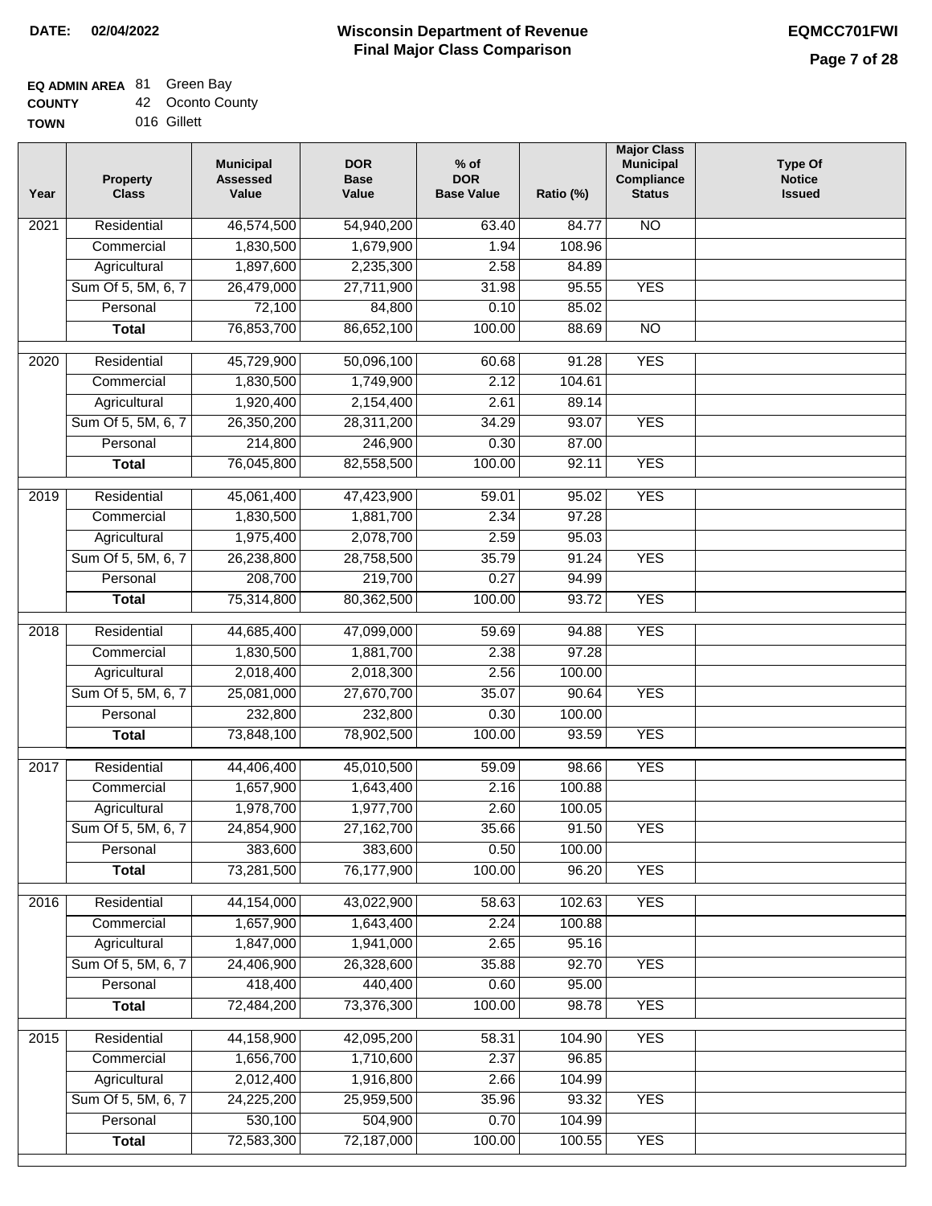**DATE: 02/04/2022**

# Wisconsin Department of Revenue
## Final Major Class Comparison

**EQMCC701FWI**

**EQ ADMIN AREA** 81 Green Bay
**COUNTY** 42 Oconto County
**TOWN** 016 Gillett

| Year | Property Class | Municipal Assessed Value | DOR Base Value | % of DOR Base Value | Ratio (%) | Major Class Municipal Compliance Status | Type Of Notice Issued |
|---|---|---|---|---|---|---|---|
| 2021 | Residential | 46,574,500 | 54,940,200 | 63.40 | 84.77 | NO | |
| | Commercial | 1,830,500 | 1,679,900 | 1.94 | 108.96 | | |
| | Agricultural | 1,897,600 | 2,235,300 | 2.58 | 84.89 | | |
| | Sum Of 5, 5M, 6, 7 | 26,479,000 | 27,711,900 | 31.98 | 95.55 | YES | |
| | Personal | 72,100 | 84,800 | 0.10 | 85.02 | | |
| | **Total** | 76,853,700 | 86,652,100 | 100.00 | 88.69 | NO | |
| 2020 | Residential | 45,729,900 | 50,096,100 | 60.68 | 91.28 | YES | |
| | Commercial | 1,830,500 | 1,749,900 | 2.12 | 104.61 | | |
| | Agricultural | 1,920,400 | 2,154,400 | 2.61 | 89.14 | | |
| | Sum Of 5, 5M, 6, 7 | 26,350,200 | 28,311,200 | 34.29 | 93.07 | YES | |
| | Personal | 214,800 | 246,900 | 0.30 | 87.00 | | |
| | **Total** | 76,045,800 | 82,558,500 | 100.00 | 92.11 | YES | |
| 2019 | Residential | 45,061,400 | 47,423,900 | 59.01 | 95.02 | YES | |
| | Commercial | 1,830,500 | 1,881,700 | 2.34 | 97.28 | | |
| | Agricultural | 1,975,400 | 2,078,700 | 2.59 | 95.03 | | |
| | Sum Of 5, 5M, 6, 7 | 26,238,800 | 28,758,500 | 35.79 | 91.24 | YES | |
| | Personal | 208,700 | 219,700 | 0.27 | 94.99 | | |
| | **Total** | 75,314,800 | 80,362,500 | 100.00 | 93.72 | YES | |
| 2018 | Residential | 44,685,400 | 47,099,000 | 59.69 | 94.88 | YES | |
| | Commercial | 1,830,500 | 1,881,700 | 2.38 | 97.28 | | |
| | Agricultural | 2,018,400 | 2,018,300 | 2.56 | 100.00 | | |
| | Sum Of 5, 5M, 6, 7 | 25,081,000 | 27,670,700 | 35.07 | 90.64 | YES | |
| | Personal | 232,800 | 232,800 | 0.30 | 100.00 | | |
| | **Total** | 73,848,100 | 78,902,500 | 100.00 | 93.59 | YES | |
| 2017 | Residential | 44,406,400 | 45,010,500 | 59.09 | 98.66 | YES | |
| | Commercial | 1,657,900 | 1,643,400 | 2.16 | 100.88 | | |
| | Agricultural | 1,978,700 | 1,977,700 | 2.60 | 100.05 | | |
| | Sum Of 5, 5M, 6, 7 | 24,854,900 | 27,162,700 | 35.66 | 91.50 | YES | |
| | Personal | 383,600 | 383,600 | 0.50 | 100.00 | | |
| | **Total** | 73,281,500 | 76,177,900 | 100.00 | 96.20 | YES | |
| 2016 | Residential | 44,154,000 | 43,022,900 | 58.63 | 102.63 | YES | |
| | Commercial | 1,657,900 | 1,643,400 | 2.24 | 100.88 | | |
| | Agricultural | 1,847,000 | 1,941,000 | 2.65 | 95.16 | | |
| | Sum Of 5, 5M, 6, 7 | 24,406,900 | 26,328,600 | 35.88 | 92.70 | YES | |
| | Personal | 418,400 | 440,400 | 0.60 | 95.00 | | |
| | **Total** | 72,484,200 | 73,376,300 | 100.00 | 98.78 | YES | |
| 2015 | Residential | 44,158,900 | 42,095,200 | 58.31 | 104.90 | YES | |
| | Commercial | 1,656,700 | 1,710,600 | 2.37 | 96.85 | | |
| | Agricultural | 2,012,400 | 1,916,800 | 2.66 | 104.99 | | |
| | Sum Of 5, 5M, 6, 7 | 24,225,200 | 25,959,500 | 35.96 | 93.32 | YES | |
| | Personal | 530,100 | 504,900 | 0.70 | 104.99 | | |
| | **Total** | 72,583,300 | 72,187,000 | 100.00 | 100.55 | YES | |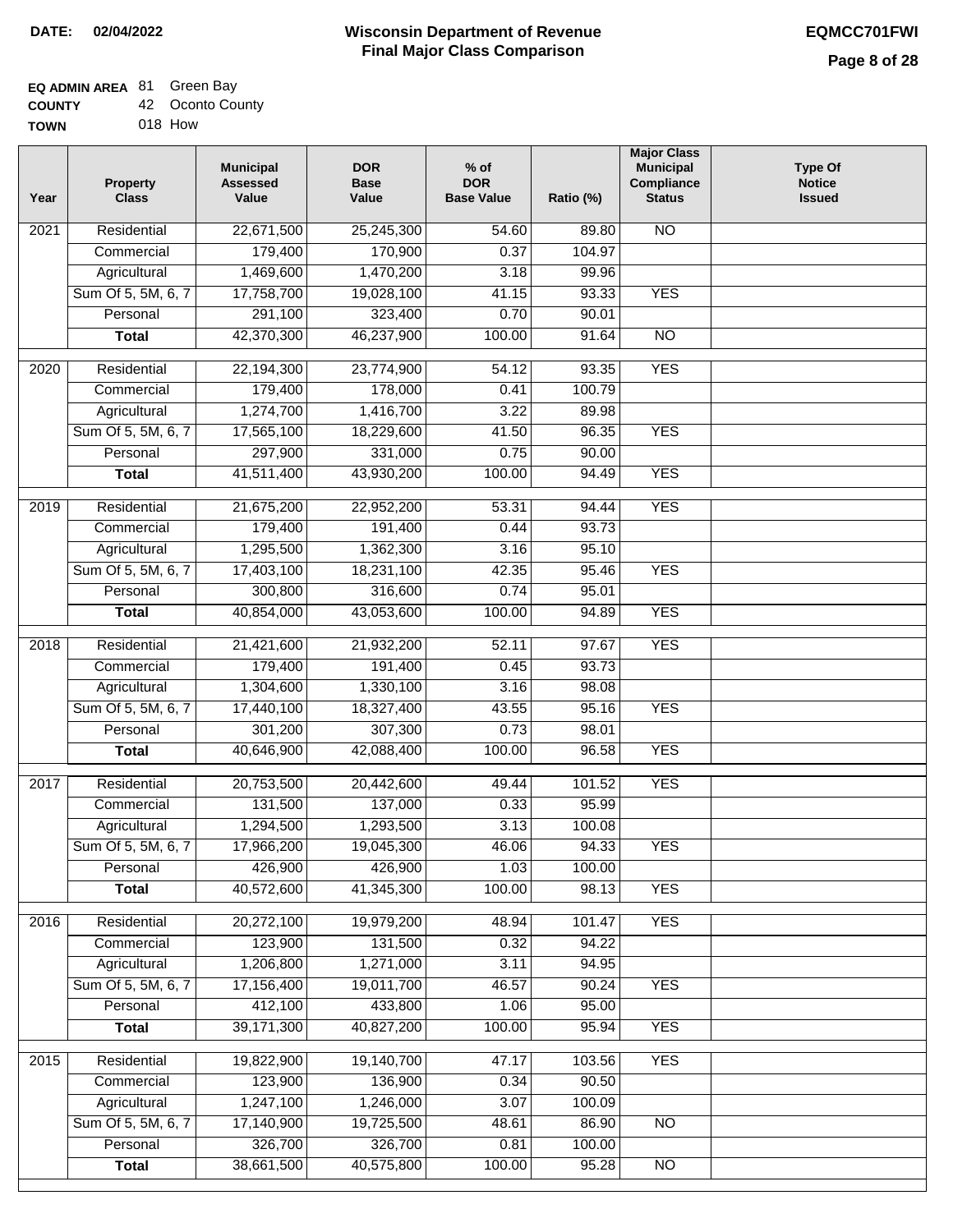**DATE: 02/04/2022**

# Wisconsin Department of Revenue
## Final Major Class Comparison

**EQMCC701FWI**

**EQ ADMIN AREA** 81 Green Bay
**COUNTY** 42 Oconto County
**TOWN** 018 How

| Year | Property Class | Municipal Assessed Value | DOR Base Value | % of DOR Base Value | Ratio (%) | Major Class Municipal Compliance Status | Type Of Notice Issued |
|---|---|---|---|---|---|---|---|
| 2021 | Residential | 22,671,500 | 25,245,300 | 54.60 | 89.80 | NO | |
| | Commercial | 179,400 | 170,900 | 0.37 | 104.97 | | |
| | Agricultural | 1,469,600 | 1,470,200 | 3.18 | 99.96 | | |
| | Sum Of 5, 5M, 6, 7 | 17,758,700 | 19,028,100 | 41.15 | 93.33 | YES | |
| | Personal | 291,100 | 323,400 | 0.70 | 90.01 | | |
| | **Total** | 42,370,300 | 46,237,900 | 100.00 | 91.64 | NO | |
| 2020 | Residential | 22,194,300 | 23,774,900 | 54.12 | 93.35 | YES | |
| | Commercial | 179,400 | 178,000 | 0.41 | 100.79 | | |
| | Agricultural | 1,274,700 | 1,416,700 | 3.22 | 89.98 | | |
| | Sum Of 5, 5M, 6, 7 | 17,565,100 | 18,229,600 | 41.50 | 96.35 | YES | |
| | Personal | 297,900 | 331,000 | 0.75 | 90.00 | | |
| | **Total** | 41,511,400 | 43,930,200 | 100.00 | 94.49 | YES | |
| 2019 | Residential | 21,675,200 | 22,952,200 | 53.31 | 94.44 | YES | |
| | Commercial | 179,400 | 191,400 | 0.44 | 93.73 | | |
| | Agricultural | 1,295,500 | 1,362,300 | 3.16 | 95.10 | | |
| | Sum Of 5, 5M, 6, 7 | 17,403,100 | 18,231,100 | 42.35 | 95.46 | YES | |
| | Personal | 300,800 | 316,600 | 0.74 | 95.01 | | |
| | **Total** | 40,854,000 | 43,053,600 | 100.00 | 94.89 | YES | |
| 2018 | Residential | 21,421,600 | 21,932,200 | 52.11 | 97.67 | YES | |
| | Commercial | 179,400 | 191,400 | 0.45 | 93.73 | | |
| | Agricultural | 1,304,600 | 1,330,100 | 3.16 | 98.08 | | |
| | Sum Of 5, 5M, 6, 7 | 17,440,100 | 18,327,400 | 43.55 | 95.16 | YES | |
| | Personal | 301,200 | 307,300 | 0.73 | 98.01 | | |
| | **Total** | 40,646,900 | 42,088,400 | 100.00 | 96.58 | YES | |
| 2017 | Residential | 20,753,500 | 20,442,600 | 49.44 | 101.52 | YES | |
| | Commercial | 131,500 | 137,000 | 0.33 | 95.99 | | |
| | Agricultural | 1,294,500 | 1,293,500 | 3.13 | 100.08 | | |
| | Sum Of 5, 5M, 6, 7 | 17,966,200 | 19,045,300 | 46.06 | 94.33 | YES | |
| | Personal | 426,900 | 426,900 | 1.03 | 100.00 | | |
| | **Total** | 40,572,600 | 41,345,300 | 100.00 | 98.13 | YES | |
| 2016 | Residential | 20,272,100 | 19,979,200 | 48.94 | 101.47 | YES | |
| | Commercial | 123,900 | 131,500 | 0.32 | 94.22 | | |
| | Agricultural | 1,206,800 | 1,271,000 | 3.11 | 94.95 | | |
| | Sum Of 5, 5M, 6, 7 | 17,156,400 | 19,011,700 | 46.57 | 90.24 | YES | |
| | Personal | 412,100 | 433,800 | 1.06 | 95.00 | | |
| | **Total** | 39,171,300 | 40,827,200 | 100.00 | 95.94 | YES | |
| 2015 | Residential | 19,822,900 | 19,140,700 | 47.17 | 103.56 | YES | |
| | Commercial | 123,900 | 136,900 | 0.34 | 90.50 | | |
| | Agricultural | 1,247,100 | 1,246,000 | 3.07 | 100.09 | | |
| | Sum Of 5, 5M, 6, 7 | 17,140,900 | 19,725,500 | 48.61 | 86.90 | NO | |
| | Personal | 326,700 | 326,700 | 0.81 | 100.00 | | |
| | **Total** | 38,661,500 | 40,575,800 | 100.00 | 95.28 | NO | |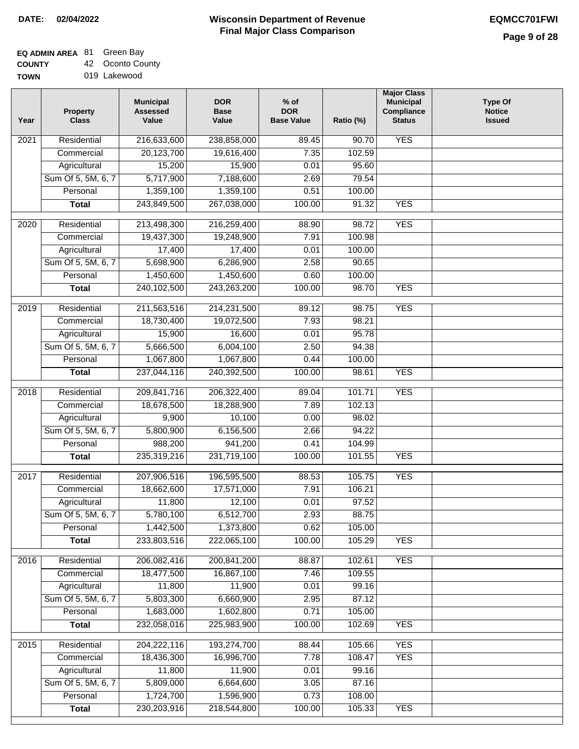DATE: 02/04/2022

# Wisconsin Department of Revenue
## Final Major Class Comparison

EQMCC701FWI

**EQ ADMIN AREA** 81 Green Bay
**COUNTY** 42 Oconto County
**TOWN** 019 Lakewood

| Year | Property Class | Municipal Assessed Value | DOR Base Value | % of DOR Base Value | Ratio (%) | Major Class Municipal Compliance Status | Type Of Notice Issued |
|---|---|---|---|---|---|---|---|
| 2021 | Residential | 216,633,600 | 238,858,000 | 89.45 | 90.70 | YES | |
| | Commercial | 20,123,700 | 19,616,400 | 7.35 | 102.59 | | |
| | Agricultural | 15,200 | 15,900 | 0.01 | 95.60 | | |
| | Sum Of 5, 5M, 6, 7 | 5,717,900 | 7,188,600 | 2.69 | 79.54 | | |
| | Personal | 1,359,100 | 1,359,100 | 0.51 | 100.00 | | |
| | **Total** | 243,849,500 | 267,038,000 | 100.00 | 91.32 | YES | |
| 2020 | Residential | 213,498,300 | 216,259,400 | 88.90 | 98.72 | YES | |
| | Commercial | 19,437,300 | 19,248,900 | 7.91 | 100.98 | | |
| | Agricultural | 17,400 | 17,400 | 0.01 | 100.00 | | |
| | Sum Of 5, 5M, 6, 7 | 5,698,900 | 6,286,900 | 2.58 | 90.65 | | |
| | Personal | 1,450,600 | 1,450,600 | 0.60 | 100.00 | | |
| | **Total** | 240,102,500 | 243,263,200 | 100.00 | 98.70 | YES | |
| 2019 | Residential | 211,563,516 | 214,231,500 | 89.12 | 98.75 | YES | |
| | Commercial | 18,730,400 | 19,072,500 | 7.93 | 98.21 | | |
| | Agricultural | 15,900 | 16,600 | 0.01 | 95.78 | | |
| | Sum Of 5, 5M, 6, 7 | 5,666,500 | 6,004,100 | 2.50 | 94.38 | | |
| | Personal | 1,067,800 | 1,067,800 | 0.44 | 100.00 | | |
| | **Total** | 237,044,116 | 240,392,500 | 100.00 | 98.61 | YES | |
| 2018 | Residential | 209,841,716 | 206,322,400 | 89.04 | 101.71 | YES | |
| | Commercial | 18,678,500 | 18,288,900 | 7.89 | 102.13 | | |
| | Agricultural | 9,900 | 10,100 | 0.00 | 98.02 | | |
| | Sum Of 5, 5M, 6, 7 | 5,800,900 | 6,156,500 | 2.66 | 94.22 | | |
| | Personal | 988,200 | 941,200 | 0.41 | 104.99 | | |
| | **Total** | 235,319,216 | 231,719,100 | 100.00 | 101.55 | YES | |
| 2017 | Residential | 207,906,516 | 196,595,500 | 88.53 | 105.75 | YES | |
| | Commercial | 18,662,600 | 17,571,000 | 7.91 | 106.21 | | |
| | Agricultural | 11,800 | 12,100 | 0.01 | 97.52 | | |
| | Sum Of 5, 5M, 6, 7 | 5,780,100 | 6,512,700 | 2.93 | 88.75 | | |
| | Personal | 1,442,500 | 1,373,800 | 0.62 | 105.00 | | |
| | **Total** | 233,803,516 | 222,065,100 | 100.00 | 105.29 | YES | |
| 2016 | Residential | 206,082,416 | 200,841,200 | 88.87 | 102.61 | YES | |
| | Commercial | 18,477,500 | 16,867,100 | 7.46 | 109.55 | | |
| | Agricultural | 11,800 | 11,900 | 0.01 | 99.16 | | |
| | Sum Of 5, 5M, 6, 7 | 5,803,300 | 6,660,900 | 2.95 | 87.12 | | |
| | Personal | 1,683,000 | 1,602,800 | 0.71 | 105.00 | | |
| | **Total** | 232,058,016 | 225,983,900 | 100.00 | 102.69 | YES | |
| 2015 | Residential | 204,222,116 | 193,274,700 | 88.44 | 105.66 | YES | |
| | Commercial | 18,436,300 | 16,996,700 | 7.78 | 108.47 | YES | |
| | Agricultural | 11,800 | 11,900 | 0.01 | 99.16 | | |
| | Sum Of 5, 5M, 6, 7 | 5,809,000 | 6,664,600 | 3.05 | 87.16 | | |
| | Personal | 1,724,700 | 1,596,900 | 0.73 | 108.00 | | |
| | **Total** | 230,203,916 | 218,544,800 | 100.00 | 105.33 | YES | |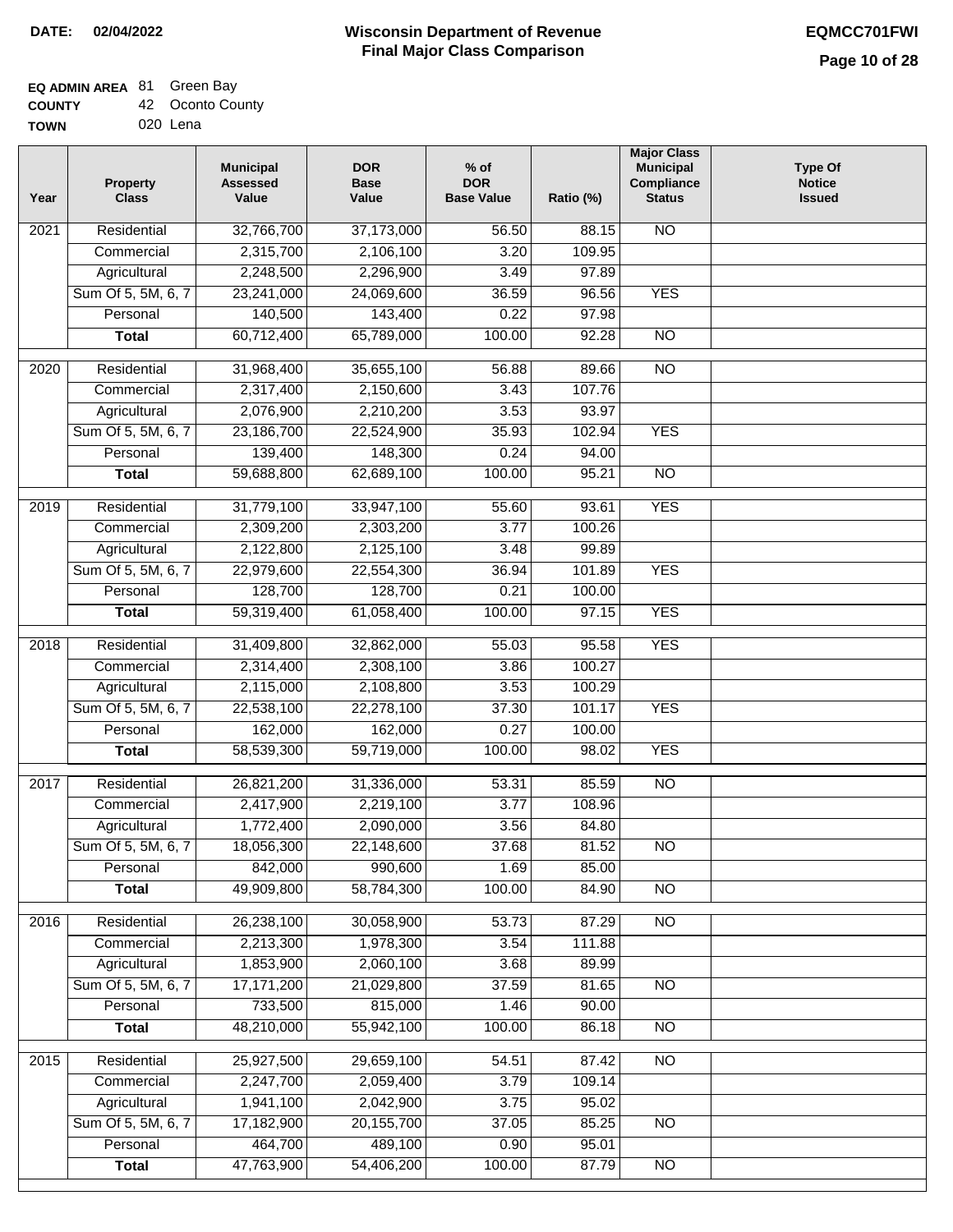**DATE:** 02/04/2022

# Wisconsin Department of Revenue
## Final Major Class Comparison

**EQMCC701FWI**

**EQ ADMIN AREA** 81 Green Bay
**COUNTY** 42 Oconto County
**TOWN** 020 Lena

| Year | Property Class | Municipal Assessed Value | DOR Base Value | % of DOR Base Value | Ratio (%) | Major Class Municipal Compliance Status | Type Of Notice Issued |
|---|---|---|---|---|---|---|---|
| 2021 | Residential | 32,766,700 | 37,173,000 | 56.50 | 88.15 | NO | |
| | Commercial | 2,315,700 | 2,106,100 | 3.20 | 109.95 | | |
| | Agricultural | 2,248,500 | 2,296,900 | 3.49 | 97.89 | | |
| | Sum Of 5, 5M, 6, 7 | 23,241,000 | 24,069,600 | 36.59 | 96.56 | YES | |
| | Personal | 140,500 | 143,400 | 0.22 | 97.98 | | |
| | **Total** | 60,712,400 | 65,789,000 | 100.00 | 92.28 | NO | |
| 2020 | Residential | 31,968,400 | 35,655,100 | 56.88 | 89.66 | NO | |
| | Commercial | 2,317,400 | 2,150,600 | 3.43 | 107.76 | | |
| | Agricultural | 2,076,900 | 2,210,200 | 3.53 | 93.97 | | |
| | Sum Of 5, 5M, 6, 7 | 23,186,700 | 22,524,900 | 35.93 | 102.94 | YES | |
| | Personal | 139,400 | 148,300 | 0.24 | 94.00 | | |
| | **Total** | 59,688,800 | 62,689,100 | 100.00 | 95.21 | NO | |
| 2019 | Residential | 31,779,100 | 33,947,100 | 55.60 | 93.61 | YES | |
| | Commercial | 2,309,200 | 2,303,200 | 3.77 | 100.26 | | |
| | Agricultural | 2,122,800 | 2,125,100 | 3.48 | 99.89 | | |
| | Sum Of 5, 5M, 6, 7 | 22,979,600 | 22,554,300 | 36.94 | 101.89 | YES | |
| | Personal | 128,700 | 128,700 | 0.21 | 100.00 | | |
| | **Total** | 59,319,400 | 61,058,400 | 100.00 | 97.15 | YES | |
| 2018 | Residential | 31,409,800 | 32,862,000 | 55.03 | 95.58 | YES | |
| | Commercial | 2,314,400 | 2,308,100 | 3.86 | 100.27 | | |
| | Agricultural | 2,115,000 | 2,108,800 | 3.53 | 100.29 | | |
| | Sum Of 5, 5M, 6, 7 | 22,538,100 | 22,278,100 | 37.30 | 101.17 | YES | |
| | Personal | 162,000 | 162,000 | 0.27 | 100.00 | | |
| | **Total** | 58,539,300 | 59,719,000 | 100.00 | 98.02 | YES | |
| 2017 | Residential | 26,821,200 | 31,336,000 | 53.31 | 85.59 | NO | |
| | Commercial | 2,417,900 | 2,219,100 | 3.77 | 108.96 | | |
| | Agricultural | 1,772,400 | 2,090,000 | 3.56 | 84.80 | | |
| | Sum Of 5, 5M, 6, 7 | 18,056,300 | 22,148,600 | 37.68 | 81.52 | NO | |
| | Personal | 842,000 | 990,600 | 1.69 | 85.00 | | |
| | **Total** | 49,909,800 | 58,784,300 | 100.00 | 84.90 | NO | |
| 2016 | Residential | 26,238,100 | 30,058,900 | 53.73 | 87.29 | NO | |
| | Commercial | 2,213,300 | 1,978,300 | 3.54 | 111.88 | | |
| | Agricultural | 1,853,900 | 2,060,100 | 3.68 | 89.99 | | |
| | Sum Of 5, 5M, 6, 7 | 17,171,200 | 21,029,800 | 37.59 | 81.65 | NO | |
| | Personal | 733,500 | 815,000 | 1.46 | 90.00 | | |
| | **Total** | 48,210,000 | 55,942,100 | 100.00 | 86.18 | NO | |
| 2015 | Residential | 25,927,500 | 29,659,100 | 54.51 | 87.42 | NO | |
| | Commercial | 2,247,700 | 2,059,400 | 3.79 | 109.14 | | |
| | Agricultural | 1,941,100 | 2,042,900 | 3.75 | 95.02 | | |
| | Sum Of 5, 5M, 6, 7 | 17,182,900 | 20,155,700 | 37.05 | 85.25 | NO | |
| | Personal | 464,700 | 489,100 | 0.90 | 95.01 | | |
| | **Total** | 47,763,900 | 54,406,200 | 100.00 | 87.79 | NO | |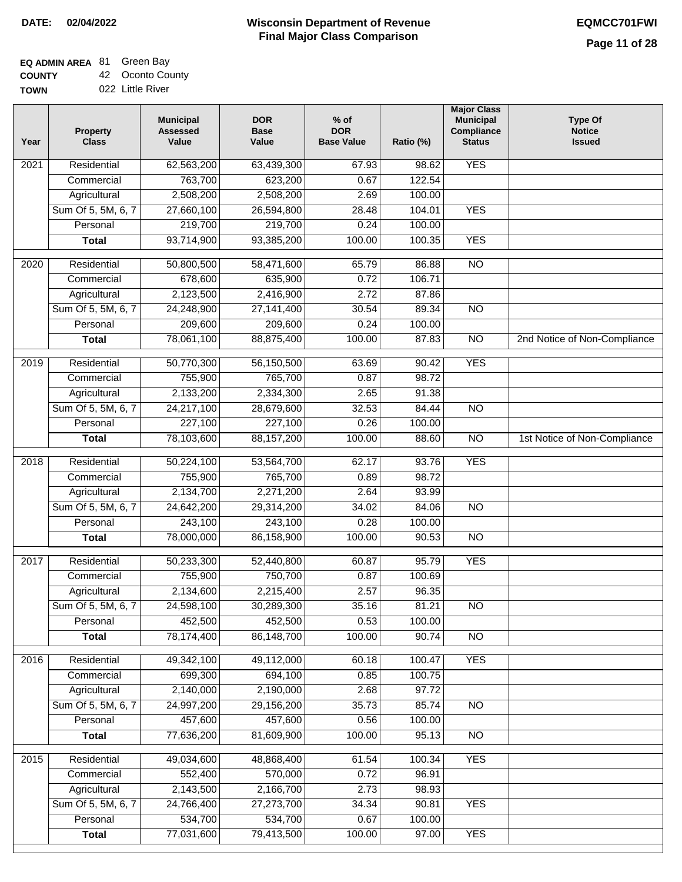**DATE: 02/04/2022**

# Wisconsin Department of Revenue
## Final Major Class Comparison

**EQMCC701FWI**

**EQ ADMIN AREA** 81 Green Bay
**COUNTY** 42 Oconto County
**TOWN** 022 Little River

| Year | Property Class | Municipal Assessed Value | DOR Base Value | % of DOR Base Value | Ratio (%) | Major Class Municipal Compliance Status | Type Of Notice Issued |
|---|---|---|---|---|---|---|---|
| 2021 | Residential | 62,563,200 | 63,439,300 | 67.93 | 98.62 | YES | |
| | Commercial | 763,700 | 623,200 | 0.67 | 122.54 | | |
| | Agricultural | 2,508,200 | 2,508,200 | 2.69 | 100.00 | | |
| | Sum Of 5, 5M, 6, 7 | 27,660,100 | 26,594,800 | 28.48 | 104.01 | YES | |
| | Personal | 219,700 | 219,700 | 0.24 | 100.00 | | |
| | **Total** | 93,714,900 | 93,385,200 | 100.00 | 100.35 | YES | |
| 2020 | Residential | 50,800,500 | 58,471,600 | 65.79 | 86.88 | NO | |
| | Commercial | 678,600 | 635,900 | 0.72 | 106.71 | | |
| | Agricultural | 2,123,500 | 2,416,900 | 2.72 | 87.86 | | |
| | Sum Of 5, 5M, 6, 7 | 24,248,900 | 27,141,400 | 30.54 | 89.34 | NO | |
| | Personal | 209,600 | 209,600 | 0.24 | 100.00 | | |
| | **Total** | 78,061,100 | 88,875,400 | 100.00 | 87.83 | NO | 2nd Notice of Non-Compliance |
| 2019 | Residential | 50,770,300 | 56,150,500 | 63.69 | 90.42 | YES | |
| | Commercial | 755,900 | 765,700 | 0.87 | 98.72 | | |
| | Agricultural | 2,133,200 | 2,334,300 | 2.65 | 91.38 | | |
| | Sum Of 5, 5M, 6, 7 | 24,217,100 | 28,679,600 | 32.53 | 84.44 | NO | |
| | Personal | 227,100 | 227,100 | 0.26 | 100.00 | | |
| | **Total** | 78,103,600 | 88,157,200 | 100.00 | 88.60 | NO | 1st Notice of Non-Compliance |
| 2018 | Residential | 50,224,100 | 53,564,700 | 62.17 | 93.76 | YES | |
| | Commercial | 755,900 | 765,700 | 0.89 | 98.72 | | |
| | Agricultural | 2,134,700 | 2,271,200 | 2.64 | 93.99 | | |
| | Sum Of 5, 5M, 6, 7 | 24,642,200 | 29,314,200 | 34.02 | 84.06 | NO | |
| | Personal | 243,100 | 243,100 | 0.28 | 100.00 | | |
| | **Total** | 78,000,000 | 86,158,900 | 100.00 | 90.53 | NO | |
| 2017 | Residential | 50,233,300 | 52,440,800 | 60.87 | 95.79 | YES | |
| | Commercial | 755,900 | 750,700 | 0.87 | 100.69 | | |
| | Agricultural | 2,134,600 | 2,215,400 | 2.57 | 96.35 | | |
| | Sum Of 5, 5M, 6, 7 | 24,598,100 | 30,289,300 | 35.16 | 81.21 | NO | |
| | Personal | 452,500 | 452,500 | 0.53 | 100.00 | | |
| | **Total** | 78,174,400 | 86,148,700 | 100.00 | 90.74 | NO | |
| 2016 | Residential | 49,342,100 | 49,112,000 | 60.18 | 100.47 | YES | |
| | Commercial | 699,300 | 694,100 | 0.85 | 100.75 | | |
| | Agricultural | 2,140,000 | 2,190,000 | 2.68 | 97.72 | | |
| | Sum Of 5, 5M, 6, 7 | 24,997,200 | 29,156,200 | 35.73 | 85.74 | NO | |
| | Personal | 457,600 | 457,600 | 0.56 | 100.00 | | |
| | **Total** | 77,636,200 | 81,609,900 | 100.00 | 95.13 | NO | |
| 2015 | Residential | 49,034,600 | 48,868,400 | 61.54 | 100.34 | YES | |
| | Commercial | 552,400 | 570,000 | 0.72 | 96.91 | | |
| | Agricultural | 2,143,500 | 2,166,700 | 2.73 | 98.93 | | |
| | Sum Of 5, 5M, 6, 7 | 24,766,400 | 27,273,700 | 34.34 | 90.81 | YES | |
| | Personal | 534,700 | 534,700 | 0.67 | 100.00 | | |
| | **Total** | 77,031,600 | 79,413,500 | 100.00 | 97.00 | YES | |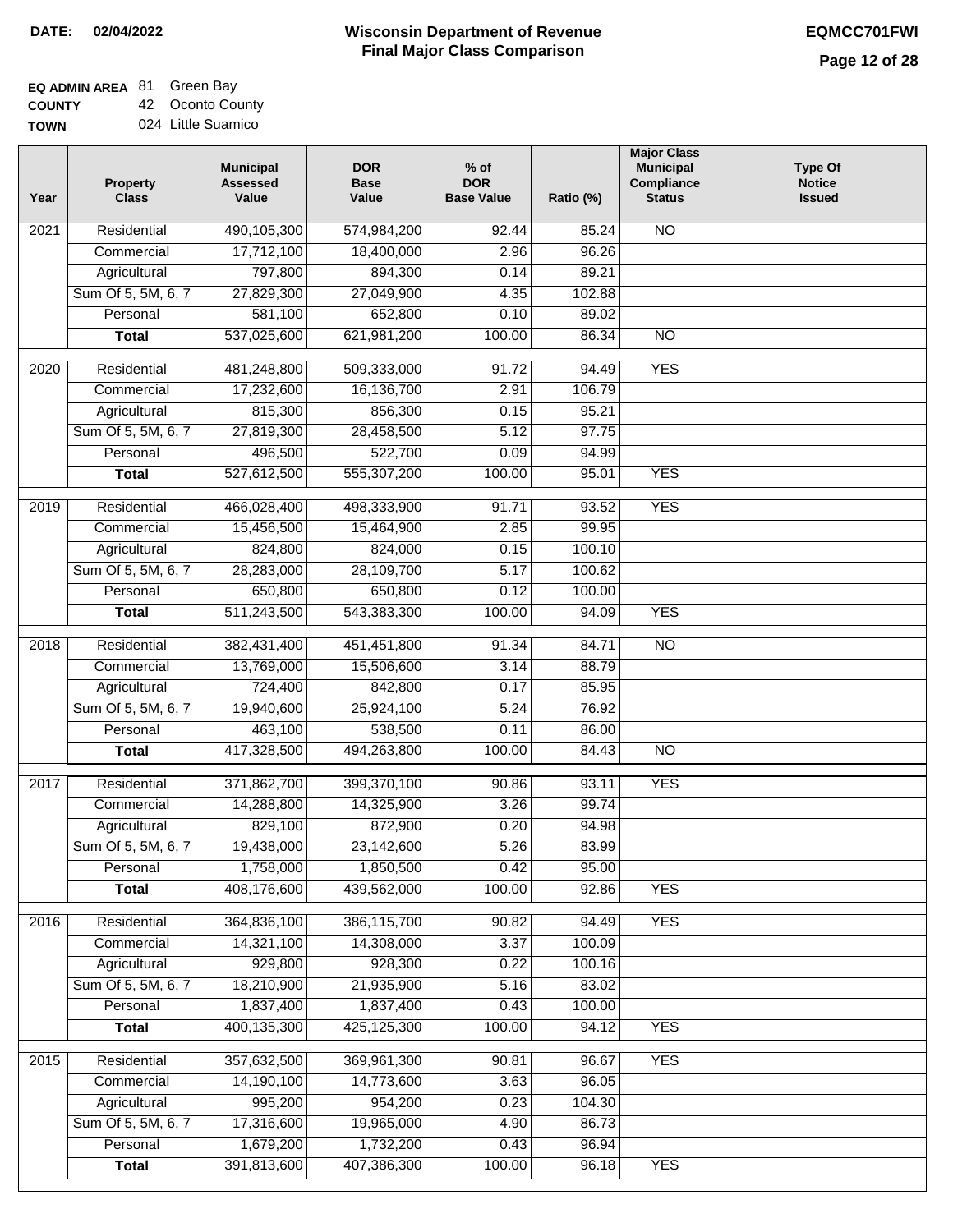**DATE:** 02/04/2022

# Wisconsin Department of Revenue
## Final Major Class Comparison

**EQMCC701FWI**

**EQ ADMIN AREA** 81 Green Bay
**COUNTY** 42 Oconto County
**TOWN** 024 Little Suamico

| Year | Property Class | Municipal Assessed Value | DOR Base Value | % of DOR Base Value | Ratio (%) | Major Class Municipal Compliance Status | Type Of Notice Issued |
|---|---|---|---|---|---|---|---|
| 2021 | Residential | 490,105,300 | 574,984,200 | 92.44 | 85.24 | NO | |
| | Commercial | 17,712,100 | 18,400,000 | 2.96 | 96.26 | | |
| | Agricultural | 797,800 | 894,300 | 0.14 | 89.21 | | |
| | Sum Of 5, 5M, 6, 7 | 27,829,300 | 27,049,900 | 4.35 | 102.88 | | |
| | Personal | 581,100 | 652,800 | 0.10 | 89.02 | | |
| | **Total** | 537,025,600 | 621,981,200 | 100.00 | 86.34 | NO | |
| 2020 | Residential | 481,248,800 | 509,333,000 | 91.72 | 94.49 | YES | |
| | Commercial | 17,232,600 | 16,136,700 | 2.91 | 106.79 | | |
| | Agricultural | 815,300 | 856,300 | 0.15 | 95.21 | | |
| | Sum Of 5, 5M, 6, 7 | 27,819,300 | 28,458,500 | 5.12 | 97.75 | | |
| | Personal | 496,500 | 522,700 | 0.09 | 94.99 | | |
| | **Total** | 527,612,500 | 555,307,200 | 100.00 | 95.01 | YES | |
| 2019 | Residential | 466,028,400 | 498,333,900 | 91.71 | 93.52 | YES | |
| | Commercial | 15,456,500 | 15,464,900 | 2.85 | 99.95 | | |
| | Agricultural | 824,800 | 824,000 | 0.15 | 100.10 | | |
| | Sum Of 5, 5M, 6, 7 | 28,283,000 | 28,109,700 | 5.17 | 100.62 | | |
| | Personal | 650,800 | 650,800 | 0.12 | 100.00 | | |
| | **Total** | 511,243,500 | 543,383,300 | 100.00 | 94.09 | YES | |
| 2018 | Residential | 382,431,400 | 451,451,800 | 91.34 | 84.71 | NO | |
| | Commercial | 13,769,000 | 15,506,600 | 3.14 | 88.79 | | |
| | Agricultural | 724,400 | 842,800 | 0.17 | 85.95 | | |
| | Sum Of 5, 5M, 6, 7 | 19,940,600 | 25,924,100 | 5.24 | 76.92 | | |
| | Personal | 463,100 | 538,500 | 0.11 | 86.00 | | |
| | **Total** | 417,328,500 | 494,263,800 | 100.00 | 84.43 | NO | |
| 2017 | Residential | 371,862,700 | 399,370,100 | 90.86 | 93.11 | YES | |
| | Commercial | 14,288,800 | 14,325,900 | 3.26 | 99.74 | | |
| | Agricultural | 829,100 | 872,900 | 0.20 | 94.98 | | |
| | Sum Of 5, 5M, 6, 7 | 19,438,000 | 23,142,600 | 5.26 | 83.99 | | |
| | Personal | 1,758,000 | 1,850,500 | 0.42 | 95.00 | | |
| | **Total** | 408,176,600 | 439,562,000 | 100.00 | 92.86 | YES | |
| 2016 | Residential | 364,836,100 | 386,115,700 | 90.82 | 94.49 | YES | |
| | Commercial | 14,321,100 | 14,308,000 | 3.37 | 100.09 | | |
| | Agricultural | 929,800 | 928,300 | 0.22 | 100.16 | | |
| | Sum Of 5, 5M, 6, 7 | 18,210,900 | 21,935,900 | 5.16 | 83.02 | | |
| | Personal | 1,837,400 | 1,837,400 | 0.43 | 100.00 | | |
| | **Total** | 400,135,300 | 425,125,300 | 100.00 | 94.12 | YES | |
| 2015 | Residential | 357,632,500 | 369,961,300 | 90.81 | 96.67 | YES | |
| | Commercial | 14,190,100 | 14,773,600 | 3.63 | 96.05 | | |
| | Agricultural | 995,200 | 954,200 | 0.23 | 104.30 | | |
| | Sum Of 5, 5M, 6, 7 | 17,316,600 | 19,965,000 | 4.90 | 86.73 | | |
| | Personal | 1,679,200 | 1,732,200 | 0.43 | 96.94 | | |
| | **Total** | 391,813,600 | 407,386,300 | 100.00 | 96.18 | YES | |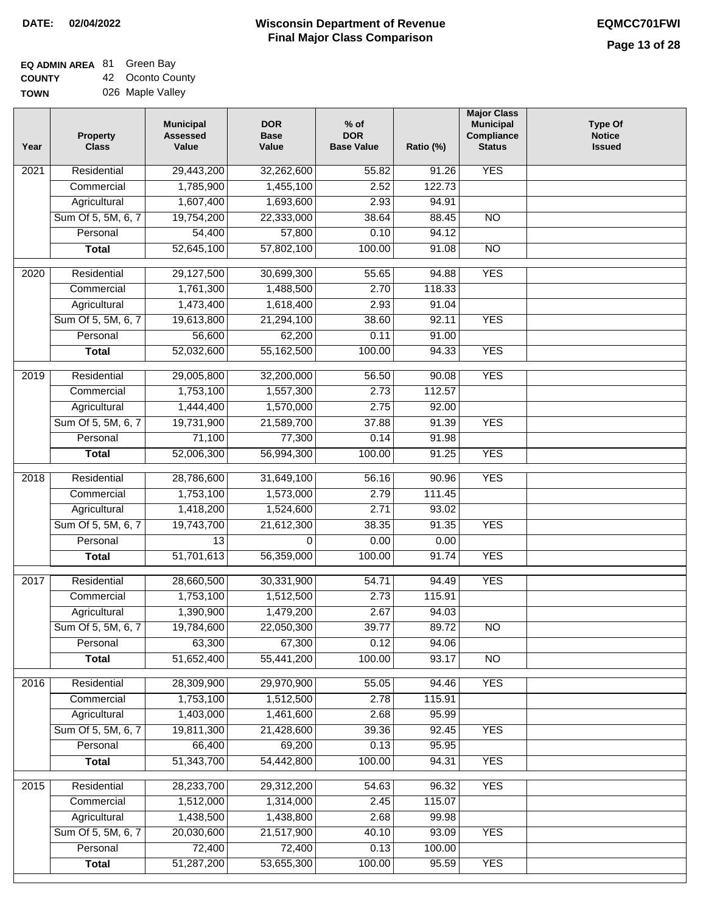**DATE:** 02/04/2022

# Wisconsin Department of Revenue
## Final Major Class Comparison

**EQMCC701FWI**

**EQ ADMIN AREA** 81 Green Bay
**COUNTY** 42 Oconto County
**TOWN** 026 Maple Valley

| Year | Property Class | Municipal Assessed Value | DOR Base Value | % of DOR Base Value | Ratio (%) | Major Class Municipal Compliance Status | Type Of Notice Issued |
|---|---|---|---|---|---|---|---|
| 2021 | Residential | 29,443,200 | 32,262,600 | 55.82 | 91.26 | YES | |
| | Commercial | 1,785,900 | 1,455,100 | 2.52 | 122.73 | | |
| | Agricultural | 1,607,400 | 1,693,600 | 2.93 | 94.91 | | |
| | Sum Of 5, 5M, 6, 7 | 19,754,200 | 22,333,000 | 38.64 | 88.45 | NO | |
| | Personal | 54,400 | 57,800 | 0.10 | 94.12 | | |
| | **Total** | 52,645,100 | 57,802,100 | 100.00 | 91.08 | NO | |
| 2020 | Residential | 29,127,500 | 30,699,300 | 55.65 | 94.88 | YES | |
| | Commercial | 1,761,300 | 1,488,500 | 2.70 | 118.33 | | |
| | Agricultural | 1,473,400 | 1,618,400 | 2.93 | 91.04 | | |
| | Sum Of 5, 5M, 6, 7 | 19,613,800 | 21,294,100 | 38.60 | 92.11 | YES | |
| | Personal | 56,600 | 62,200 | 0.11 | 91.00 | | |
| | **Total** | 52,032,600 | 55,162,500 | 100.00 | 94.33 | YES | |
| 2019 | Residential | 29,005,800 | 32,200,000 | 56.50 | 90.08 | YES | |
| | Commercial | 1,753,100 | 1,557,300 | 2.73 | 112.57 | | |
| | Agricultural | 1,444,400 | 1,570,000 | 2.75 | 92.00 | | |
| | Sum Of 5, 5M, 6, 7 | 19,731,900 | 21,589,700 | 37.88 | 91.39 | YES | |
| | Personal | 71,100 | 77,300 | 0.14 | 91.98 | | |
| | **Total** | 52,006,300 | 56,994,300 | 100.00 | 91.25 | YES | |
| 2018 | Residential | 28,786,600 | 31,649,100 | 56.16 | 90.96 | YES | |
| | Commercial | 1,753,100 | 1,573,000 | 2.79 | 111.45 | | |
| | Agricultural | 1,418,200 | 1,524,600 | 2.71 | 93.02 | | |
| | Sum Of 5, 5M, 6, 7 | 19,743,700 | 21,612,300 | 38.35 | 91.35 | YES | |
| | Personal | 13 | 0 | 0.00 | 0.00 | | |
| | **Total** | 51,701,613 | 56,359,000 | 100.00 | 91.74 | YES | |
| 2017 | Residential | 28,660,500 | 30,331,900 | 54.71 | 94.49 | YES | |
| | Commercial | 1,753,100 | 1,512,500 | 2.73 | 115.91 | | |
| | Agricultural | 1,390,900 | 1,479,200 | 2.67 | 94.03 | | |
| | Sum Of 5, 5M, 6, 7 | 19,784,600 | 22,050,300 | 39.77 | 89.72 | NO | |
| | Personal | 63,300 | 67,300 | 0.12 | 94.06 | | |
| | **Total** | 51,652,400 | 55,441,200 | 100.00 | 93.17 | NO | |
| 2016 | Residential | 28,309,900 | 29,970,900 | 55.05 | 94.46 | YES | |
| | Commercial | 1,753,100 | 1,512,500 | 2.78 | 115.91 | | |
| | Agricultural | 1,403,000 | 1,461,600 | 2.68 | 95.99 | | |
| | Sum Of 5, 5M, 6, 7 | 19,811,300 | 21,428,600 | 39.36 | 92.45 | YES | |
| | Personal | 66,400 | 69,200 | 0.13 | 95.95 | | |
| | **Total** | 51,343,700 | 54,442,800 | 100.00 | 94.31 | YES | |
| 2015 | Residential | 28,233,700 | 29,312,200 | 54.63 | 96.32 | YES | |
| | Commercial | 1,512,000 | 1,314,000 | 2.45 | 115.07 | | |
| | Agricultural | 1,438,500 | 1,438,800 | 2.68 | 99.98 | | |
| | Sum Of 5, 5M, 6, 7 | 20,030,600 | 21,517,900 | 40.10 | 93.09 | YES | |
| | Personal | 72,400 | 72,400 | 0.13 | 100.00 | | |
| | **Total** | 51,287,200 | 53,655,300 | 100.00 | 95.59 | YES | |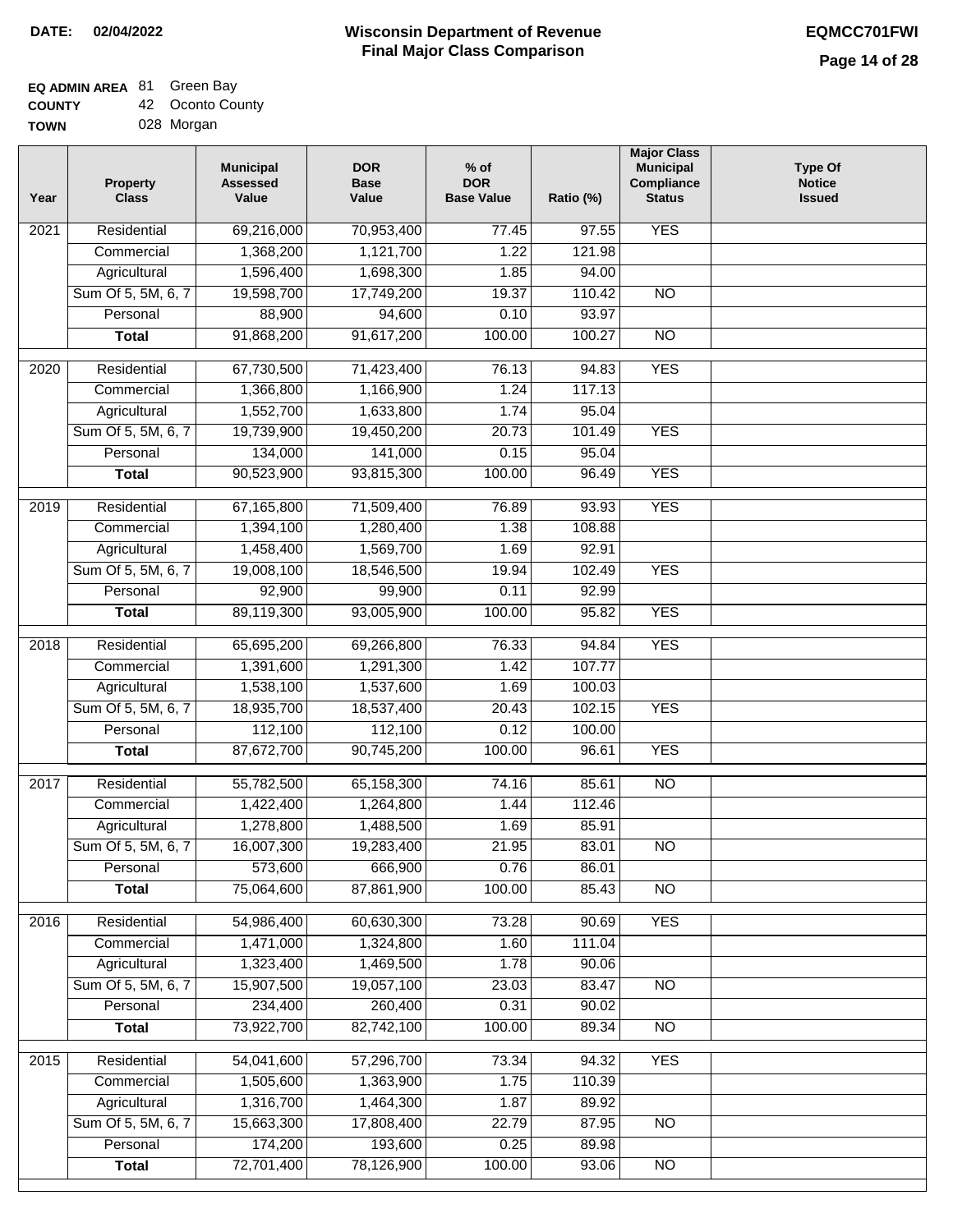**DATE:** 02/04/2022

# Wisconsin Department of Revenue
## Final Major Class Comparison

**EQMCC701FWI**

**EQ ADMIN AREA** 81 Green Bay
**COUNTY** 42 Oconto County
**TOWN** 028 Morgan

| Year | Property Class | Municipal Assessed Value | DOR Base Value | % of DOR Base Value | Ratio (%) | Major Class Municipal Compliance Status | Type Of Notice Issued |
|---|---|---|---|---|---|---|---|
| 2021 | Residential | 69,216,000 | 70,953,400 | 77.45 | 97.55 | YES | |
| | Commercial | 1,368,200 | 1,121,700 | 1.22 | 121.98 | | |
| | Agricultural | 1,596,400 | 1,698,300 | 1.85 | 94.00 | | |
| | Sum Of 5, 5M, 6, 7 | 19,598,700 | 17,749,200 | 19.37 | 110.42 | NO | |
| | Personal | 88,900 | 94,600 | 0.10 | 93.97 | | |
| | **Total** | 91,868,200 | 91,617,200 | 100.00 | 100.27 | NO | |
| 2020 | Residential | 67,730,500 | 71,423,400 | 76.13 | 94.83 | YES | |
| | Commercial | 1,366,800 | 1,166,900 | 1.24 | 117.13 | | |
| | Agricultural | 1,552,700 | 1,633,800 | 1.74 | 95.04 | | |
| | Sum Of 5, 5M, 6, 7 | 19,739,900 | 19,450,200 | 20.73 | 101.49 | YES | |
| | Personal | 134,000 | 141,000 | 0.15 | 95.04 | | |
| | **Total** | 90,523,900 | 93,815,300 | 100.00 | 96.49 | YES | |
| 2019 | Residential | 67,165,800 | 71,509,400 | 76.89 | 93.93 | YES | |
| | Commercial | 1,394,100 | 1,280,400 | 1.38 | 108.88 | | |
| | Agricultural | 1,458,400 | 1,569,700 | 1.69 | 92.91 | | |
| | Sum Of 5, 5M, 6, 7 | 19,008,100 | 18,546,500 | 19.94 | 102.49 | YES | |
| | Personal | 92,900 | 99,900 | 0.11 | 92.99 | | |
| | **Total** | 89,119,300 | 93,005,900 | 100.00 | 95.82 | YES | |
| 2018 | Residential | 65,695,200 | 69,266,800 | 76.33 | 94.84 | YES | |
| | Commercial | 1,391,600 | 1,291,300 | 1.42 | 107.77 | | |
| | Agricultural | 1,538,100 | 1,537,600 | 1.69 | 100.03 | | |
| | Sum Of 5, 5M, 6, 7 | 18,935,700 | 18,537,400 | 20.43 | 102.15 | YES | |
| | Personal | 112,100 | 112,100 | 0.12 | 100.00 | | |
| | **Total** | 87,672,700 | 90,745,200 | 100.00 | 96.61 | YES | |
| 2017 | Residential | 55,782,500 | 65,158,300 | 74.16 | 85.61 | NO | |
| | Commercial | 1,422,400 | 1,264,800 | 1.44 | 112.46 | | |
| | Agricultural | 1,278,800 | 1,488,500 | 1.69 | 85.91 | | |
| | Sum Of 5, 5M, 6, 7 | 16,007,300 | 19,283,400 | 21.95 | 83.01 | NO | |
| | Personal | 573,600 | 666,900 | 0.76 | 86.01 | | |
| | **Total** | 75,064,600 | 87,861,900 | 100.00 | 85.43 | NO | |
| 2016 | Residential | 54,986,400 | 60,630,300 | 73.28 | 90.69 | YES | |
| | Commercial | 1,471,000 | 1,324,800 | 1.60 | 111.04 | | |
| | Agricultural | 1,323,400 | 1,469,500 | 1.78 | 90.06 | | |
| | Sum Of 5, 5M, 6, 7 | 15,907,500 | 19,057,100 | 23.03 | 83.47 | NO | |
| | Personal | 234,400 | 260,400 | 0.31 | 90.02 | | |
| | **Total** | 73,922,700 | 82,742,100 | 100.00 | 89.34 | NO | |
| 2015 | Residential | 54,041,600 | 57,296,700 | 73.34 | 94.32 | YES | |
| | Commercial | 1,505,600 | 1,363,900 | 1.75 | 110.39 | | |
| | Agricultural | 1,316,700 | 1,464,300 | 1.87 | 89.92 | | |
| | Sum Of 5, 5M, 6, 7 | 15,663,300 | 17,808,400 | 22.79 | 87.95 | NO | |
| | Personal | 174,200 | 193,600 | 0.25 | 89.98 | | |
| | **Total** | 72,701,400 | 78,126,900 | 100.00 | 93.06 | NO | |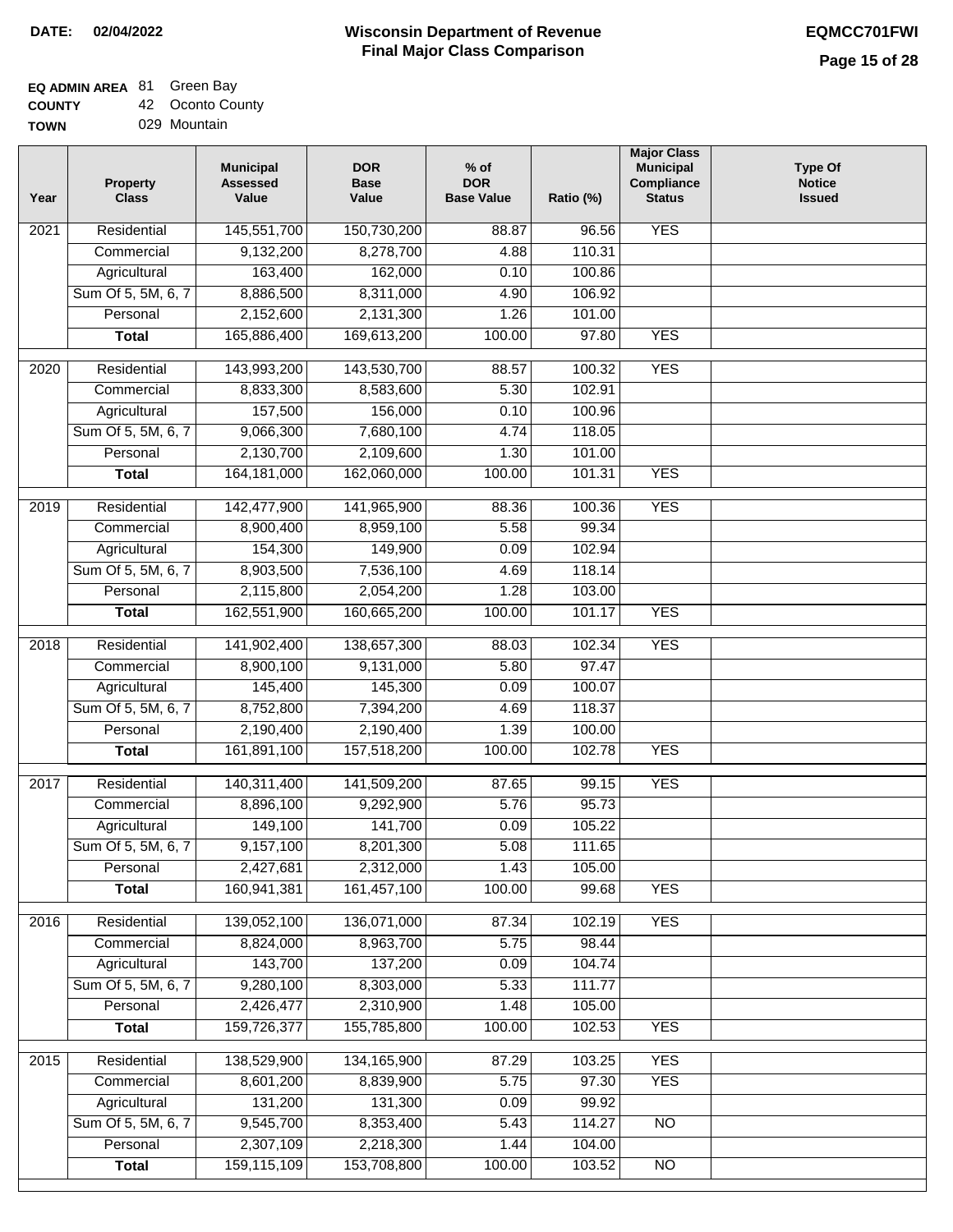**DATE: 02/04/2022**

# Wisconsin Department of Revenue
## Final Major Class Comparison

**EQMCC701FWI**

| | | |
|---|---|---|
| **EQ ADMIN AREA** | 81 | Green Bay |
| **COUNTY** | 42 | Oconto County |
| **TOWN** | 029 | Mountain |

| Year | Property Class | Municipal Assessed Value | DOR Base Value | % of DOR Base Value | Ratio (%) | Major Class Municipal Compliance Status | Type Of Notice Issued |
|---|---|---|---|---|---|---|---|
| 2021 | Residential | 145,551,700 | 150,730,200 | 88.87 | 96.56 | YES | |
| | Commercial | 9,132,200 | 8,278,700 | 4.88 | 110.31 | | |
| | Agricultural | 163,400 | 162,000 | 0.10 | 100.86 | | |
| | Sum Of 5, 5M, 6, 7 | 8,886,500 | 8,311,000 | 4.90 | 106.92 | | |
| | Personal | 2,152,600 | 2,131,300 | 1.26 | 101.00 | | |
| | **Total** | 165,886,400 | 169,613,200 | 100.00 | 97.80 | YES | |
| 2020 | Residential | 143,993,200 | 143,530,700 | 88.57 | 100.32 | YES | |
| | Commercial | 8,833,300 | 8,583,600 | 5.30 | 102.91 | | |
| | Agricultural | 157,500 | 156,000 | 0.10 | 100.96 | | |
| | Sum Of 5, 5M, 6, 7 | 9,066,300 | 7,680,100 | 4.74 | 118.05 | | |
| | Personal | 2,130,700 | 2,109,600 | 1.30 | 101.00 | | |
| | **Total** | 164,181,000 | 162,060,000 | 100.00 | 101.31 | YES | |
| 2019 | Residential | 142,477,900 | 141,965,900 | 88.36 | 100.36 | YES | |
| | Commercial | 8,900,400 | 8,959,100 | 5.58 | 99.34 | | |
| | Agricultural | 154,300 | 149,900 | 0.09 | 102.94 | | |
| | Sum Of 5, 5M, 6, 7 | 8,903,500 | 7,536,100 | 4.69 | 118.14 | | |
| | Personal | 2,115,800 | 2,054,200 | 1.28 | 103.00 | | |
| | **Total** | 162,551,900 | 160,665,200 | 100.00 | 101.17 | YES | |
| 2018 | Residential | 141,902,400 | 138,657,300 | 88.03 | 102.34 | YES | |
| | Commercial | 8,900,100 | 9,131,000 | 5.80 | 97.47 | | |
| | Agricultural | 145,400 | 145,300 | 0.09 | 100.07 | | |
| | Sum Of 5, 5M, 6, 7 | 8,752,800 | 7,394,200 | 4.69 | 118.37 | | |
| | Personal | 2,190,400 | 2,190,400 | 1.39 | 100.00 | | |
| | **Total** | 161,891,100 | 157,518,200 | 100.00 | 102.78 | YES | |
| 2017 | Residential | 140,311,400 | 141,509,200 | 87.65 | 99.15 | YES | |
| | Commercial | 8,896,100 | 9,292,900 | 5.76 | 95.73 | | |
| | Agricultural | 149,100 | 141,700 | 0.09 | 105.22 | | |
| | Sum Of 5, 5M, 6, 7 | 9,157,100 | 8,201,300 | 5.08 | 111.65 | | |
| | Personal | 2,427,681 | 2,312,000 | 1.43 | 105.00 | | |
| | **Total** | 160,941,381 | 161,457,100 | 100.00 | 99.68 | YES | |
| 2016 | Residential | 139,052,100 | 136,071,000 | 87.34 | 102.19 | YES | |
| | Commercial | 8,824,000 | 8,963,700 | 5.75 | 98.44 | | |
| | Agricultural | 143,700 | 137,200 | 0.09 | 104.74 | | |
| | Sum Of 5, 5M, 6, 7 | 9,280,100 | 8,303,000 | 5.33 | 111.77 | | |
| | Personal | 2,426,477 | 2,310,900 | 1.48 | 105.00 | | |
| | **Total** | 159,726,377 | 155,785,800 | 100.00 | 102.53 | YES | |
| 2015 | Residential | 138,529,900 | 134,165,900 | 87.29 | 103.25 | YES | |
| | Commercial | 8,601,200 | 8,839,900 | 5.75 | 97.30 | YES | |
| | Agricultural | 131,200 | 131,300 | 0.09 | 99.92 | | |
| | Sum Of 5, 5M, 6, 7 | 9,545,700 | 8,353,400 | 5.43 | 114.27 | NO | |
| | Personal | 2,307,109 | 2,218,300 | 1.44 | 104.00 | | |
| | **Total** | 159,115,109 | 153,708,800 | 100.00 | 103.52 | NO | |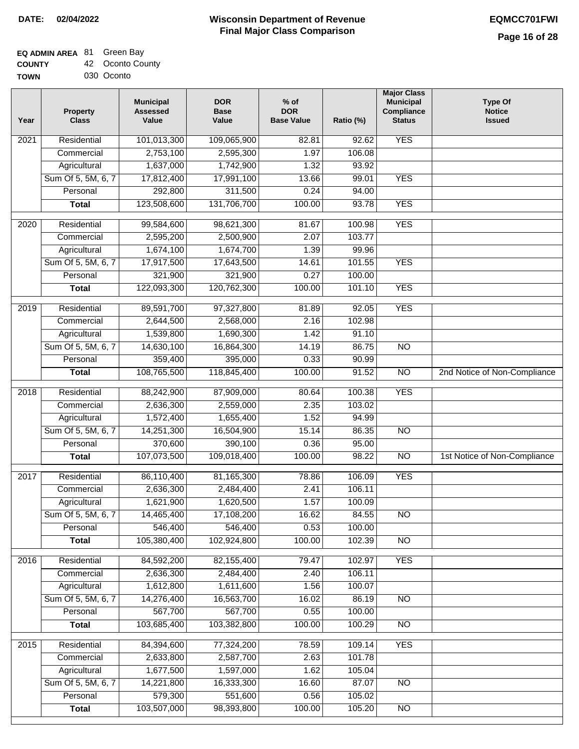**DATE:** 02/04/2022

# Wisconsin Department of Revenue
## Final Major Class Comparison

**EQMCC701FWI**

**EQ ADMIN AREA** 81 Green Bay
**COUNTY** 42 Oconto County
**TOWN** 030 Oconto

| Year | Property Class | Municipal Assessed Value | DOR Base Value | % of DOR Base Value | Ratio (%) | Major Class Municipal Compliance Status | Type Of Notice Issued |
|---|---|---|---|---|---|---|---|
| 2021 | Residential | 101,013,300 | 109,065,900 | 82.81 | 92.62 | YES | |
| | Commercial | 2,753,100 | 2,595,300 | 1.97 | 106.08 | | |
| | Agricultural | 1,637,000 | 1,742,900 | 1.32 | 93.92 | | |
| | Sum Of 5, 5M, 6, 7 | 17,812,400 | 17,991,100 | 13.66 | 99.01 | YES | |
| | Personal | 292,800 | 311,500 | 0.24 | 94.00 | | |
| | **Total** | 123,508,600 | 131,706,700 | 100.00 | 93.78 | YES | |
| 2020 | Residential | 99,584,600 | 98,621,300 | 81.67 | 100.98 | YES | |
| | Commercial | 2,595,200 | 2,500,900 | 2.07 | 103.77 | | |
| | Agricultural | 1,674,100 | 1,674,700 | 1.39 | 99.96 | | |
| | Sum Of 5, 5M, 6, 7 | 17,917,500 | 17,643,500 | 14.61 | 101.55 | YES | |
| | Personal | 321,900 | 321,900 | 0.27 | 100.00 | | |
| | **Total** | 122,093,300 | 120,762,300 | 100.00 | 101.10 | YES | |
| 2019 | Residential | 89,591,700 | 97,327,800 | 81.89 | 92.05 | YES | |
| | Commercial | 2,644,500 | 2,568,000 | 2.16 | 102.98 | | |
| | Agricultural | 1,539,800 | 1,690,300 | 1.42 | 91.10 | | |
| | Sum Of 5, 5M, 6, 7 | 14,630,100 | 16,864,300 | 14.19 | 86.75 | NO | |
| | Personal | 359,400 | 395,000 | 0.33 | 90.99 | | |
| | **Total** | 108,765,500 | 118,845,400 | 100.00 | 91.52 | NO | 2nd Notice of Non-Compliance |
| 2018 | Residential | 88,242,900 | 87,909,000 | 80.64 | 100.38 | YES | |
| | Commercial | 2,636,300 | 2,559,000 | 2.35 | 103.02 | | |
| | Agricultural | 1,572,400 | 1,655,400 | 1.52 | 94.99 | | |
| | Sum Of 5, 5M, 6, 7 | 14,251,300 | 16,504,900 | 15.14 | 86.35 | NO | |
| | Personal | 370,600 | 390,100 | 0.36 | 95.00 | | |
| | **Total** | 107,073,500 | 109,018,400 | 100.00 | 98.22 | NO | 1st Notice of Non-Compliance |
| 2017 | Residential | 86,110,400 | 81,165,300 | 78.86 | 106.09 | YES | |
| | Commercial | 2,636,300 | 2,484,400 | 2.41 | 106.11 | | |
| | Agricultural | 1,621,900 | 1,620,500 | 1.57 | 100.09 | | |
| | Sum Of 5, 5M, 6, 7 | 14,465,400 | 17,108,200 | 16.62 | 84.55 | NO | |
| | Personal | 546,400 | 546,400 | 0.53 | 100.00 | | |
| | **Total** | 105,380,400 | 102,924,800 | 100.00 | 102.39 | NO | |
| 2016 | Residential | 84,592,200 | 82,155,400 | 79.47 | 102.97 | YES | |
| | Commercial | 2,636,300 | 2,484,400 | 2.40 | 106.11 | | |
| | Agricultural | 1,612,800 | 1,611,600 | 1.56 | 100.07 | | |
| | Sum Of 5, 5M, 6, 7 | 14,276,400 | 16,563,700 | 16.02 | 86.19 | NO | |
| | Personal | 567,700 | 567,700 | 0.55 | 100.00 | | |
| | **Total** | 103,685,400 | 103,382,800 | 100.00 | 100.29 | NO | |
| 2015 | Residential | 84,394,600 | 77,324,200 | 78.59 | 109.14 | YES | |
| | Commercial | 2,633,800 | 2,587,700 | 2.63 | 101.78 | | |
| | Agricultural | 1,677,500 | 1,597,000 | 1.62 | 105.04 | | |
| | Sum Of 5, 5M, 6, 7 | 14,221,800 | 16,333,300 | 16.60 | 87.07 | NO | |
| | Personal | 579,300 | 551,600 | 0.56 | 105.02 | | |
| | **Total** | 103,507,000 | 98,393,800 | 100.00 | 105.20 | NO | |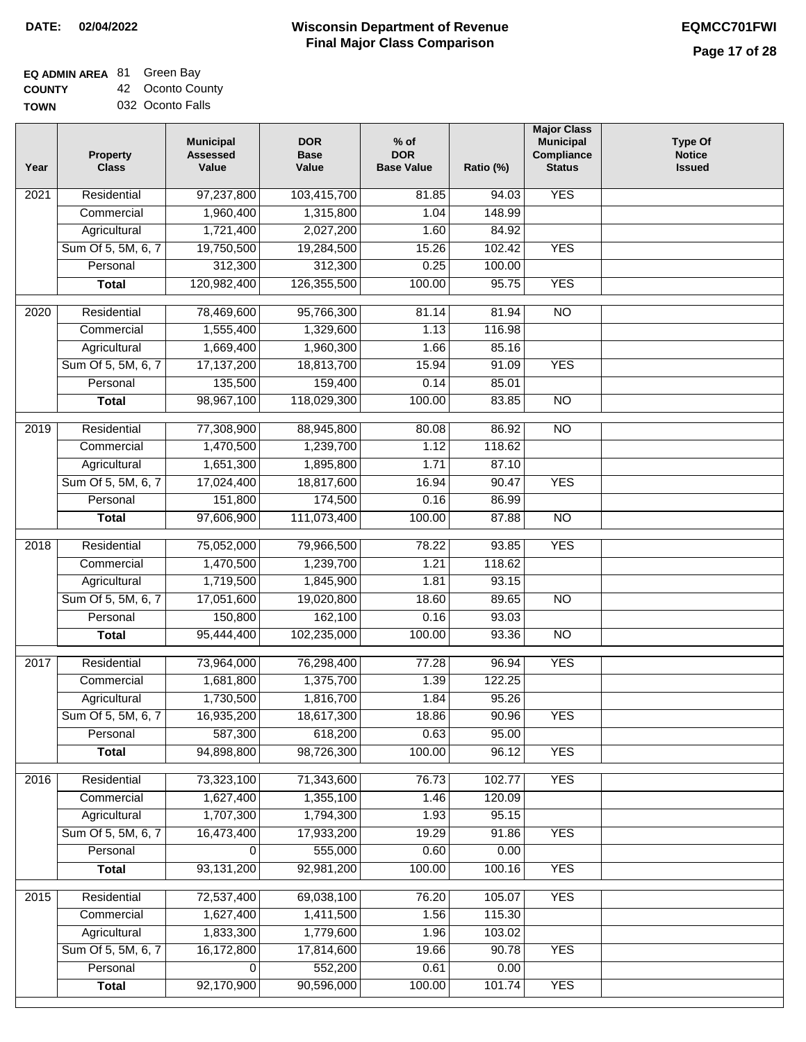**DATE: 02/04/2022**

# Wisconsin Department of Revenue
## Final Major Class Comparison

**EQMCC701FWI**

**EQ ADMIN AREA** 81 Green Bay
**COUNTY** 42 Oconto County
**TOWN** 032 Oconto Falls

| Year | Property Class | Municipal Assessed Value | DOR Base Value | % of DOR Base Value | Ratio (%) | Major Class Municipal Compliance Status | Type Of Notice Issued |
|---|---|---|---|---|---|---|---|
| 2021 | Residential | 97,237,800 | 103,415,700 | 81.85 | 94.03 | YES | |
| | Commercial | 1,960,400 | 1,315,800 | 1.04 | 148.99 | | |
| | Agricultural | 1,721,400 | 2,027,200 | 1.60 | 84.92 | | |
| | Sum Of 5, 5M, 6, 7 | 19,750,500 | 19,284,500 | 15.26 | 102.42 | YES | |
| | Personal | 312,300 | 312,300 | 0.25 | 100.00 | | |
| | **Total** | 120,982,400 | 126,355,500 | 100.00 | 95.75 | YES | |
| 2020 | Residential | 78,469,600 | 95,766,300 | 81.14 | 81.94 | NO | |
| | Commercial | 1,555,400 | 1,329,600 | 1.13 | 116.98 | | |
| | Agricultural | 1,669,400 | 1,960,300 | 1.66 | 85.16 | | |
| | Sum Of 5, 5M, 6, 7 | 17,137,200 | 18,813,700 | 15.94 | 91.09 | YES | |
| | Personal | 135,500 | 159,400 | 0.14 | 85.01 | | |
| | **Total** | 98,967,100 | 118,029,300 | 100.00 | 83.85 | NO | |
| 2019 | Residential | 77,308,900 | 88,945,800 | 80.08 | 86.92 | NO | |
| | Commercial | 1,470,500 | 1,239,700 | 1.12 | 118.62 | | |
| | Agricultural | 1,651,300 | 1,895,800 | 1.71 | 87.10 | | |
| | Sum Of 5, 5M, 6, 7 | 17,024,400 | 18,817,600 | 16.94 | 90.47 | YES | |
| | Personal | 151,800 | 174,500 | 0.16 | 86.99 | | |
| | **Total** | 97,606,900 | 111,073,400 | 100.00 | 87.88 | NO | |
| 2018 | Residential | 75,052,000 | 79,966,500 | 78.22 | 93.85 | YES | |
| | Commercial | 1,470,500 | 1,239,700 | 1.21 | 118.62 | | |
| | Agricultural | 1,719,500 | 1,845,900 | 1.81 | 93.15 | | |
| | Sum Of 5, 5M, 6, 7 | 17,051,600 | 19,020,800 | 18.60 | 89.65 | NO | |
| | Personal | 150,800 | 162,100 | 0.16 | 93.03 | | |
| | **Total** | 95,444,400 | 102,235,000 | 100.00 | 93.36 | NO | |
| 2017 | Residential | 73,964,000 | 76,298,400 | 77.28 | 96.94 | YES | |
| | Commercial | 1,681,800 | 1,375,700 | 1.39 | 122.25 | | |
| | Agricultural | 1,730,500 | 1,816,700 | 1.84 | 95.26 | | |
| | Sum Of 5, 5M, 6, 7 | 16,935,200 | 18,617,300 | 18.86 | 90.96 | YES | |
| | Personal | 587,300 | 618,200 | 0.63 | 95.00 | | |
| | **Total** | 94,898,800 | 98,726,300 | 100.00 | 96.12 | YES | |
| 2016 | Residential | 73,323,100 | 71,343,600 | 76.73 | 102.77 | YES | |
| | Commercial | 1,627,400 | 1,355,100 | 1.46 | 120.09 | | |
| | Agricultural | 1,707,300 | 1,794,300 | 1.93 | 95.15 | | |
| | Sum Of 5, 5M, 6, 7 | 16,473,400 | 17,933,200 | 19.29 | 91.86 | YES | |
| | Personal | 0 | 555,000 | 0.60 | 0.00 | | |
| | **Total** | 93,131,200 | 92,981,200 | 100.00 | 100.16 | YES | |
| 2015 | Residential | 72,537,400 | 69,038,100 | 76.20 | 105.07 | YES | |
| | Commercial | 1,627,400 | 1,411,500 | 1.56 | 115.30 | | |
| | Agricultural | 1,833,300 | 1,779,600 | 1.96 | 103.02 | | |
| | Sum Of 5, 5M, 6, 7 | 16,172,800 | 17,814,600 | 19.66 | 90.78 | YES | |
| | Personal | 0 | 552,200 | 0.61 | 0.00 | | |
| | **Total** | 92,170,900 | 90,596,000 | 100.00 | 101.74 | YES | |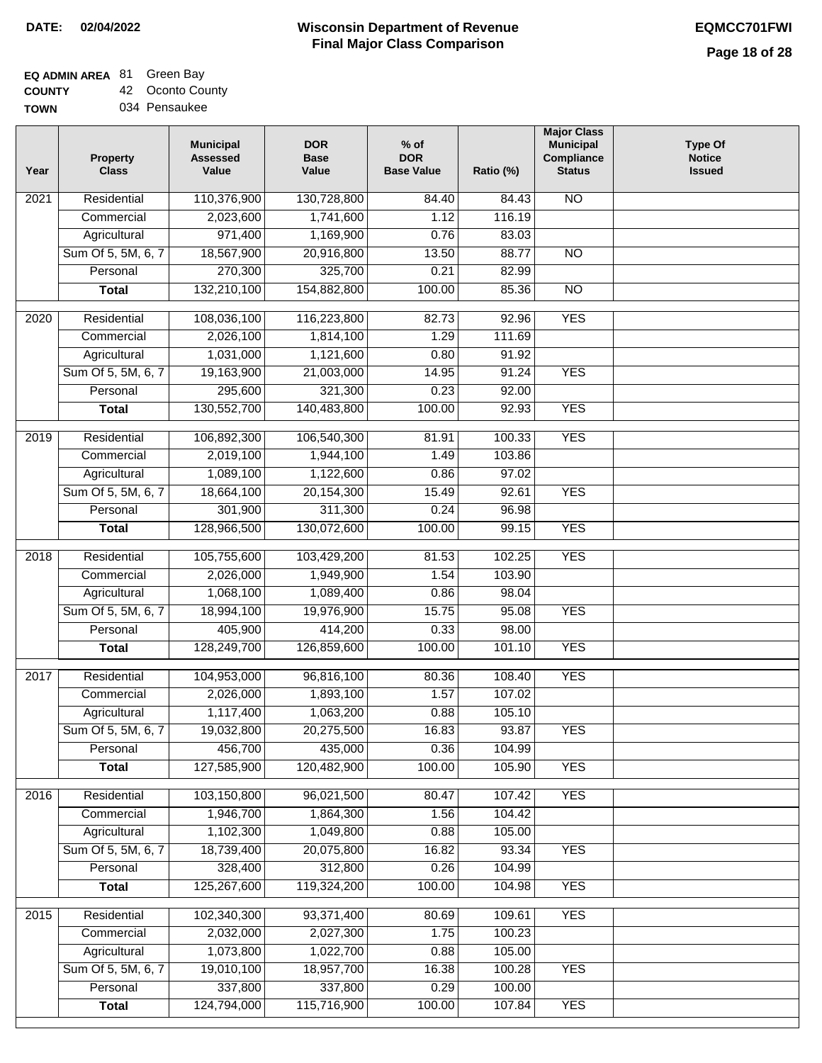**DATE: 02/04/2022**

# Wisconsin Department of Revenue
## Final Major Class Comparison

**EQMCC701FWI**

**EQ ADMIN AREA** 81 Green Bay
**COUNTY** 42 Oconto County
**TOWN** 034 Pensaukee

| Year | Property Class | Municipal Assessed Value | DOR Base Value | % of DOR Base Value | Ratio (%) | Major Class Municipal Compliance Status | Type Of Notice Issued |
|---|---|---|---|---|---|---|---|
| 2021 | Residential | 110,376,900 | 130,728,800 | 84.40 | 84.43 | NO | |
| | Commercial | 2,023,600 | 1,741,600 | 1.12 | 116.19 | | |
| | Agricultural | 971,400 | 1,169,900 | 0.76 | 83.03 | | |
| | Sum Of 5, 5M, 6, 7 | 18,567,900 | 20,916,800 | 13.50 | 88.77 | NO | |
| | Personal | 270,300 | 325,700 | 0.21 | 82.99 | | |
| | **Total** | 132,210,100 | 154,882,800 | 100.00 | 85.36 | NO | |
| 2020 | Residential | 108,036,100 | 116,223,800 | 82.73 | 92.96 | YES | |
| | Commercial | 2,026,100 | 1,814,100 | 1.29 | 111.69 | | |
| | Agricultural | 1,031,000 | 1,121,600 | 0.80 | 91.92 | | |
| | Sum Of 5, 5M, 6, 7 | 19,163,900 | 21,003,000 | 14.95 | 91.24 | YES | |
| | Personal | 295,600 | 321,300 | 0.23 | 92.00 | | |
| | **Total** | 130,552,700 | 140,483,800 | 100.00 | 92.93 | YES | |
| 2019 | Residential | 106,892,300 | 106,540,300 | 81.91 | 100.33 | YES | |
| | Commercial | 2,019,100 | 1,944,100 | 1.49 | 103.86 | | |
| | Agricultural | 1,089,100 | 1,122,600 | 0.86 | 97.02 | | |
| | Sum Of 5, 5M, 6, 7 | 18,664,100 | 20,154,300 | 15.49 | 92.61 | YES | |
| | Personal | 301,900 | 311,300 | 0.24 | 96.98 | | |
| | **Total** | 128,966,500 | 130,072,600 | 100.00 | 99.15 | YES | |
| 2018 | Residential | 105,755,600 | 103,429,200 | 81.53 | 102.25 | YES | |
| | Commercial | 2,026,000 | 1,949,900 | 1.54 | 103.90 | | |
| | Agricultural | 1,068,100 | 1,089,400 | 0.86 | 98.04 | | |
| | Sum Of 5, 5M, 6, 7 | 18,994,100 | 19,976,900 | 15.75 | 95.08 | YES | |
| | Personal | 405,900 | 414,200 | 0.33 | 98.00 | | |
| | **Total** | 128,249,700 | 126,859,600 | 100.00 | 101.10 | YES | |
| 2017 | Residential | 104,953,000 | 96,816,100 | 80.36 | 108.40 | YES | |
| | Commercial | 2,026,000 | 1,893,100 | 1.57 | 107.02 | | |
| | Agricultural | 1,117,400 | 1,063,200 | 0.88 | 105.10 | | |
| | Sum Of 5, 5M, 6, 7 | 19,032,800 | 20,275,500 | 16.83 | 93.87 | YES | |
| | Personal | 456,700 | 435,000 | 0.36 | 104.99 | | |
| | **Total** | 127,585,900 | 120,482,900 | 100.00 | 105.90 | YES | |
| 2016 | Residential | 103,150,800 | 96,021,500 | 80.47 | 107.42 | YES | |
| | Commercial | 1,946,700 | 1,864,300 | 1.56 | 104.42 | | |
| | Agricultural | 1,102,300 | 1,049,800 | 0.88 | 105.00 | | |
| | Sum Of 5, 5M, 6, 7 | 18,739,400 | 20,075,800 | 16.82 | 93.34 | YES | |
| | Personal | 328,400 | 312,800 | 0.26 | 104.99 | | |
| | **Total** | 125,267,600 | 119,324,200 | 100.00 | 104.98 | YES | |
| 2015 | Residential | 102,340,300 | 93,371,400 | 80.69 | 109.61 | YES | |
| | Commercial | 2,032,000 | 2,027,300 | 1.75 | 100.23 | | |
| | Agricultural | 1,073,800 | 1,022,700 | 0.88 | 105.00 | | |
| | Sum Of 5, 5M, 6, 7 | 19,010,100 | 18,957,700 | 16.38 | 100.28 | YES | |
| | Personal | 337,800 | 337,800 | 0.29 | 100.00 | | |
| | **Total** | 124,794,000 | 115,716,900 | 100.00 | 107.84 | YES | |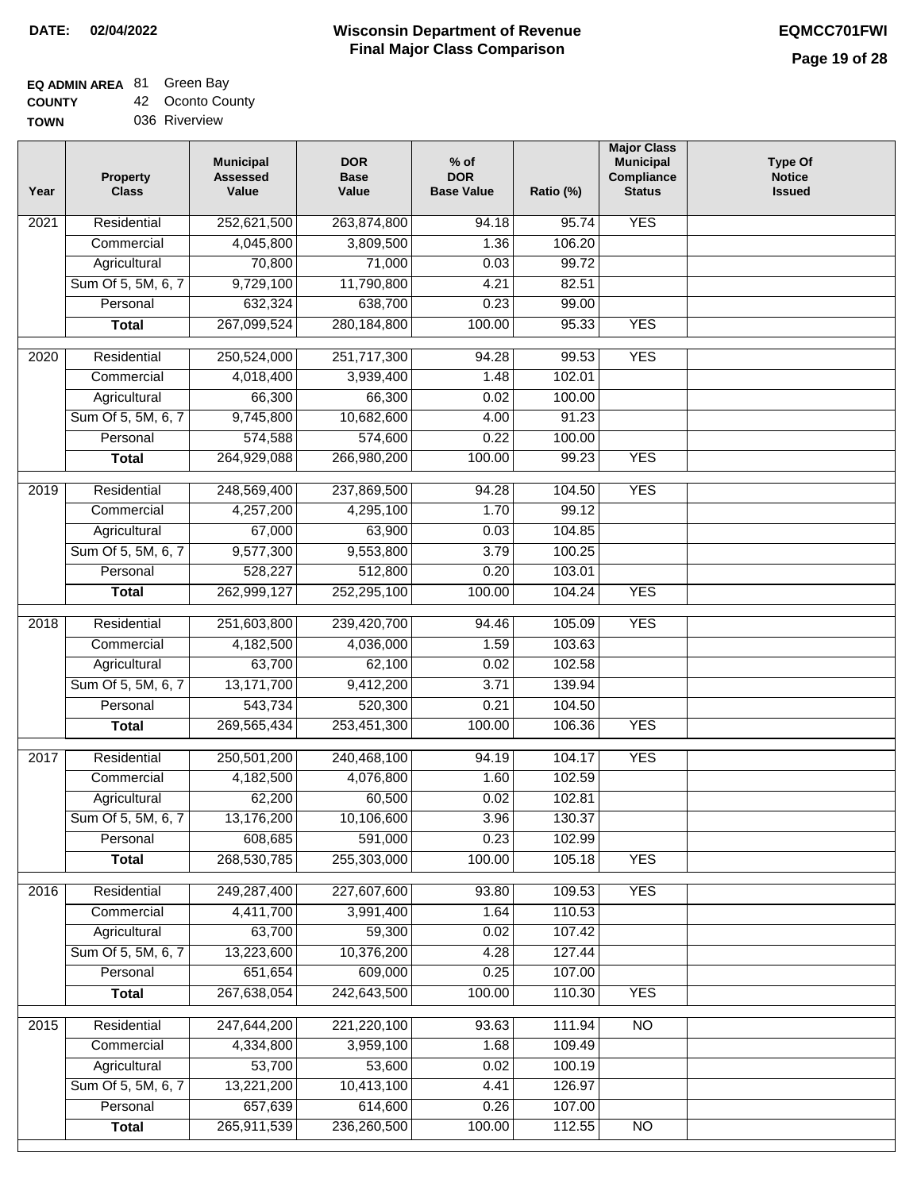**DATE:** 02/04/2022

# Wisconsin Department of Revenue
## Final Major Class Comparison

**EQMCC701FWI**

**EQ ADMIN AREA** 81 Green Bay
**COUNTY** 42 Oconto County
**TOWN** 036 Riverview

| Year | Property Class | Municipal Assessed Value | DOR Base Value | % of DOR Base Value | Ratio (%) | Major Class Municipal Compliance Status | Type Of Notice Issued |
|---|---|---|---|---|---|---|---|
| 2021 | Residential | 252,621,500 | 263,874,800 | 94.18 | 95.74 | YES | |
| | Commercial | 4,045,800 | 3,809,500 | 1.36 | 106.20 | | |
| | Agricultural | 70,800 | 71,000 | 0.03 | 99.72 | | |
| | Sum Of 5, 5M, 6, 7 | 9,729,100 | 11,790,800 | 4.21 | 82.51 | | |
| | Personal | 632,324 | 638,700 | 0.23 | 99.00 | | |
| | **Total** | 267,099,524 | 280,184,800 | 100.00 | 95.33 | YES | |
| 2020 | Residential | 250,524,000 | 251,717,300 | 94.28 | 99.53 | YES | |
| | Commercial | 4,018,400 | 3,939,400 | 1.48 | 102.01 | | |
| | Agricultural | 66,300 | 66,300 | 0.02 | 100.00 | | |
| | Sum Of 5, 5M, 6, 7 | 9,745,800 | 10,682,600 | 4.00 | 91.23 | | |
| | Personal | 574,588 | 574,600 | 0.22 | 100.00 | | |
| | **Total** | 264,929,088 | 266,980,200 | 100.00 | 99.23 | YES | |
| 2019 | Residential | 248,569,400 | 237,869,500 | 94.28 | 104.50 | YES | |
| | Commercial | 4,257,200 | 4,295,100 | 1.70 | 99.12 | | |
| | Agricultural | 67,000 | 63,900 | 0.03 | 104.85 | | |
| | Sum Of 5, 5M, 6, 7 | 9,577,300 | 9,553,800 | 3.79 | 100.25 | | |
| | Personal | 528,227 | 512,800 | 0.20 | 103.01 | | |
| | **Total** | 262,999,127 | 252,295,100 | 100.00 | 104.24 | YES | |
| 2018 | Residential | 251,603,800 | 239,420,700 | 94.46 | 105.09 | YES | |
| | Commercial | 4,182,500 | 4,036,000 | 1.59 | 103.63 | | |
| | Agricultural | 63,700 | 62,100 | 0.02 | 102.58 | | |
| | Sum Of 5, 5M, 6, 7 | 13,171,700 | 9,412,200 | 3.71 | 139.94 | | |
| | Personal | 543,734 | 520,300 | 0.21 | 104.50 | | |
| | **Total** | 269,565,434 | 253,451,300 | 100.00 | 106.36 | YES | |
| 2017 | Residential | 250,501,200 | 240,468,100 | 94.19 | 104.17 | YES | |
| | Commercial | 4,182,500 | 4,076,800 | 1.60 | 102.59 | | |
| | Agricultural | 62,200 | 60,500 | 0.02 | 102.81 | | |
| | Sum Of 5, 5M, 6, 7 | 13,176,200 | 10,106,600 | 3.96 | 130.37 | | |
| | Personal | 608,685 | 591,000 | 0.23 | 102.99 | | |
| | **Total** | 268,530,785 | 255,303,000 | 100.00 | 105.18 | YES | |
| 2016 | Residential | 249,287,400 | 227,607,600 | 93.80 | 109.53 | YES | |
| | Commercial | 4,411,700 | 3,991,400 | 1.64 | 110.53 | | |
| | Agricultural | 63,700 | 59,300 | 0.02 | 107.42 | | |
| | Sum Of 5, 5M, 6, 7 | 13,223,600 | 10,376,200 | 4.28 | 127.44 | | |
| | Personal | 651,654 | 609,000 | 0.25 | 107.00 | | |
| | **Total** | 267,638,054 | 242,643,500 | 100.00 | 110.30 | YES | |
| 2015 | Residential | 247,644,200 | 221,220,100 | 93.63 | 111.94 | NO | |
| | Commercial | 4,334,800 | 3,959,100 | 1.68 | 109.49 | | |
| | Agricultural | 53,700 | 53,600 | 0.02 | 100.19 | | |
| | Sum Of 5, 5M, 6, 7 | 13,221,200 | 10,413,100 | 4.41 | 126.97 | | |
| | Personal | 657,639 | 614,600 | 0.26 | 107.00 | | |
| | **Total** | 265,911,539 | 236,260,500 | 100.00 | 112.55 | NO | |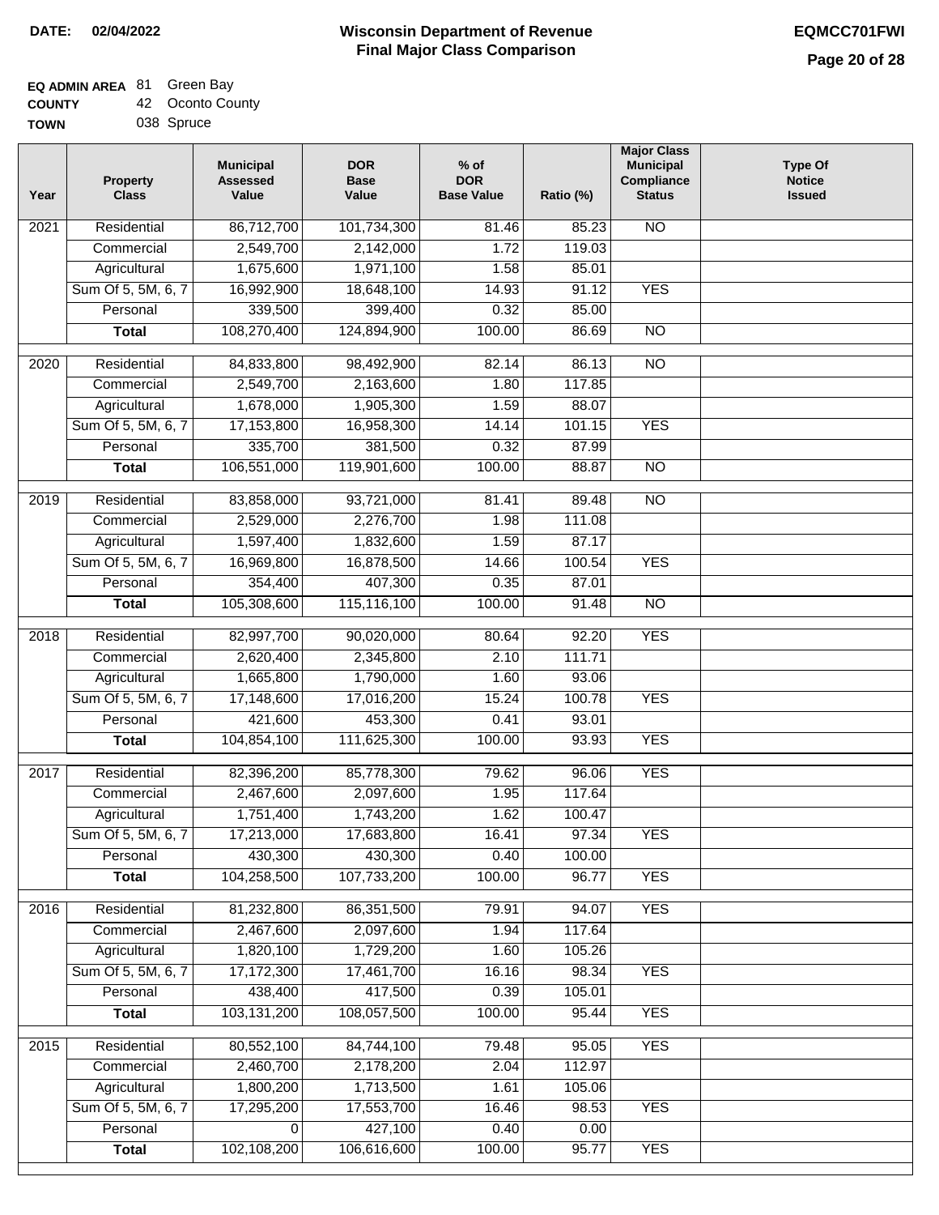DATE: 02/04/2022

# Wisconsin Department of Revenue
## Final Major Class Comparison

EQMCC701FWI

**EQ ADMIN AREA** 81 Green Bay
**COUNTY** 42 Oconto County
**TOWN** 038 Spruce

| Year | Property Class | Municipal Assessed Value | DOR Base Value | % of DOR Base Value | Ratio (%) | Major Class Municipal Compliance Status | Type Of Notice Issued |
|---|---|---|---|---|---|---|---|
| 2021 | Residential | 86,712,700 | 101,734,300 | 81.46 | 85.23 | NO | |
| | Commercial | 2,549,700 | 2,142,000 | 1.72 | 119.03 | | |
| | Agricultural | 1,675,600 | 1,971,100 | 1.58 | 85.01 | | |
| | Sum Of 5, 5M, 6, 7 | 16,992,900 | 18,648,100 | 14.93 | 91.12 | YES | |
| | Personal | 339,500 | 399,400 | 0.32 | 85.00 | | |
| | **Total** | 108,270,400 | 124,894,900 | 100.00 | 86.69 | NO | |
| 2020 | Residential | 84,833,800 | 98,492,900 | 82.14 | 86.13 | NO | |
| | Commercial | 2,549,700 | 2,163,600 | 1.80 | 117.85 | | |
| | Agricultural | 1,678,000 | 1,905,300 | 1.59 | 88.07 | | |
| | Sum Of 5, 5M, 6, 7 | 17,153,800 | 16,958,300 | 14.14 | 101.15 | YES | |
| | Personal | 335,700 | 381,500 | 0.32 | 87.99 | | |
| | **Total** | 106,551,000 | 119,901,600 | 100.00 | 88.87 | NO | |
| 2019 | Residential | 83,858,000 | 93,721,000 | 81.41 | 89.48 | NO | |
| | Commercial | 2,529,000 | 2,276,700 | 1.98 | 111.08 | | |
| | Agricultural | 1,597,400 | 1,832,600 | 1.59 | 87.17 | | |
| | Sum Of 5, 5M, 6, 7 | 16,969,800 | 16,878,500 | 14.66 | 100.54 | YES | |
| | Personal | 354,400 | 407,300 | 0.35 | 87.01 | | |
| | **Total** | 105,308,600 | 115,116,100 | 100.00 | 91.48 | NO | |
| 2018 | Residential | 82,997,700 | 90,020,000 | 80.64 | 92.20 | YES | |
| | Commercial | 2,620,400 | 2,345,800 | 2.10 | 111.71 | | |
| | Agricultural | 1,665,800 | 1,790,000 | 1.60 | 93.06 | | |
| | Sum Of 5, 5M, 6, 7 | 17,148,600 | 17,016,200 | 15.24 | 100.78 | YES | |
| | Personal | 421,600 | 453,300 | 0.41 | 93.01 | | |
| | **Total** | 104,854,100 | 111,625,300 | 100.00 | 93.93 | YES | |
| 2017 | Residential | 82,396,200 | 85,778,300 | 79.62 | 96.06 | YES | |
| | Commercial | 2,467,600 | 2,097,600 | 1.95 | 117.64 | | |
| | Agricultural | 1,751,400 | 1,743,200 | 1.62 | 100.47 | | |
| | Sum Of 5, 5M, 6, 7 | 17,213,000 | 17,683,800 | 16.41 | 97.34 | YES | |
| | Personal | 430,300 | 430,300 | 0.40 | 100.00 | | |
| | **Total** | 104,258,500 | 107,733,200 | 100.00 | 96.77 | YES | |
| 2016 | Residential | 81,232,800 | 86,351,500 | 79.91 | 94.07 | YES | |
| | Commercial | 2,467,600 | 2,097,600 | 1.94 | 117.64 | | |
| | Agricultural | 1,820,100 | 1,729,200 | 1.60 | 105.26 | | |
| | Sum Of 5, 5M, 6, 7 | 17,172,300 | 17,461,700 | 16.16 | 98.34 | YES | |
| | Personal | 438,400 | 417,500 | 0.39 | 105.01 | | |
| | **Total** | 103,131,200 | 108,057,500 | 100.00 | 95.44 | YES | |
| 2015 | Residential | 80,552,100 | 84,744,100 | 79.48 | 95.05 | YES | |
| | Commercial | 2,460,700 | 2,178,200 | 2.04 | 112.97 | | |
| | Agricultural | 1,800,200 | 1,713,500 | 1.61 | 105.06 | | |
| | Sum Of 5, 5M, 6, 7 | 17,295,200 | 17,553,700 | 16.46 | 98.53 | YES | |
| | Personal | 0 | 427,100 | 0.40 | 0.00 | | |
| | **Total** | 102,108,200 | 106,616,600 | 100.00 | 95.77 | YES | |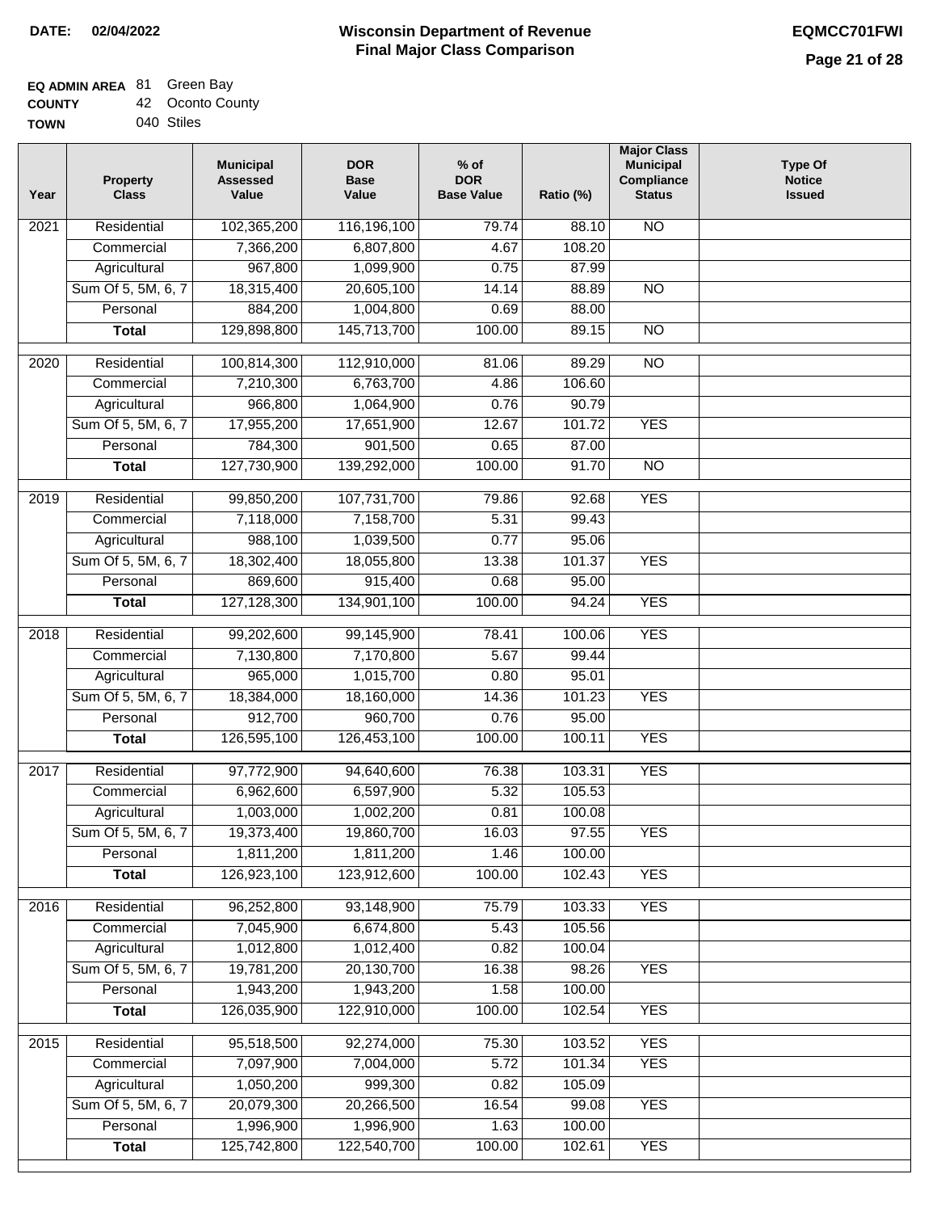# Wisconsin Department of Revenue
## Final Major Class Comparison

**DATE:** 02/04/2022

**EQMCC701FWI**

**EQ ADMIN AREA** 81 Green Bay
**COUNTY** 42 Oconto County
**TOWN** 040 Stiles

| Year | Property Class | Municipal Assessed Value | DOR Base Value | % of DOR Base Value | Ratio (%) | Major Class Municipal Compliance Status | Type Of Notice Issued |
|---|---|---|---|---|---|---|---|
| 2021 | Residential | 102,365,200 | 116,196,100 | 79.74 | 88.10 | NO | |
| | Commercial | 7,366,200 | 6,807,800 | 4.67 | 108.20 | | |
| | Agricultural | 967,800 | 1,099,900 | 0.75 | 87.99 | | |
| | Sum Of 5, 5M, 6, 7 | 18,315,400 | 20,605,100 | 14.14 | 88.89 | NO | |
| | Personal | 884,200 | 1,004,800 | 0.69 | 88.00 | | |
| | **Total** | 129,898,800 | 145,713,700 | 100.00 | 89.15 | NO | |
| 2020 | Residential | 100,814,300 | 112,910,000 | 81.06 | 89.29 | NO | |
| | Commercial | 7,210,300 | 6,763,700 | 4.86 | 106.60 | | |
| | Agricultural | 966,800 | 1,064,900 | 0.76 | 90.79 | | |
| | Sum Of 5, 5M, 6, 7 | 17,955,200 | 17,651,900 | 12.67 | 101.72 | YES | |
| | Personal | 784,300 | 901,500 | 0.65 | 87.00 | | |
| | **Total** | 127,730,900 | 139,292,000 | 100.00 | 91.70 | NO | |
| 2019 | Residential | 99,850,200 | 107,731,700 | 79.86 | 92.68 | YES | |
| | Commercial | 7,118,000 | 7,158,700 | 5.31 | 99.43 | | |
| | Agricultural | 988,100 | 1,039,500 | 0.77 | 95.06 | | |
| | Sum Of 5, 5M, 6, 7 | 18,302,400 | 18,055,800 | 13.38 | 101.37 | YES | |
| | Personal | 869,600 | 915,400 | 0.68 | 95.00 | | |
| | **Total** | 127,128,300 | 134,901,100 | 100.00 | 94.24 | YES | |
| 2018 | Residential | 99,202,600 | 99,145,900 | 78.41 | 100.06 | YES | |
| | Commercial | 7,130,800 | 7,170,800 | 5.67 | 99.44 | | |
| | Agricultural | 965,000 | 1,015,700 | 0.80 | 95.01 | | |
| | Sum Of 5, 5M, 6, 7 | 18,384,000 | 18,160,000 | 14.36 | 101.23 | YES | |
| | Personal | 912,700 | 960,700 | 0.76 | 95.00 | | |
| | **Total** | 126,595,100 | 126,453,100 | 100.00 | 100.11 | YES | |
| 2017 | Residential | 97,772,900 | 94,640,600 | 76.38 | 103.31 | YES | |
| | Commercial | 6,962,600 | 6,597,900 | 5.32 | 105.53 | | |
| | Agricultural | 1,003,000 | 1,002,200 | 0.81 | 100.08 | | |
| | Sum Of 5, 5M, 6, 7 | 19,373,400 | 19,860,700 | 16.03 | 97.55 | YES | |
| | Personal | 1,811,200 | 1,811,200 | 1.46 | 100.00 | | |
| | **Total** | 126,923,100 | 123,912,600 | 100.00 | 102.43 | YES | |
| 2016 | Residential | 96,252,800 | 93,148,900 | 75.79 | 103.33 | YES | |
| | Commercial | 7,045,900 | 6,674,800 | 5.43 | 105.56 | | |
| | Agricultural | 1,012,800 | 1,012,400 | 0.82 | 100.04 | | |
| | Sum Of 5, 5M, 6, 7 | 19,781,200 | 20,130,700 | 16.38 | 98.26 | YES | |
| | Personal | 1,943,200 | 1,943,200 | 1.58 | 100.00 | | |
| | **Total** | 126,035,900 | 122,910,000 | 100.00 | 102.54 | YES | |
| 2015 | Residential | 95,518,500 | 92,274,000 | 75.30 | 103.52 | YES | |
| | Commercial | 7,097,900 | 7,004,000 | 5.72 | 101.34 | YES | |
| | Agricultural | 1,050,200 | 999,300 | 0.82 | 105.09 | | |
| | Sum Of 5, 5M, 6, 7 | 20,079,300 | 20,266,500 | 16.54 | 99.08 | YES | |
| | Personal | 1,996,900 | 1,996,900 | 1.63 | 100.00 | | |
| | **Total** | 125,742,800 | 122,540,700 | 100.00 | 102.61 | YES | |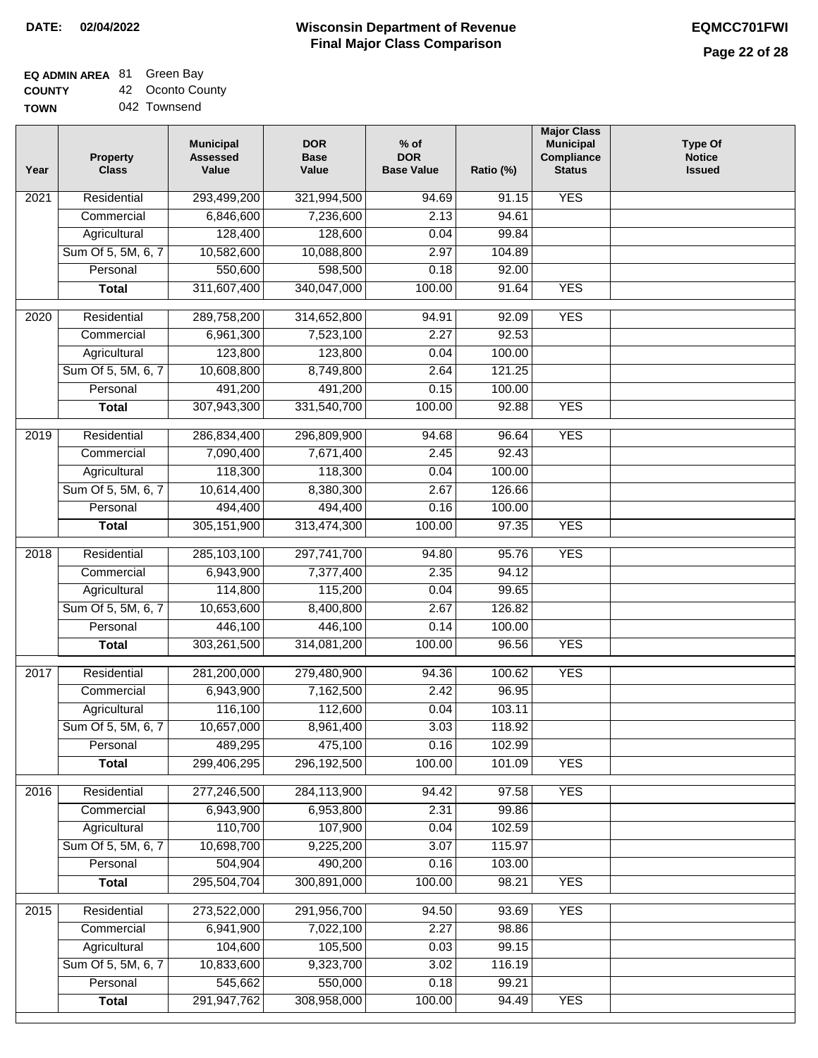**DATE: 02/04/2022**

# Wisconsin Department of Revenue
## Final Major Class Comparison

**EQMCC701FWI**

**EQ ADMIN AREA** 81 Green Bay
**COUNTY** 42 Oconto County
**TOWN** 042 Townsend

| Year | Property Class | Municipal Assessed Value | DOR Base Value | % of DOR Base Value | Ratio (%) | Major Class Municipal Compliance Status | Type Of Notice Issued |
|---|---|---|---|---|---|---|---|
| 2021 | Residential | 293,499,200 | 321,994,500 | 94.69 | 91.15 | YES | |
| | Commercial | 6,846,600 | 7,236,600 | 2.13 | 94.61 | | |
| | Agricultural | 128,400 | 128,600 | 0.04 | 99.84 | | |
| | Sum Of 5, 5M, 6, 7 | 10,582,600 | 10,088,800 | 2.97 | 104.89 | | |
| | Personal | 550,600 | 598,500 | 0.18 | 92.00 | | |
| | **Total** | 311,607,400 | 340,047,000 | 100.00 | 91.64 | YES | |
| 2020 | Residential | 289,758,200 | 314,652,800 | 94.91 | 92.09 | YES | |
| | Commercial | 6,961,300 | 7,523,100 | 2.27 | 92.53 | | |
| | Agricultural | 123,800 | 123,800 | 0.04 | 100.00 | | |
| | Sum Of 5, 5M, 6, 7 | 10,608,800 | 8,749,800 | 2.64 | 121.25 | | |
| | Personal | 491,200 | 491,200 | 0.15 | 100.00 | | |
| | **Total** | 307,943,300 | 331,540,700 | 100.00 | 92.88 | YES | |
| 2019 | Residential | 286,834,400 | 296,809,900 | 94.68 | 96.64 | YES | |
| | Commercial | 7,090,400 | 7,671,400 | 2.45 | 92.43 | | |
| | Agricultural | 118,300 | 118,300 | 0.04 | 100.00 | | |
| | Sum Of 5, 5M, 6, 7 | 10,614,400 | 8,380,300 | 2.67 | 126.66 | | |
| | Personal | 494,400 | 494,400 | 0.16 | 100.00 | | |
| | **Total** | 305,151,900 | 313,474,300 | 100.00 | 97.35 | YES | |
| 2018 | Residential | 285,103,100 | 297,741,700 | 94.80 | 95.76 | YES | |
| | Commercial | 6,943,900 | 7,377,400 | 2.35 | 94.12 | | |
| | Agricultural | 114,800 | 115,200 | 0.04 | 99.65 | | |
| | Sum Of 5, 5M, 6, 7 | 10,653,600 | 8,400,800 | 2.67 | 126.82 | | |
| | Personal | 446,100 | 446,100 | 0.14 | 100.00 | | |
| | **Total** | 303,261,500 | 314,081,200 | 100.00 | 96.56 | YES | |
| 2017 | Residential | 281,200,000 | 279,480,900 | 94.36 | 100.62 | YES | |
| | Commercial | 6,943,900 | 7,162,500 | 2.42 | 96.95 | | |
| | Agricultural | 116,100 | 112,600 | 0.04 | 103.11 | | |
| | Sum Of 5, 5M, 6, 7 | 10,657,000 | 8,961,400 | 3.03 | 118.92 | | |
| | Personal | 489,295 | 475,100 | 0.16 | 102.99 | | |
| | **Total** | 299,406,295 | 296,192,500 | 100.00 | 101.09 | YES | |
| 2016 | Residential | 277,246,500 | 284,113,900 | 94.42 | 97.58 | YES | |
| | Commercial | 6,943,900 | 6,953,800 | 2.31 | 99.86 | | |
| | Agricultural | 110,700 | 107,900 | 0.04 | 102.59 | | |
| | Sum Of 5, 5M, 6, 7 | 10,698,700 | 9,225,200 | 3.07 | 115.97 | | |
| | Personal | 504,904 | 490,200 | 0.16 | 103.00 | | |
| | **Total** | 295,504,704 | 300,891,000 | 100.00 | 98.21 | YES | |
| 2015 | Residential | 273,522,000 | 291,956,700 | 94.50 | 93.69 | YES | |
| | Commercial | 6,941,900 | 7,022,100 | 2.27 | 98.86 | | |
| | Agricultural | 104,600 | 105,500 | 0.03 | 99.15 | | |
| | Sum Of 5, 5M, 6, 7 | 10,833,600 | 9,323,700 | 3.02 | 116.19 | | |
| | Personal | 545,662 | 550,000 | 0.18 | 99.21 | | |
| | **Total** | 291,947,762 | 308,958,000 | 100.00 | 94.49 | YES | |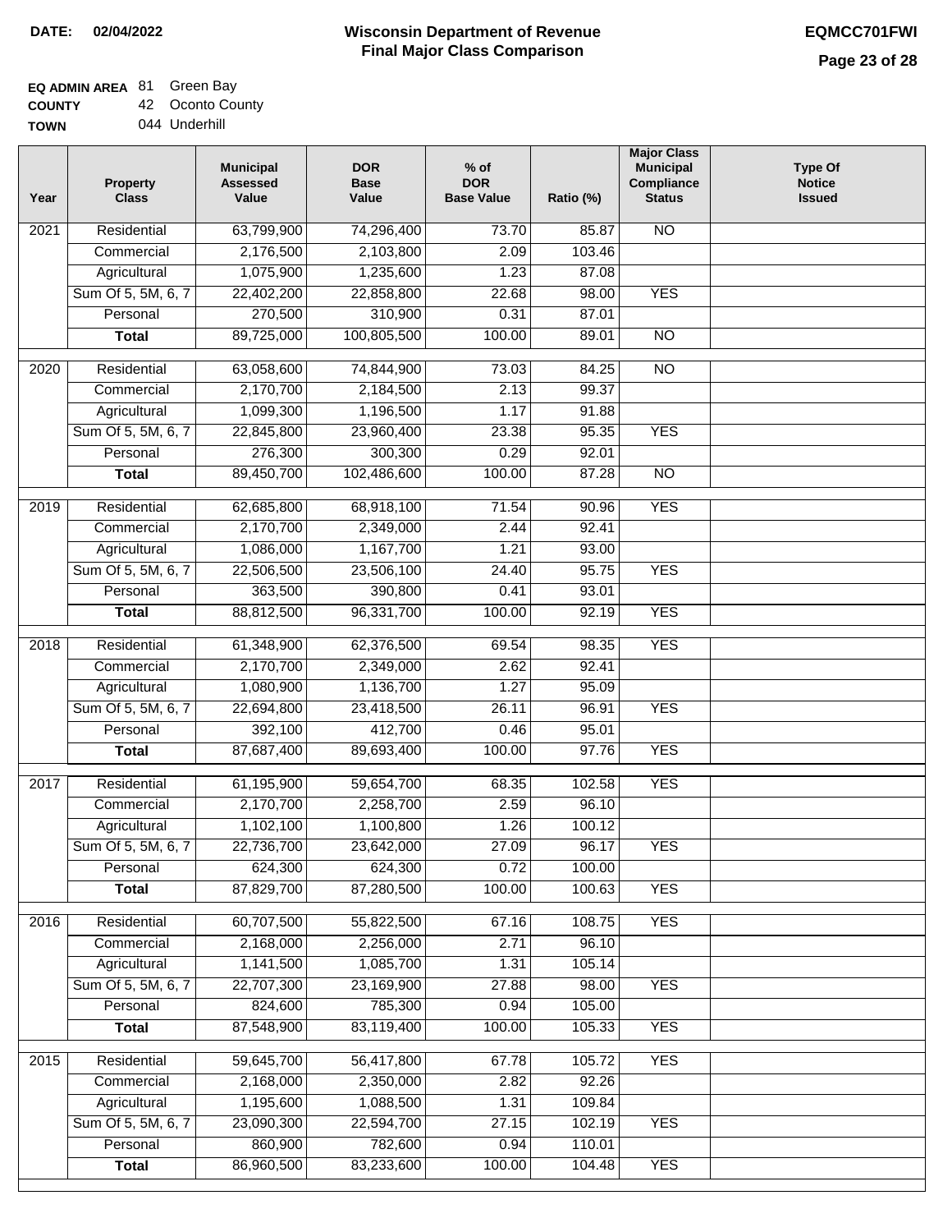**DATE: 02/04/2022**

# Wisconsin Department of Revenue
## Final Major Class Comparison

**EQMCC701FWI**

**EQ ADMIN AREA** 81 Green Bay
**COUNTY** 42 Oconto County
**TOWN** 044 Underhill

| Year | Property Class | Municipal Assessed Value | DOR Base Value | % of DOR Base Value | Ratio (%) | Major Class Municipal Compliance Status | Type Of Notice Issued |
|---|---|---|---|---|---|---|---|
| 2021 | Residential | 63,799,900 | 74,296,400 | 73.70 | 85.87 | NO | |
| | Commercial | 2,176,500 | 2,103,800 | 2.09 | 103.46 | | |
| | Agricultural | 1,075,900 | 1,235,600 | 1.23 | 87.08 | | |
| | Sum Of 5, 5M, 6, 7 | 22,402,200 | 22,858,800 | 22.68 | 98.00 | YES | |
| | Personal | 270,500 | 310,900 | 0.31 | 87.01 | | |
| | **Total** | 89,725,000 | 100,805,500 | 100.00 | 89.01 | NO | |
| 2020 | Residential | 63,058,600 | 74,844,900 | 73.03 | 84.25 | NO | |
| | Commercial | 2,170,700 | 2,184,500 | 2.13 | 99.37 | | |
| | Agricultural | 1,099,300 | 1,196,500 | 1.17 | 91.88 | | |
| | Sum Of 5, 5M, 6, 7 | 22,845,800 | 23,960,400 | 23.38 | 95.35 | YES | |
| | Personal | 276,300 | 300,300 | 0.29 | 92.01 | | |
| | **Total** | 89,450,700 | 102,486,600 | 100.00 | 87.28 | NO | |
| 2019 | Residential | 62,685,800 | 68,918,100 | 71.54 | 90.96 | YES | |
| | Commercial | 2,170,700 | 2,349,000 | 2.44 | 92.41 | | |
| | Agricultural | 1,086,000 | 1,167,700 | 1.21 | 93.00 | | |
| | Sum Of 5, 5M, 6, 7 | 22,506,500 | 23,506,100 | 24.40 | 95.75 | YES | |
| | Personal | 363,500 | 390,800 | 0.41 | 93.01 | | |
| | **Total** | 88,812,500 | 96,331,700 | 100.00 | 92.19 | YES | |
| 2018 | Residential | 61,348,900 | 62,376,500 | 69.54 | 98.35 | YES | |
| | Commercial | 2,170,700 | 2,349,000 | 2.62 | 92.41 | | |
| | Agricultural | 1,080,900 | 1,136,700 | 1.27 | 95.09 | | |
| | Sum Of 5, 5M, 6, 7 | 22,694,800 | 23,418,500 | 26.11 | 96.91 | YES | |
| | Personal | 392,100 | 412,700 | 0.46 | 95.01 | | |
| | **Total** | 87,687,400 | 89,693,400 | 100.00 | 97.76 | YES | |
| 2017 | Residential | 61,195,900 | 59,654,700 | 68.35 | 102.58 | YES | |
| | Commercial | 2,170,700 | 2,258,700 | 2.59 | 96.10 | | |
| | Agricultural | 1,102,100 | 1,100,800 | 1.26 | 100.12 | | |
| | Sum Of 5, 5M, 6, 7 | 22,736,700 | 23,642,000 | 27.09 | 96.17 | YES | |
| | Personal | 624,300 | 624,300 | 0.72 | 100.00 | | |
| | **Total** | 87,829,700 | 87,280,500 | 100.00 | 100.63 | YES | |
| 2016 | Residential | 60,707,500 | 55,822,500 | 67.16 | 108.75 | YES | |
| | Commercial | 2,168,000 | 2,256,000 | 2.71 | 96.10 | | |
| | Agricultural | 1,141,500 | 1,085,700 | 1.31 | 105.14 | | |
| | Sum Of 5, 5M, 6, 7 | 22,707,300 | 23,169,900 | 27.88 | 98.00 | YES | |
| | Personal | 824,600 | 785,300 | 0.94 | 105.00 | | |
| | **Total** | 87,548,900 | 83,119,400 | 100.00 | 105.33 | YES | |
| 2015 | Residential | 59,645,700 | 56,417,800 | 67.78 | 105.72 | YES | |
| | Commercial | 2,168,000 | 2,350,000 | 2.82 | 92.26 | | |
| | Agricultural | 1,195,600 | 1,088,500 | 1.31 | 109.84 | | |
| | Sum Of 5, 5M, 6, 7 | 23,090,300 | 22,594,700 | 27.15 | 102.19 | YES | |
| | Personal | 860,900 | 782,600 | 0.94 | 110.01 | | |
| | **Total** | 86,960,500 | 83,233,600 | 100.00 | 104.48 | YES | |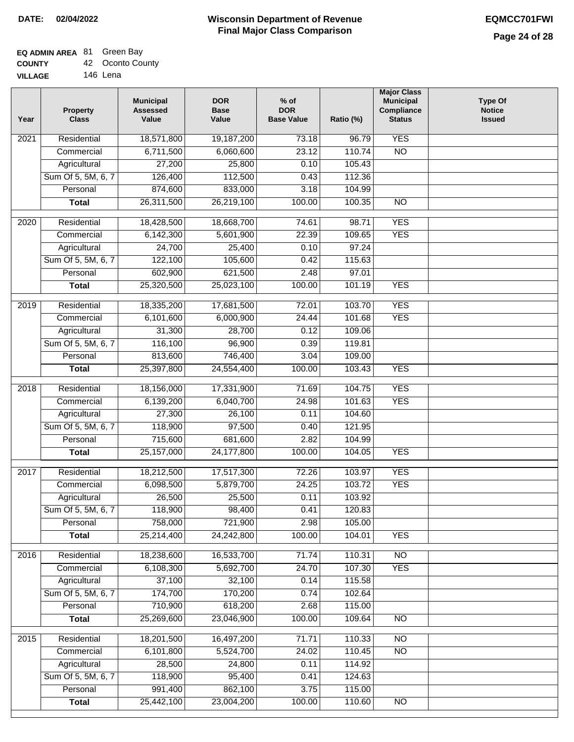**DATE:** 02/04/2022

# Wisconsin Department of Revenue
## Final Major Class Comparison

**EQMCC701FWI**

**EQ ADMIN AREA** 81 Green Bay
**COUNTY** 42 Oconto County
**VILLAGE** 146 Lena

| Year | Property Class | Municipal Assessed Value | DOR Base Value | % of DOR Base Value | Ratio (%) | Major Class Municipal Compliance Status | Type Of Notice Issued |
|---|---|---|---|---|---|---|---|
| 2021 | Residential | 18,571,800 | 19,187,200 | 73.18 | 96.79 | YES | |
| | Commercial | 6,711,500 | 6,060,600 | 23.12 | 110.74 | NO | |
| | Agricultural | 27,200 | 25,800 | 0.10 | 105.43 | | |
| | Sum Of 5, 5M, 6, 7 | 126,400 | 112,500 | 0.43 | 112.36 | | |
| | Personal | 874,600 | 833,000 | 3.18 | 104.99 | | |
| | **Total** | 26,311,500 | 26,219,100 | 100.00 | 100.35 | NO | |
| 2020 | Residential | 18,428,500 | 18,668,700 | 74.61 | 98.71 | YES | |
| | Commercial | 6,142,300 | 5,601,900 | 22.39 | 109.65 | YES | |
| | Agricultural | 24,700 | 25,400 | 0.10 | 97.24 | | |
| | Sum Of 5, 5M, 6, 7 | 122,100 | 105,600 | 0.42 | 115.63 | | |
| | Personal | 602,900 | 621,500 | 2.48 | 97.01 | | |
| | **Total** | 25,320,500 | 25,023,100 | 100.00 | 101.19 | YES | |
| 2019 | Residential | 18,335,200 | 17,681,500 | 72.01 | 103.70 | YES | |
| | Commercial | 6,101,600 | 6,000,900 | 24.44 | 101.68 | YES | |
| | Agricultural | 31,300 | 28,700 | 0.12 | 109.06 | | |
| | Sum Of 5, 5M, 6, 7 | 116,100 | 96,900 | 0.39 | 119.81 | | |
| | Personal | 813,600 | 746,400 | 3.04 | 109.00 | | |
| | **Total** | 25,397,800 | 24,554,400 | 100.00 | 103.43 | YES | |
| 2018 | Residential | 18,156,000 | 17,331,900 | 71.69 | 104.75 | YES | |
| | Commercial | 6,139,200 | 6,040,700 | 24.98 | 101.63 | YES | |
| | Agricultural | 27,300 | 26,100 | 0.11 | 104.60 | | |
| | Sum Of 5, 5M, 6, 7 | 118,900 | 97,500 | 0.40 | 121.95 | | |
| | Personal | 715,600 | 681,600 | 2.82 | 104.99 | | |
| | **Total** | 25,157,000 | 24,177,800 | 100.00 | 104.05 | YES | |
| 2017 | Residential | 18,212,500 | 17,517,300 | 72.26 | 103.97 | YES | |
| | Commercial | 6,098,500 | 5,879,700 | 24.25 | 103.72 | YES | |
| | Agricultural | 26,500 | 25,500 | 0.11 | 103.92 | | |
| | Sum Of 5, 5M, 6, 7 | 118,900 | 98,400 | 0.41 | 120.83 | | |
| | Personal | 758,000 | 721,900 | 2.98 | 105.00 | | |
| | **Total** | 25,214,400 | 24,242,800 | 100.00 | 104.01 | YES | |
| 2016 | Residential | 18,238,600 | 16,533,700 | 71.74 | 110.31 | NO | |
| | Commercial | 6,108,300 | 5,692,700 | 24.70 | 107.30 | YES | |
| | Agricultural | 37,100 | 32,100 | 0.14 | 115.58 | | |
| | Sum Of 5, 5M, 6, 7 | 174,700 | 170,200 | 0.74 | 102.64 | | |
| | Personal | 710,900 | 618,200 | 2.68 | 115.00 | | |
| | **Total** | 25,269,600 | 23,046,900 | 100.00 | 109.64 | NO | |
| 2015 | Residential | 18,201,500 | 16,497,200 | 71.71 | 110.33 | NO | |
| | Commercial | 6,101,800 | 5,524,700 | 24.02 | 110.45 | NO | |
| | Agricultural | 28,500 | 24,800 | 0.11 | 114.92 | | |
| | Sum Of 5, 5M, 6, 7 | 118,900 | 95,400 | 0.41 | 124.63 | | |
| | Personal | 991,400 | 862,100 | 3.75 | 115.00 | | |
| | **Total** | 25,442,100 | 23,004,200 | 100.00 | 110.60 | NO | |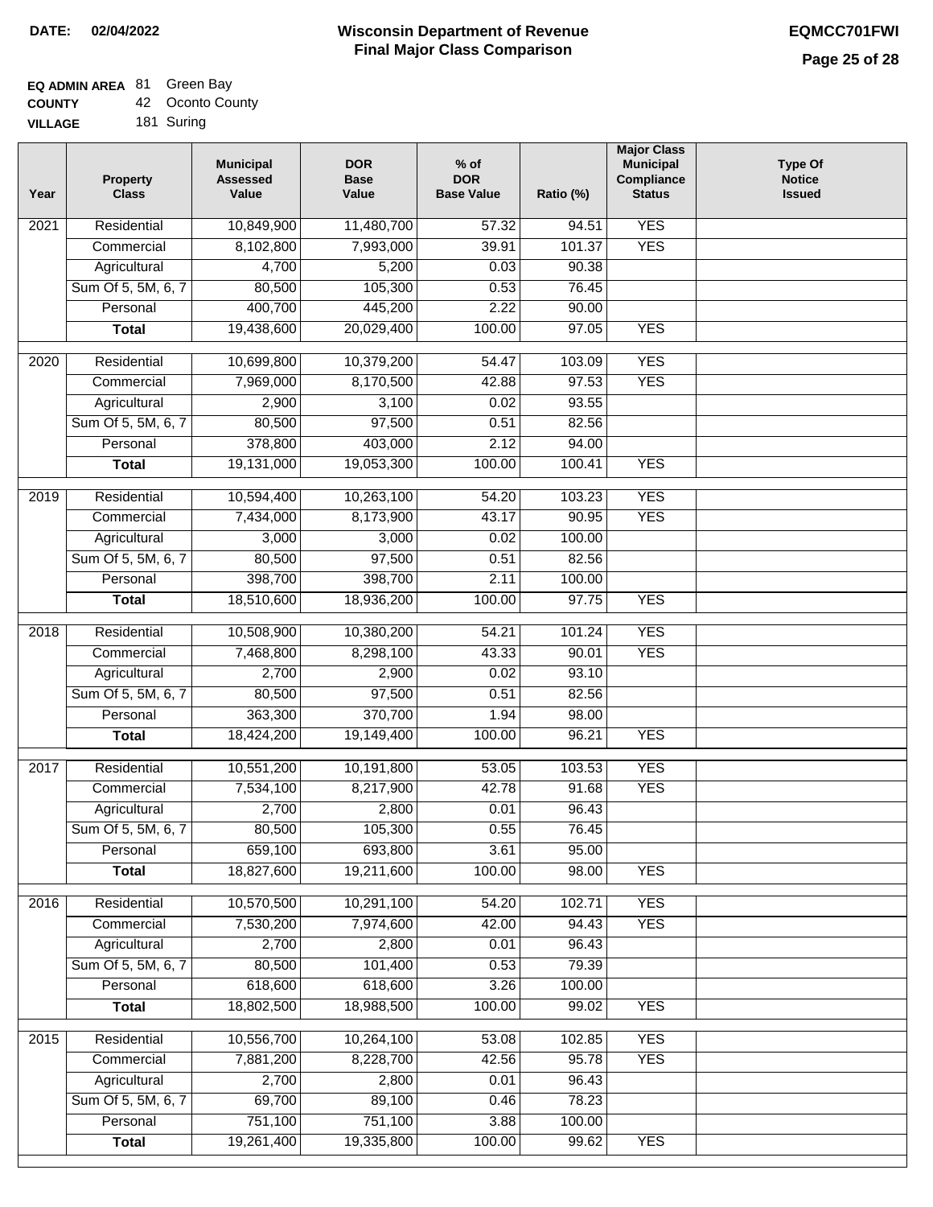**DATE:** 02/04/2022

# Wisconsin Department of Revenue
## Final Major Class Comparison

**EQMCC701FWI**

**EQ ADMIN AREA** 81 Green Bay
**COUNTY** 42 Oconto County
**VILLAGE** 181 Suring

| Year | Property Class | Municipal Assessed Value | DOR Base Value | % of DOR Base Value | Ratio (%) | Major Class Municipal Compliance Status | Type Of Notice Issued |
|---|---|---|---|---|---|---|---|
| 2021 | Residential | 10,849,900 | 11,480,700 | 57.32 | 94.51 | YES | |
| | Commercial | 8,102,800 | 7,993,000 | 39.91 | 101.37 | YES | |
| | Agricultural | 4,700 | 5,200 | 0.03 | 90.38 | | |
| | Sum Of 5, 5M, 6, 7 | 80,500 | 105,300 | 0.53 | 76.45 | | |
| | Personal | 400,700 | 445,200 | 2.22 | 90.00 | | |
| | **Total** | 19,438,600 | 20,029,400 | 100.00 | 97.05 | YES | |
| 2020 | Residential | 10,699,800 | 10,379,200 | 54.47 | 103.09 | YES | |
| | Commercial | 7,969,000 | 8,170,500 | 42.88 | 97.53 | YES | |
| | Agricultural | 2,900 | 3,100 | 0.02 | 93.55 | | |
| | Sum Of 5, 5M, 6, 7 | 80,500 | 97,500 | 0.51 | 82.56 | | |
| | Personal | 378,800 | 403,000 | 2.12 | 94.00 | | |
| | **Total** | 19,131,000 | 19,053,300 | 100.00 | 100.41 | YES | |
| 2019 | Residential | 10,594,400 | 10,263,100 | 54.20 | 103.23 | YES | |
| | Commercial | 7,434,000 | 8,173,900 | 43.17 | 90.95 | YES | |
| | Agricultural | 3,000 | 3,000 | 0.02 | 100.00 | | |
| | Sum Of 5, 5M, 6, 7 | 80,500 | 97,500 | 0.51 | 82.56 | | |
| | Personal | 398,700 | 398,700 | 2.11 | 100.00 | | |
| | **Total** | 18,510,600 | 18,936,200 | 100.00 | 97.75 | YES | |
| 2018 | Residential | 10,508,900 | 10,380,200 | 54.21 | 101.24 | YES | |
| | Commercial | 7,468,800 | 8,298,100 | 43.33 | 90.01 | YES | |
| | Agricultural | 2,700 | 2,900 | 0.02 | 93.10 | | |
| | Sum Of 5, 5M, 6, 7 | 80,500 | 97,500 | 0.51 | 82.56 | | |
| | Personal | 363,300 | 370,700 | 1.94 | 98.00 | | |
| | **Total** | 18,424,200 | 19,149,400 | 100.00 | 96.21 | YES | |
| 2017 | Residential | 10,551,200 | 10,191,800 | 53.05 | 103.53 | YES | |
| | Commercial | 7,534,100 | 8,217,900 | 42.78 | 91.68 | YES | |
| | Agricultural | 2,700 | 2,800 | 0.01 | 96.43 | | |
| | Sum Of 5, 5M, 6, 7 | 80,500 | 105,300 | 0.55 | 76.45 | | |
| | Personal | 659,100 | 693,800 | 3.61 | 95.00 | | |
| | **Total** | 18,827,600 | 19,211,600 | 100.00 | 98.00 | YES | |
| 2016 | Residential | 10,570,500 | 10,291,100 | 54.20 | 102.71 | YES | |
| | Commercial | 7,530,200 | 7,974,600 | 42.00 | 94.43 | YES | |
| | Agricultural | 2,700 | 2,800 | 0.01 | 96.43 | | |
| | Sum Of 5, 5M, 6, 7 | 80,500 | 101,400 | 0.53 | 79.39 | | |
| | Personal | 618,600 | 618,600 | 3.26 | 100.00 | | |
| | **Total** | 18,802,500 | 18,988,500 | 100.00 | 99.02 | YES | |
| 2015 | Residential | 10,556,700 | 10,264,100 | 53.08 | 102.85 | YES | |
| | Commercial | 7,881,200 | 8,228,700 | 42.56 | 95.78 | YES | |
| | Agricultural | 2,700 | 2,800 | 0.01 | 96.43 | | |
| | Sum Of 5, 5M, 6, 7 | 69,700 | 89,100 | 0.46 | 78.23 | | |
| | Personal | 751,100 | 751,100 | 3.88 | 100.00 | | |
| | **Total** | 19,261,400 | 19,335,800 | 100.00 | 99.62 | YES | |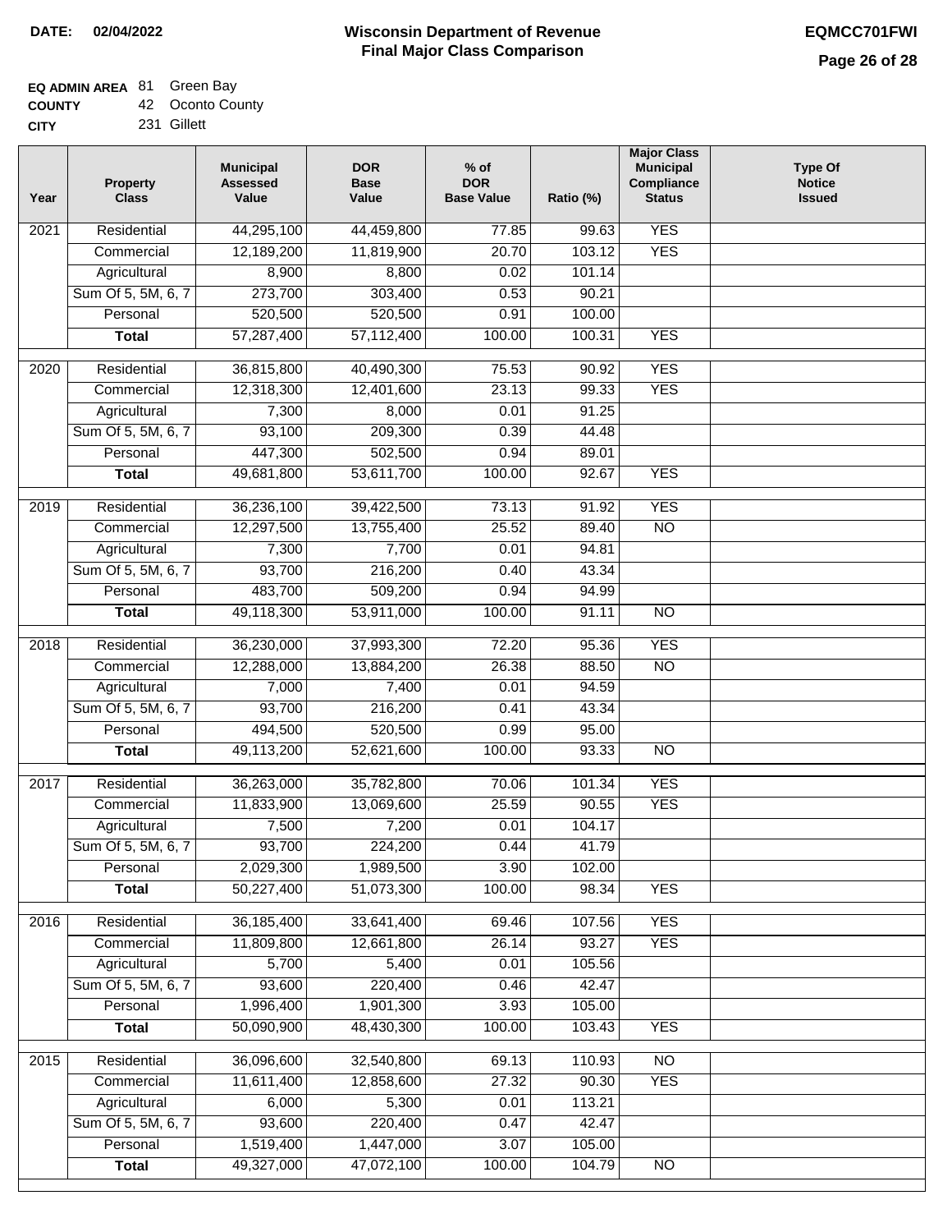**DATE: 02/04/2022**

# Wisconsin Department of Revenue
## Final Major Class Comparison

**EQMCC701FWI**

**EQ ADMIN AREA** 81 Green Bay
**COUNTY** 42 Oconto County
**CITY** 231 Gillett

| Year | Property Class | Municipal Assessed Value | DOR Base Value | % of DOR Base Value | Ratio (%) | Major Class Municipal Compliance Status | Type Of Notice Issued |
|---|---|---|---|---|---|---|---|
| 2021 | Residential | 44,295,100 | 44,459,800 | 77.85 | 99.63 | YES | |
| | Commercial | 12,189,200 | 11,819,900 | 20.70 | 103.12 | YES | |
| | Agricultural | 8,900 | 8,800 | 0.02 | 101.14 | | |
| | Sum Of 5, 5M, 6, 7 | 273,700 | 303,400 | 0.53 | 90.21 | | |
| | Personal | 520,500 | 520,500 | 0.91 | 100.00 | | |
| | **Total** | 57,287,400 | 57,112,400 | 100.00 | 100.31 | YES | |
| 2020 | Residential | 36,815,800 | 40,490,300 | 75.53 | 90.92 | YES | |
| | Commercial | 12,318,300 | 12,401,600 | 23.13 | 99.33 | YES | |
| | Agricultural | 7,300 | 8,000 | 0.01 | 91.25 | | |
| | Sum Of 5, 5M, 6, 7 | 93,100 | 209,300 | 0.39 | 44.48 | | |
| | Personal | 447,300 | 502,500 | 0.94 | 89.01 | | |
| | **Total** | 49,681,800 | 53,611,700 | 100.00 | 92.67 | YES | |
| 2019 | Residential | 36,236,100 | 39,422,500 | 73.13 | 91.92 | YES | |
| | Commercial | 12,297,500 | 13,755,400 | 25.52 | 89.40 | NO | |
| | Agricultural | 7,300 | 7,700 | 0.01 | 94.81 | | |
| | Sum Of 5, 5M, 6, 7 | 93,700 | 216,200 | 0.40 | 43.34 | | |
| | Personal | 483,700 | 509,200 | 0.94 | 94.99 | | |
| | **Total** | 49,118,300 | 53,911,000 | 100.00 | 91.11 | NO | |
| 2018 | Residential | 36,230,000 | 37,993,300 | 72.20 | 95.36 | YES | |
| | Commercial | 12,288,000 | 13,884,200 | 26.38 | 88.50 | NO | |
| | Agricultural | 7,000 | 7,400 | 0.01 | 94.59 | | |
| | Sum Of 5, 5M, 6, 7 | 93,700 | 216,200 | 0.41 | 43.34 | | |
| | Personal | 494,500 | 520,500 | 0.99 | 95.00 | | |
| | **Total** | 49,113,200 | 52,621,600 | 100.00 | 93.33 | NO | |
| 2017 | Residential | 36,263,000 | 35,782,800 | 70.06 | 101.34 | YES | |
| | Commercial | 11,833,900 | 13,069,600 | 25.59 | 90.55 | YES | |
| | Agricultural | 7,500 | 7,200 | 0.01 | 104.17 | | |
| | Sum Of 5, 5M, 6, 7 | 93,700 | 224,200 | 0.44 | 41.79 | | |
| | Personal | 2,029,300 | 1,989,500 | 3.90 | 102.00 | | |
| | **Total** | 50,227,400 | 51,073,300 | 100.00 | 98.34 | YES | |
| 2016 | Residential | 36,185,400 | 33,641,400 | 69.46 | 107.56 | YES | |
| | Commercial | 11,809,800 | 12,661,800 | 26.14 | 93.27 | YES | |
| | Agricultural | 5,700 | 5,400 | 0.01 | 105.56 | | |
| | Sum Of 5, 5M, 6, 7 | 93,600 | 220,400 | 0.46 | 42.47 | | |
| | Personal | 1,996,400 | 1,901,300 | 3.93 | 105.00 | | |
| | **Total** | 50,090,900 | 48,430,300 | 100.00 | 103.43 | YES | |
| 2015 | Residential | 36,096,600 | 32,540,800 | 69.13 | 110.93 | NO | |
| | Commercial | 11,611,400 | 12,858,600 | 27.32 | 90.30 | YES | |
| | Agricultural | 6,000 | 5,300 | 0.01 | 113.21 | | |
| | Sum Of 5, 5M, 6, 7 | 93,600 | 220,400 | 0.47 | 42.47 | | |
| | Personal | 1,519,400 | 1,447,000 | 3.07 | 105.00 | | |
| | **Total** | 49,327,000 | 47,072,100 | 100.00 | 104.79 | NO | |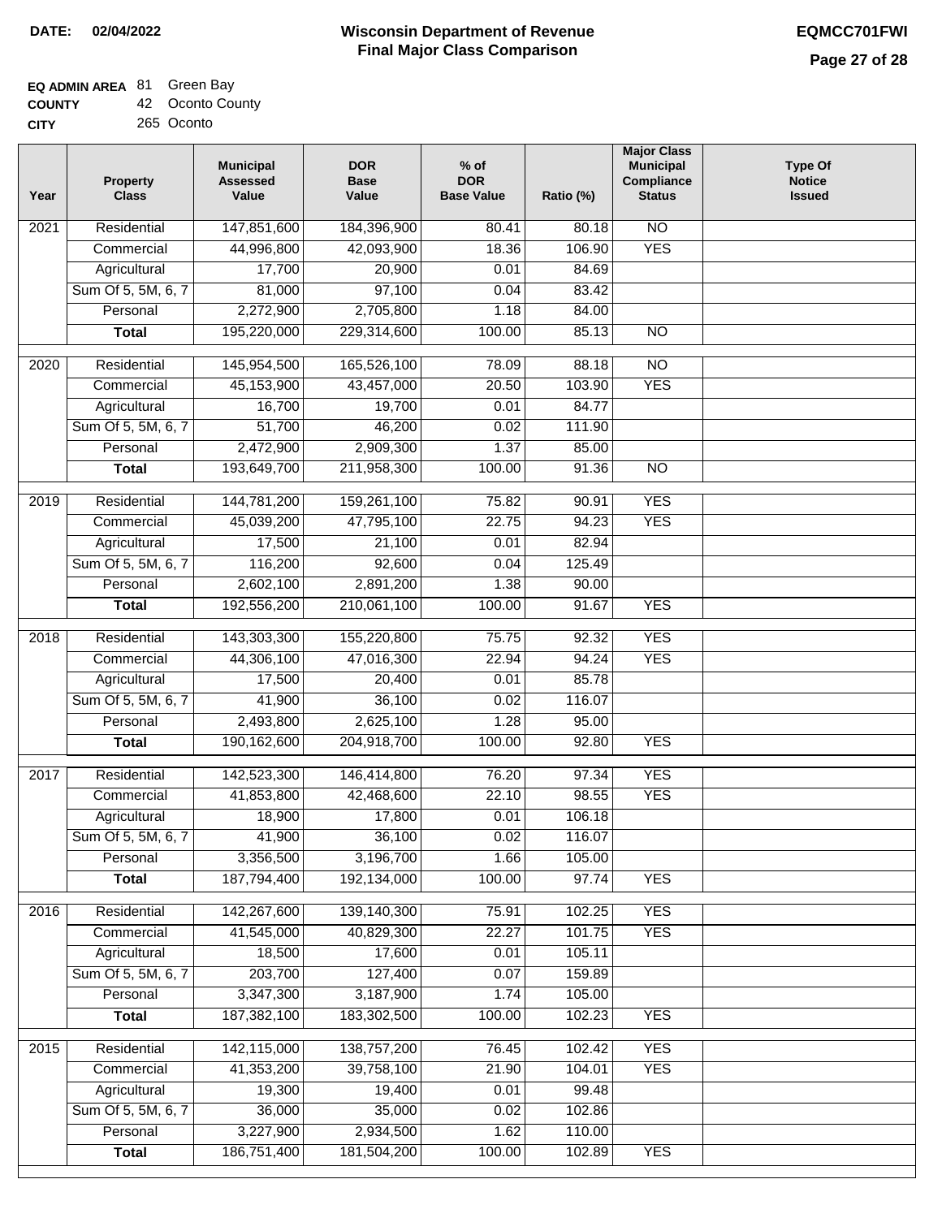**DATE: 02/04/2022**

# Wisconsin Department of Revenue
## Final Major Class Comparison

**EQMCC701FWI**

**EQ ADMIN AREA** 81 Green Bay
**COUNTY** 42 Oconto County
**CITY** 265 Oconto

| Year | Property Class | Municipal Assessed Value | DOR Base Value | % of DOR Base Value | Ratio (%) | Major Class Municipal Compliance Status | Type Of Notice Issued |
|---|---|---|---|---|---|---|---|
| 2021 | Residential | 147,851,600 | 184,396,900 | 80.41 | 80.18 | NO | |
| | Commercial | 44,996,800 | 42,093,900 | 18.36 | 106.90 | YES | |
| | Agricultural | 17,700 | 20,900 | 0.01 | 84.69 | | |
| | Sum Of 5, 5M, 6, 7 | 81,000 | 97,100 | 0.04 | 83.42 | | |
| | Personal | 2,272,900 | 2,705,800 | 1.18 | 84.00 | | |
| | **Total** | 195,220,000 | 229,314,600 | 100.00 | 85.13 | NO | |
| 2020 | Residential | 145,954,500 | 165,526,100 | 78.09 | 88.18 | NO | |
| | Commercial | 45,153,900 | 43,457,000 | 20.50 | 103.90 | YES | |
| | Agricultural | 16,700 | 19,700 | 0.01 | 84.77 | | |
| | Sum Of 5, 5M, 6, 7 | 51,700 | 46,200 | 0.02 | 111.90 | | |
| | Personal | 2,472,900 | 2,909,300 | 1.37 | 85.00 | | |
| | **Total** | 193,649,700 | 211,958,300 | 100.00 | 91.36 | NO | |
| 2019 | Residential | 144,781,200 | 159,261,100 | 75.82 | 90.91 | YES | |
| | Commercial | 45,039,200 | 47,795,100 | 22.75 | 94.23 | YES | |
| | Agricultural | 17,500 | 21,100 | 0.01 | 82.94 | | |
| | Sum Of 5, 5M, 6, 7 | 116,200 | 92,600 | 0.04 | 125.49 | | |
| | Personal | 2,602,100 | 2,891,200 | 1.38 | 90.00 | | |
| | **Total** | 192,556,200 | 210,061,100 | 100.00 | 91.67 | YES | |
| 2018 | Residential | 143,303,300 | 155,220,800 | 75.75 | 92.32 | YES | |
| | Commercial | 44,306,100 | 47,016,300 | 22.94 | 94.24 | YES | |
| | Agricultural | 17,500 | 20,400 | 0.01 | 85.78 | | |
| | Sum Of 5, 5M, 6, 7 | 41,900 | 36,100 | 0.02 | 116.07 | | |
| | Personal | 2,493,800 | 2,625,100 | 1.28 | 95.00 | | |
| | **Total** | 190,162,600 | 204,918,700 | 100.00 | 92.80 | YES | |
| 2017 | Residential | 142,523,300 | 146,414,800 | 76.20 | 97.34 | YES | |
| | Commercial | 41,853,800 | 42,468,600 | 22.10 | 98.55 | YES | |
| | Agricultural | 18,900 | 17,800 | 0.01 | 106.18 | | |
| | Sum Of 5, 5M, 6, 7 | 41,900 | 36,100 | 0.02 | 116.07 | | |
| | Personal | 3,356,500 | 3,196,700 | 1.66 | 105.00 | | |
| | **Total** | 187,794,400 | 192,134,000 | 100.00 | 97.74 | YES | |
| 2016 | Residential | 142,267,600 | 139,140,300 | 75.91 | 102.25 | YES | |
| | Commercial | 41,545,000 | 40,829,300 | 22.27 | 101.75 | YES | |
| | Agricultural | 18,500 | 17,600 | 0.01 | 105.11 | | |
| | Sum Of 5, 5M, 6, 7 | 203,700 | 127,400 | 0.07 | 159.89 | | |
| | Personal | 3,347,300 | 3,187,900 | 1.74 | 105.00 | | |
| | **Total** | 187,382,100 | 183,302,500 | 100.00 | 102.23 | YES | |
| 2015 | Residential | 142,115,000 | 138,757,200 | 76.45 | 102.42 | YES | |
| | Commercial | 41,353,200 | 39,758,100 | 21.90 | 104.01 | YES | |
| | Agricultural | 19,300 | 19,400 | 0.01 | 99.48 | | |
| | Sum Of 5, 5M, 6, 7 | 36,000 | 35,000 | 0.02 | 102.86 | | |
| | Personal | 3,227,900 | 2,934,500 | 1.62 | 110.00 | | |
| | **Total** | 186,751,400 | 181,504,200 | 100.00 | 102.89 | YES | |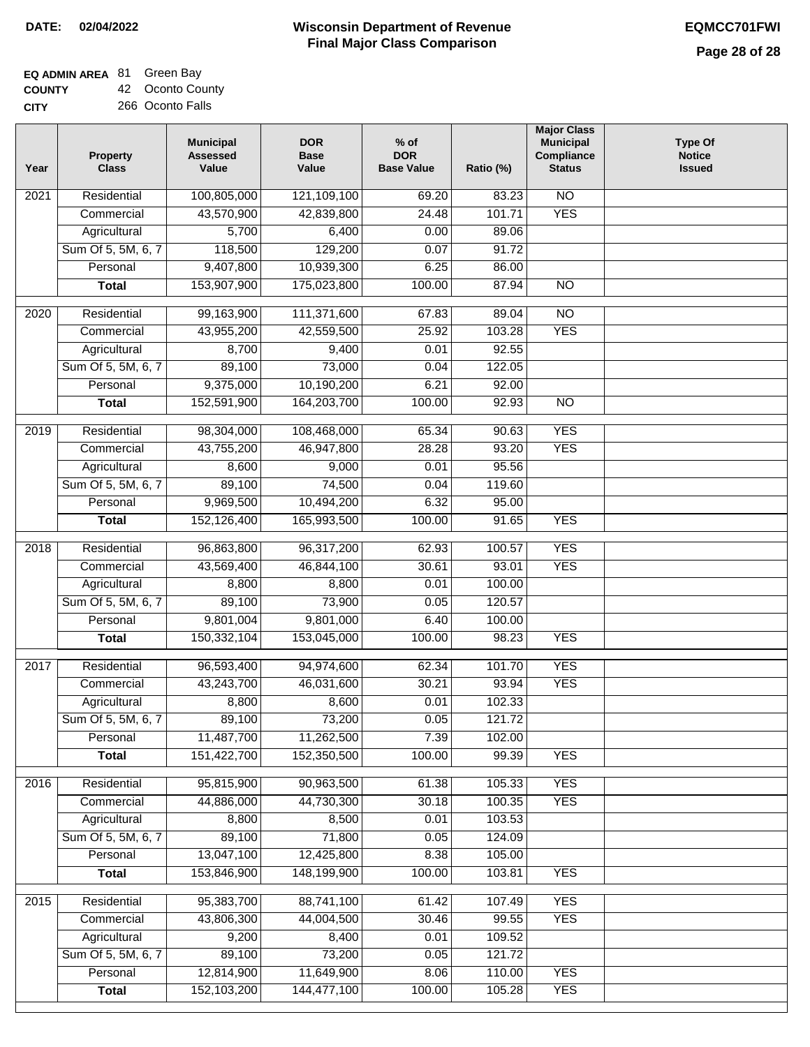**DATE:** 02/04/2022

# Wisconsin Department of Revenue
## Final Major Class Comparison

**EQMCC701FWI**

**EQ ADMIN AREA** 81 Green Bay
**COUNTY** 42 Oconto County
**CITY** 266 Oconto Falls

| Year | Property Class | Municipal Assessed Value | DOR Base Value | % of DOR Base Value | Ratio (%) | Major Class Municipal Compliance Status | Type Of Notice Issued |
|---|---|---|---|---|---|---|---|
| 2021 | Residential | 100,805,000 | 121,109,100 | 69.20 | 83.23 | NO | |
| | Commercial | 43,570,900 | 42,839,800 | 24.48 | 101.71 | YES | |
| | Agricultural | 5,700 | 6,400 | 0.00 | 89.06 | | |
| | Sum Of 5, 5M, 6, 7 | 118,500 | 129,200 | 0.07 | 91.72 | | |
| | Personal | 9,407,800 | 10,939,300 | 6.25 | 86.00 | | |
| | **Total** | 153,907,900 | 175,023,800 | 100.00 | 87.94 | NO | |
| 2020 | Residential | 99,163,900 | 111,371,600 | 67.83 | 89.04 | NO | |
| | Commercial | 43,955,200 | 42,559,500 | 25.92 | 103.28 | YES | |
| | Agricultural | 8,700 | 9,400 | 0.01 | 92.55 | | |
| | Sum Of 5, 5M, 6, 7 | 89,100 | 73,000 | 0.04 | 122.05 | | |
| | Personal | 9,375,000 | 10,190,200 | 6.21 | 92.00 | | |
| | **Total** | 152,591,900 | 164,203,700 | 100.00 | 92.93 | NO | |
| 2019 | Residential | 98,304,000 | 108,468,000 | 65.34 | 90.63 | YES | |
| | Commercial | 43,755,200 | 46,947,800 | 28.28 | 93.20 | YES | |
| | Agricultural | 8,600 | 9,000 | 0.01 | 95.56 | | |
| | Sum Of 5, 5M, 6, 7 | 89,100 | 74,500 | 0.04 | 119.60 | | |
| | Personal | 9,969,500 | 10,494,200 | 6.32 | 95.00 | | |
| | **Total** | 152,126,400 | 165,993,500 | 100.00 | 91.65 | YES | |
| 2018 | Residential | 96,863,800 | 96,317,200 | 62.93 | 100.57 | YES | |
| | Commercial | 43,569,400 | 46,844,100 | 30.61 | 93.01 | YES | |
| | Agricultural | 8,800 | 8,800 | 0.01 | 100.00 | | |
| | Sum Of 5, 5M, 6, 7 | 89,100 | 73,900 | 0.05 | 120.57 | | |
| | Personal | 9,801,004 | 9,801,000 | 6.40 | 100.00 | | |
| | **Total** | 150,332,104 | 153,045,000 | 100.00 | 98.23 | YES | |
| 2017 | Residential | 96,593,400 | 94,974,600 | 62.34 | 101.70 | YES | |
| | Commercial | 43,243,700 | 46,031,600 | 30.21 | 93.94 | YES | |
| | Agricultural | 8,800 | 8,600 | 0.01 | 102.33 | | |
| | Sum Of 5, 5M, 6, 7 | 89,100 | 73,200 | 0.05 | 121.72 | | |
| | Personal | 11,487,700 | 11,262,500 | 7.39 | 102.00 | | |
| | **Total** | 151,422,700 | 152,350,500 | 100.00 | 99.39 | YES | |
| 2016 | Residential | 95,815,900 | 90,963,500 | 61.38 | 105.33 | YES | |
| | Commercial | 44,886,000 | 44,730,300 | 30.18 | 100.35 | YES | |
| | Agricultural | 8,800 | 8,500 | 0.01 | 103.53 | | |
| | Sum Of 5, 5M, 6, 7 | 89,100 | 71,800 | 0.05 | 124.09 | | |
| | Personal | 13,047,100 | 12,425,800 | 8.38 | 105.00 | | |
| | **Total** | 153,846,900 | 148,199,900 | 100.00 | 103.81 | YES | |
| 2015 | Residential | 95,383,700 | 88,741,100 | 61.42 | 107.49 | YES | |
| | Commercial | 43,806,300 | 44,004,500 | 30.46 | 99.55 | YES | |
| | Agricultural | 9,200 | 8,400 | 0.01 | 109.52 | | |
| | Sum Of 5, 5M, 6, 7 | 89,100 | 73,200 | 0.05 | 121.72 | | |
| | Personal | 12,814,900 | 11,649,900 | 8.06 | 110.00 | YES | |
| | **Total** | 152,103,200 | 144,477,100 | 100.00 | 105.28 | YES | |